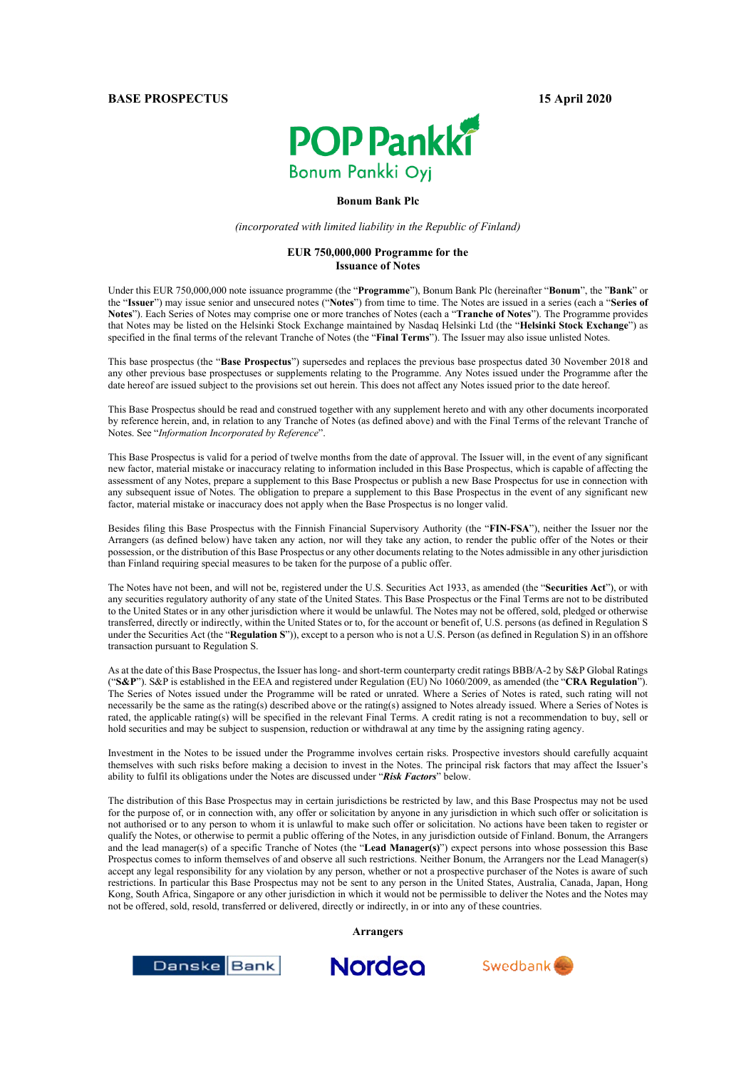**BASE PROSPECTUS** **15 April 2020**

POP Pankki
Bonum Pankki Oyj

**Bonum Bank Plc**

*(incorporated with limited liability in the Republic of Finland)*

**EUR 750,000,000 Programme for the Issuance of Notes**

Under this EUR 750,000,000 note issuance programme (the "**Programme**"), Bonum Bank Plc (hereinafter "**Bonum**", the "**Bank**" or the "**Issuer**") may issue senior and unsecured notes ("**Notes**") from time to time. The Notes are issued in a series (each a "**Series of Notes**"). Each Series of Notes may comprise one or more tranches of Notes (each a "**Tranche of Notes**"). The Programme provides that Notes may be listed on the Helsinki Stock Exchange maintained by Nasdaq Helsinki Ltd (the "**Helsinki Stock Exchange**") as specified in the final terms of the relevant Tranche of Notes (the "**Final Terms**"). The Issuer may also issue unlisted Notes.

This base prospectus (the "**Base Prospectus**") supersedes and replaces the previous base prospectus dated 30 November 2018 and any other previous base prospectuses or supplements relating to the Programme. Any Notes issued under the Programme after the date hereof are issued subject to the provisions set out herein. This does not affect any Notes issued prior to the date hereof.

This Base Prospectus should be read and construed together with any supplement hereto and with any other documents incorporated by reference herein, and, in relation to any Tranche of Notes (as defined above) and with the Final Terms of the relevant Tranche of Notes. See "*Information Incorporated by Reference*".

This Base Prospectus is valid for a period of twelve months from the date of approval. The Issuer will, in the event of any significant new factor, material mistake or inaccuracy relating to information included in this Base Prospectus, which is capable of affecting the assessment of any Notes, prepare a supplement to this Base Prospectus or publish a new Base Prospectus for use in connection with any subsequent issue of Notes. The obligation to prepare a supplement to this Base Prospectus in the event of any significant new factor, material mistake or inaccuracy does not apply when the Base Prospectus is no longer valid.

Besides filing this Base Prospectus with the Finnish Financial Supervisory Authority (the "**FIN-FSA**"), neither the Issuer nor the Arrangers (as defined below) have taken any action, nor will they take any action, to render the public offer of the Notes or their possession, or the distribution of this Base Prospectus or any other documents relating to the Notes admissible in any other jurisdiction than Finland requiring special measures to be taken for the purpose of a public offer.

The Notes have not been, and will not be, registered under the U.S. Securities Act 1933, as amended (the "**Securities Act**"), or with any securities regulatory authority of any state of the United States. This Base Prospectus or the Final Terms are not to be distributed to the United States or in any other jurisdiction where it would be unlawful. The Notes may not be offered, sold, pledged or otherwise transferred, directly or indirectly, within the United States or to, for the account or benefit of, U.S. persons (as defined in Regulation S under the Securities Act (the "**Regulation S**")), except to a person who is not a U.S. Person (as defined in Regulation S) in an offshore transaction pursuant to Regulation S.

As at the date of this Base Prospectus, the Issuer has long- and short-term counterparty credit ratings BBB/A-2 by S&P Global Ratings ("**S&P**"). S&P is established in the EEA and registered under Regulation (EU) No 1060/2009, as amended (the "**CRA Regulation**"). The Series of Notes issued under the Programme will be rated or unrated. Where a Series of Notes is rated, such rating will not necessarily be the same as the rating(s) described above or the rating(s) assigned to Notes already issued. Where a Series of Notes is rated, the applicable rating(s) will be specified in the relevant Final Terms. A credit rating is not a recommendation to buy, sell or hold securities and may be subject to suspension, reduction or withdrawal at any time by the assigning rating agency.

Investment in the Notes to be issued under the Programme involves certain risks. Prospective investors should carefully acquaint themselves with such risks before making a decision to invest in the Notes. The principal risk factors that may affect the Issuer's ability to fulfil its obligations under the Notes are discussed under "***Risk Factors***" below.

The distribution of this Base Prospectus may in certain jurisdictions be restricted by law, and this Base Prospectus may not be used for the purpose of, or in connection with, any offer or solicitation by anyone in any jurisdiction in which such offer or solicitation is not authorised or to any person to whom it is unlawful to make such offer or solicitation. No actions have been taken to register or qualify the Notes, or otherwise to permit a public offering of the Notes, in any jurisdiction outside of Finland. Bonum, the Arrangers and the lead manager(s) of a specific Tranche of Notes (the "**Lead Manager(s)**") expect persons into whose possession this Base Prospectus comes to inform themselves of and observe all such restrictions. Neither Bonum, the Arrangers nor the Lead Manager(s) accept any legal responsibility for any violation by any person, whether or not a prospective purchaser of the Notes is aware of such restrictions. In particular this Base Prospectus may not be sent to any person in the United States, Australia, Canada, Japan, Hong Kong, South Africa, Singapore or any other jurisdiction in which it would not be permissible to deliver the Notes and the Notes may not be offered, sold, resold, transferred or delivered, directly or indirectly, in or into any of these countries.

**Arrangers**

Danske Bank Nordea Swedbank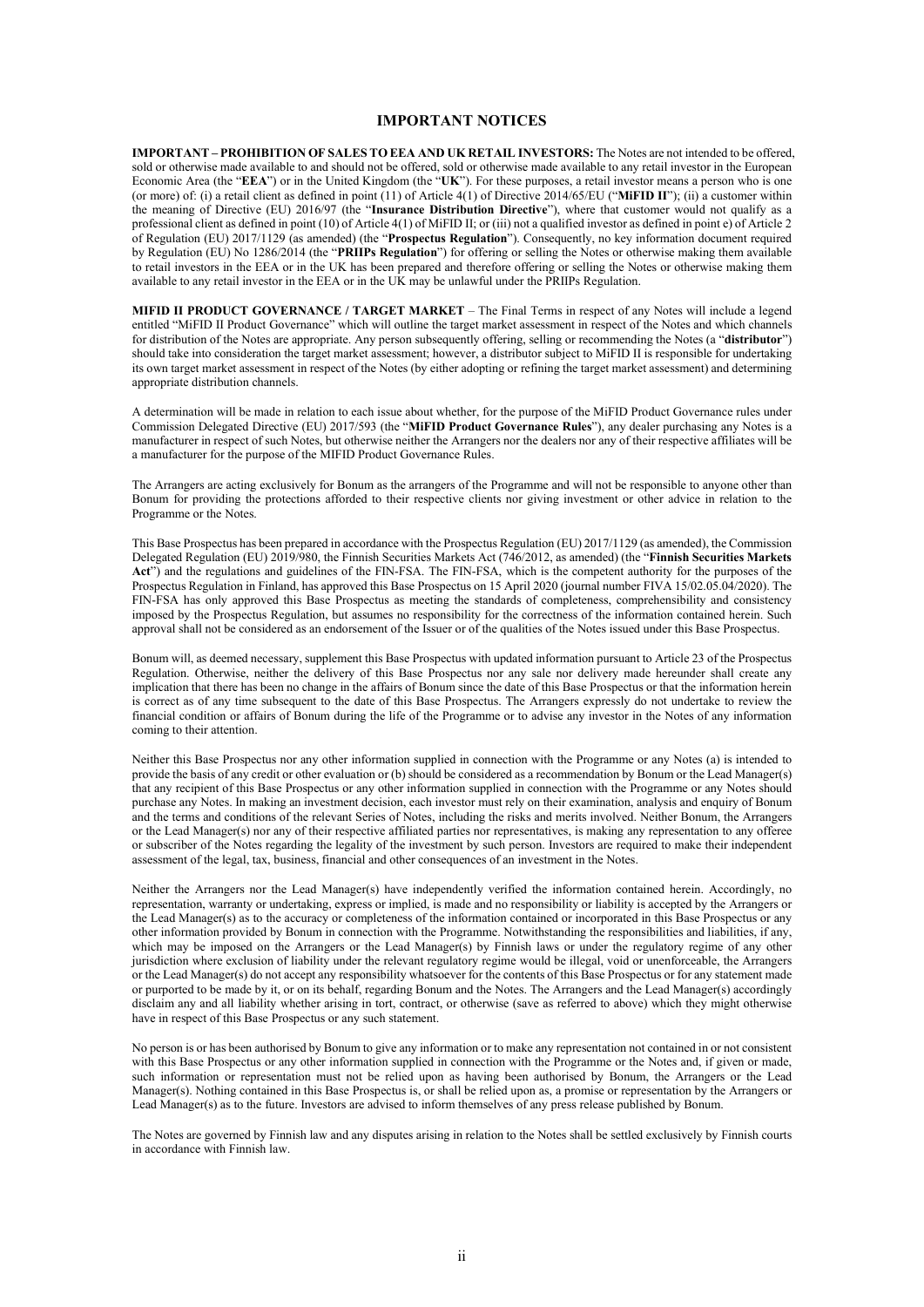# IMPORTANT NOTICES

**IMPORTANT – PROHIBITION OF SALES TO EEA AND UK RETAIL INVESTORS:** The Notes are not intended to be offered, sold or otherwise made available to and should not be offered, sold or otherwise made available to any retail investor in the European Economic Area (the "**EEA**") or in the United Kingdom (the "**UK**"). For these purposes, a retail investor means a person who is one (or more) of: (i) a retail client as defined in point (11) of Article 4(1) of Directive 2014/65/EU ("**MiFID II**"); (ii) a customer within the meaning of Directive (EU) 2016/97 (the "**Insurance Distribution Directive**"), where that customer would not qualify as a professional client as defined in point (10) of Article 4(1) of MiFID II; or (iii) not a qualified investor as defined in point e) of Article 2 of Regulation (EU) 2017/1129 (as amended) (the "**Prospectus Regulation**"). Consequently, no key information document required by Regulation (EU) No 1286/2014 (the "**PRIIPs Regulation**") for offering or selling the Notes or otherwise making them available to retail investors in the EEA or in the UK has been prepared and therefore offering or selling the Notes or otherwise making them available to any retail investor in the EEA or in the UK may be unlawful under the PRIIPs Regulation.

**MIFID II PRODUCT GOVERNANCE / TARGET MARKET** – The Final Terms in respect of any Notes will include a legend entitled "MiFID II Product Governance" which will outline the target market assessment in respect of the Notes and which channels for distribution of the Notes are appropriate. Any person subsequently offering, selling or recommending the Notes (a "**distributor**") should take into consideration the target market assessment; however, a distributor subject to MiFID II is responsible for undertaking its own target market assessment in respect of the Notes (by either adopting or refining the target market assessment) and determining appropriate distribution channels.

A determination will be made in relation to each issue about whether, for the purpose of the MiFID Product Governance rules under Commission Delegated Directive (EU) 2017/593 (the "**MiFID Product Governance Rules**"), any dealer purchasing any Notes is a manufacturer in respect of such Notes, but otherwise neither the Arrangers nor the dealers nor any of their respective affiliates will be a manufacturer for the purpose of the MIFID Product Governance Rules.

The Arrangers are acting exclusively for Bonum as the arrangers of the Programme and will not be responsible to anyone other than Bonum for providing the protections afforded to their respective clients nor giving investment or other advice in relation to the Programme or the Notes.

This Base Prospectus has been prepared in accordance with the Prospectus Regulation (EU) 2017/1129 (as amended), the Commission Delegated Regulation (EU) 2019/980, the Finnish Securities Markets Act (746/2012, as amended) (the "**Finnish Securities Markets Act**") and the regulations and guidelines of the FIN-FSA. The FIN-FSA, which is the competent authority for the purposes of the Prospectus Regulation in Finland, has approved this Base Prospectus on 15 April 2020 (journal number FIVA 15/02.05.04/2020). The FIN-FSA has only approved this Base Prospectus as meeting the standards of completeness, comprehensibility and consistency imposed by the Prospectus Regulation, but assumes no responsibility for the correctness of the information contained herein. Such approval shall not be considered as an endorsement of the Issuer or of the qualities of the Notes issued under this Base Prospectus.

Bonum will, as deemed necessary, supplement this Base Prospectus with updated information pursuant to Article 23 of the Prospectus Regulation. Otherwise, neither the delivery of this Base Prospectus nor any sale nor delivery made hereunder shall create any implication that there has been no change in the affairs of Bonum since the date of this Base Prospectus or that the information herein is correct as of any time subsequent to the date of this Base Prospectus. The Arrangers expressly do not undertake to review the financial condition or affairs of Bonum during the life of the Programme or to advise any investor in the Notes of any information coming to their attention.

Neither this Base Prospectus nor any other information supplied in connection with the Programme or any Notes (a) is intended to provide the basis of any credit or other evaluation or (b) should be considered as a recommendation by Bonum or the Lead Manager(s) that any recipient of this Base Prospectus or any other information supplied in connection with the Programme or any Notes should purchase any Notes. In making an investment decision, each investor must rely on their examination, analysis and enquiry of Bonum and the terms and conditions of the relevant Series of Notes, including the risks and merits involved. Neither Bonum, the Arrangers or the Lead Manager(s) nor any of their respective affiliated parties nor representatives, is making any representation to any offeree or subscriber of the Notes regarding the legality of the investment by such person. Investors are required to make their independent assessment of the legal, tax, business, financial and other consequences of an investment in the Notes.

Neither the Arrangers nor the Lead Manager(s) have independently verified the information contained herein. Accordingly, no representation, warranty or undertaking, express or implied, is made and no responsibility or liability is accepted by the Arrangers or the Lead Manager(s) as to the accuracy or completeness of the information contained or incorporated in this Base Prospectus or any other information provided by Bonum in connection with the Programme. Notwithstanding the responsibilities and liabilities, if any, which may be imposed on the Arrangers or the Lead Manager(s) by Finnish laws or under the regulatory regime of any other jurisdiction where exclusion of liability under the relevant regulatory regime would be illegal, void or unenforceable, the Arrangers or the Lead Manager(s) do not accept any responsibility whatsoever for the contents of this Base Prospectus or for any statement made or purported to be made by it, or on its behalf, regarding Bonum and the Notes. The Arrangers and the Lead Manager(s) accordingly disclaim any and all liability whether arising in tort, contract, or otherwise (save as referred to above) which they might otherwise have in respect of this Base Prospectus or any such statement.

No person is or has been authorised by Bonum to give any information or to make any representation not contained in or not consistent with this Base Prospectus or any other information supplied in connection with the Programme or the Notes and, if given or made, such information or representation must not be relied upon as having been authorised by Bonum, the Arrangers or the Lead Manager(s). Nothing contained in this Base Prospectus is, or shall be relied upon as, a promise or representation by the Arrangers or Lead Manager(s) as to the future. Investors are advised to inform themselves of any press release published by Bonum.

The Notes are governed by Finnish law and any disputes arising in relation to the Notes shall be settled exclusively by Finnish courts in accordance with Finnish law.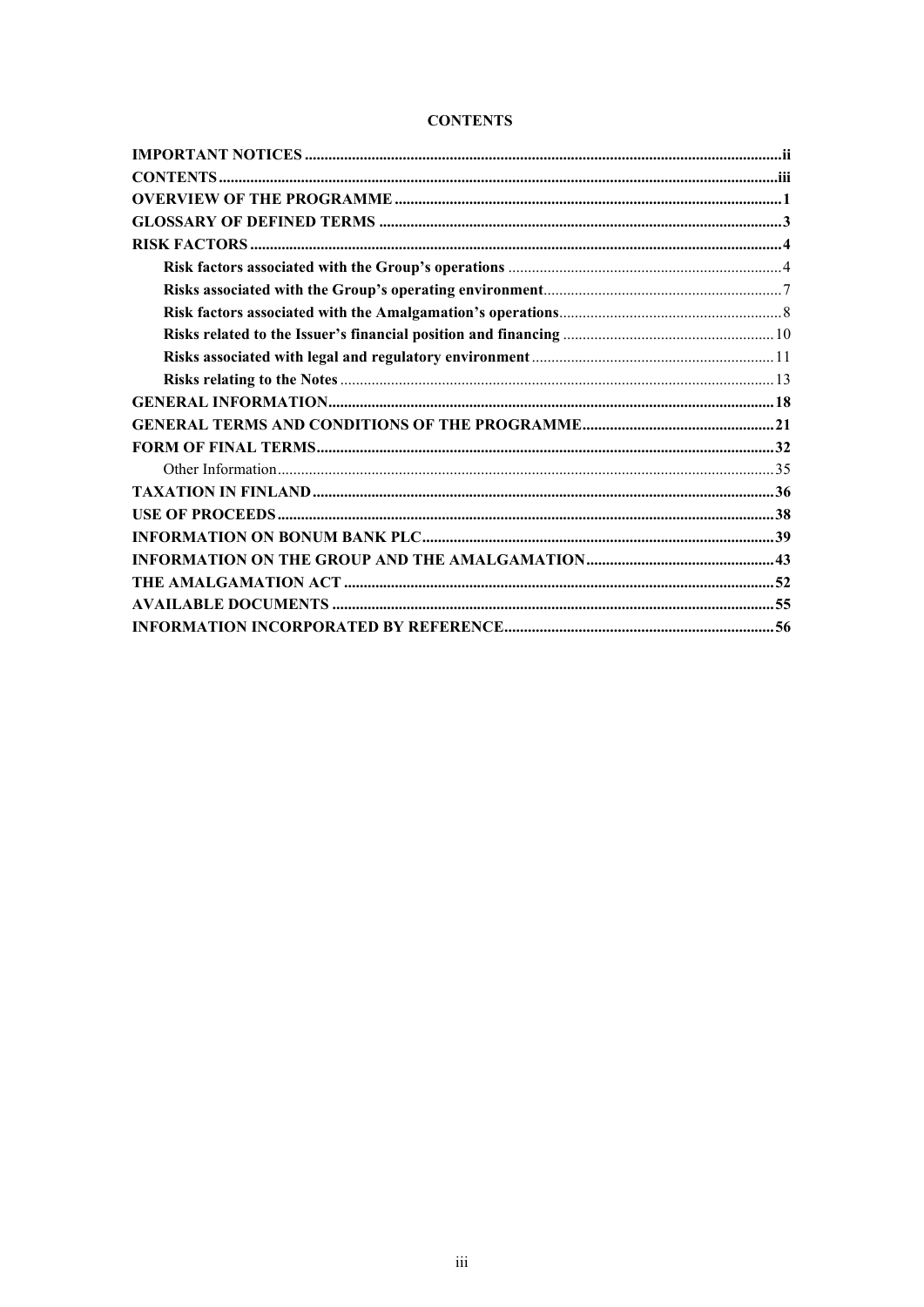# CONTENTS

**IMPORTANT NOTICES** ..... **ii**
**CONTENTS** ..... **iii**
**OVERVIEW OF THE PROGRAMME** ..... **1**
**GLOSSARY OF DEFINED TERMS** ..... **3**
**RISK FACTORS** ..... **4**
  **Risk factors associated with the Group's operations** ..... 4
  **Risks associated with the Group's operating environment** ..... 7
  **Risk factors associated with the Amalgamation's operations** ..... 8
  **Risks related to the Issuer's financial position and financing** ..... 10
  **Risks associated with legal and regulatory environment** ..... 11
  **Risks relating to the Notes** ..... 13
**GENERAL INFORMATION** ..... **18**
**GENERAL TERMS AND CONDITIONS OF THE PROGRAMME** ..... **21**
**FORM OF FINAL TERMS** ..... **32**
  Other Information ..... 35
**TAXATION IN FINLAND** ..... **36**
**USE OF PROCEEDS** ..... **38**
**INFORMATION ON BONUM BANK PLC** ..... **39**
**INFORMATION ON THE GROUP AND THE AMALGAMATION** ..... **43**
**THE AMALGAMATION ACT** ..... **52**
**AVAILABLE DOCUMENTS** ..... **55**
**INFORMATION INCORPORATED BY REFERENCE** ..... **56**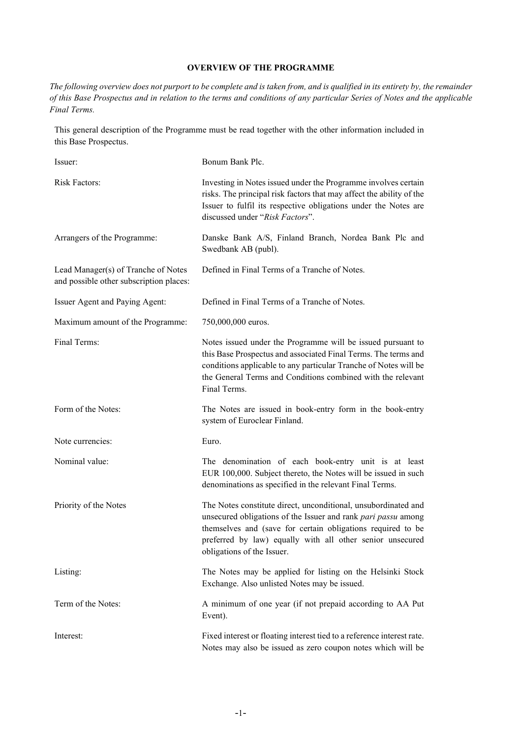# OVERVIEW OF THE PROGRAMME

*The following overview does not purport to be complete and is taken from, and is qualified in its entirety by, the remainder of this Base Prospectus and in relation to the terms and conditions of any particular Series of Notes and the applicable Final Terms.*

This general description of the Programme must be read together with the other information included in this Base Prospectus.

| | |
|---|---|
| Issuer: | Bonum Bank Plc. |
| Risk Factors: | Investing in Notes issued under the Programme involves certain risks. The principal risk factors that may affect the ability of the Issuer to fulfil its respective obligations under the Notes are discussed under "*Risk Factors*". |
| Arrangers of the Programme: | Danske Bank A/S, Finland Branch, Nordea Bank Plc and Swedbank AB (publ). |
| Lead Manager(s) of Tranche of Notes and possible other subscription places: | Defined in Final Terms of a Tranche of Notes. |
| Issuer Agent and Paying Agent: | Defined in Final Terms of a Tranche of Notes. |
| Maximum amount of the Programme: | 750,000,000 euros. |
| Final Terms: | Notes issued under the Programme will be issued pursuant to this Base Prospectus and associated Final Terms. The terms and conditions applicable to any particular Tranche of Notes will be the General Terms and Conditions combined with the relevant Final Terms. |
| Form of the Notes: | The Notes are issued in book-entry form in the book-entry system of Euroclear Finland. |
| Note currencies: | Euro. |
| Nominal value: | The denomination of each book-entry unit is at least EUR 100,000. Subject thereto, the Notes will be issued in such denominations as specified in the relevant Final Terms. |
| Priority of the Notes | The Notes constitute direct, unconditional, unsubordinated and unsecured obligations of the Issuer and rank *pari passu* among themselves and (save for certain obligations required to be preferred by law) equally with all other senior unsecured obligations of the Issuer. |
| Listing: | The Notes may be applied for listing on the Helsinki Stock Exchange. Also unlisted Notes may be issued. |
| Term of the Notes: | A minimum of one year (if not prepaid according to AA Put Event). |
| Interest: | Fixed interest or floating interest tied to a reference interest rate. Notes may also be issued as zero coupon notes which will be |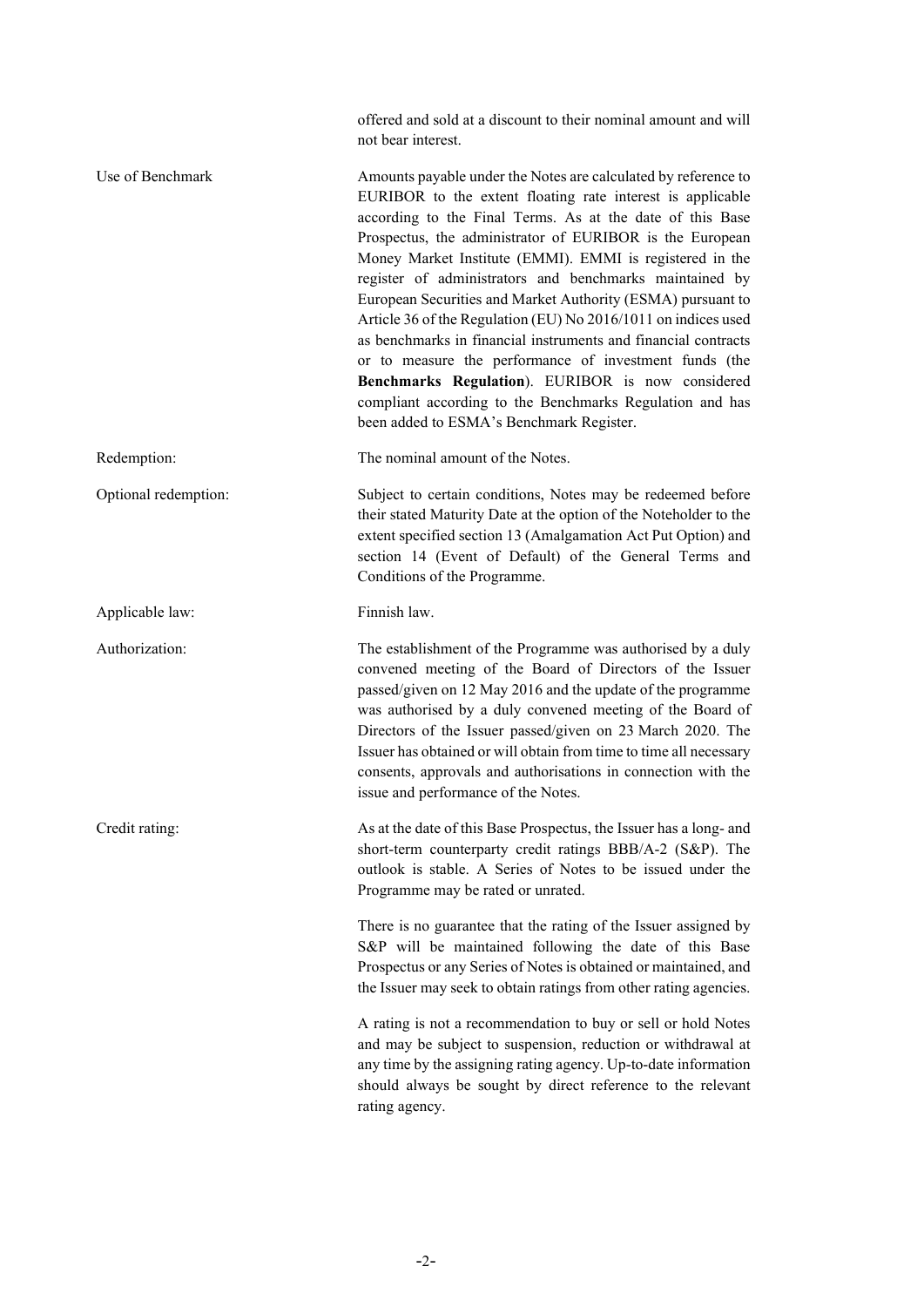| | |
|---|---|
| | offered and sold at a discount to their nominal amount and will not bear interest. |
| Use of Benchmark | Amounts payable under the Notes are calculated by reference to EURIBOR to the extent floating rate interest is applicable according to the Final Terms. As at the date of this Base Prospectus, the administrator of EURIBOR is the European Money Market Institute (EMMI). EMMI is registered in the register of administrators and benchmarks maintained by European Securities and Market Authority (ESMA) pursuant to Article 36 of the Regulation (EU) No 2016/1011 on indices used as benchmarks in financial instruments and financial contracts or to measure the performance of investment funds (the **Benchmarks Regulation**). EURIBOR is now considered compliant according to the Benchmarks Regulation and has been added to ESMA's Benchmark Register. |
| Redemption: | The nominal amount of the Notes. |
| Optional redemption: | Subject to certain conditions, Notes may be redeemed before their stated Maturity Date at the option of the Noteholder to the extent specified section 13 (Amalgamation Act Put Option) and section 14 (Event of Default) of the General Terms and Conditions of the Programme. |
| Applicable law: | Finnish law. |
| Authorization: | The establishment of the Programme was authorised by a duly convened meeting of the Board of Directors of the Issuer passed/given on 12 May 2016 and the update of the programme was authorised by a duly convened meeting of the Board of Directors of the Issuer passed/given on 23 March 2020. The Issuer has obtained or will obtain from time to time all necessary consents, approvals and authorisations in connection with the issue and performance of the Notes. |
| Credit rating: | As at the date of this Base Prospectus, the Issuer has a long- and short-term counterparty credit ratings BBB/A-2 (S&P). The outlook is stable. A Series of Notes to be issued under the Programme may be rated or unrated.<br><br>There is no guarantee that the rating of the Issuer assigned by S&P will be maintained following the date of this Base Prospectus or any Series of Notes is obtained or maintained, and the Issuer may seek to obtain ratings from other rating agencies.<br><br>A rating is not a recommendation to buy or sell or hold Notes and may be subject to suspension, reduction or withdrawal at any time by the assigning rating agency. Up-to-date information should always be sought by direct reference to the relevant rating agency. |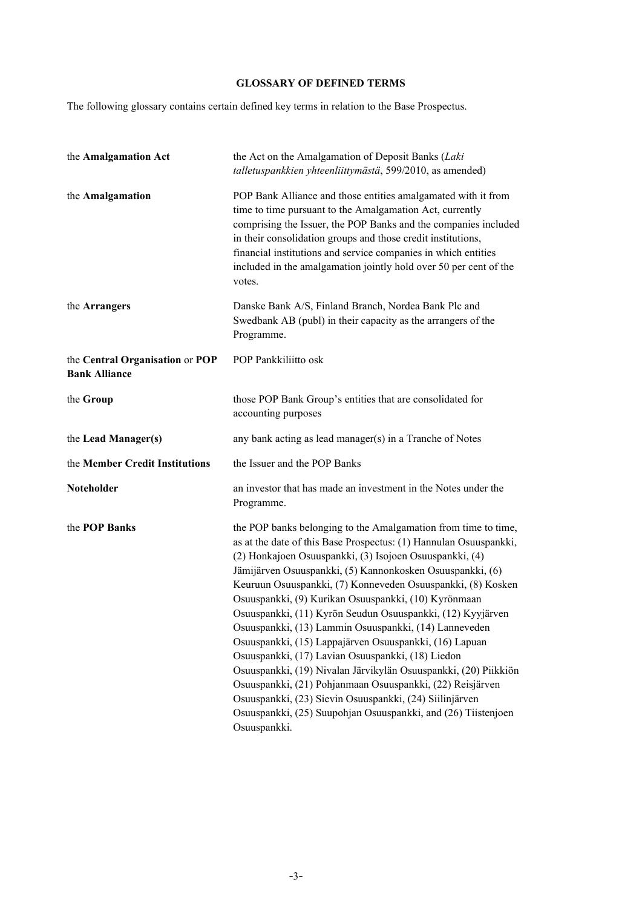# GLOSSARY OF DEFINED TERMS

The following glossary contains certain defined key terms in relation to the Base Prospectus.

| | |
|---|---|
| the **Amalgamation Act** | the Act on the Amalgamation of Deposit Banks (*Laki talletuspankkien yhteenliittymästä*, 599/2010, as amended) |
| the **Amalgamation** | POP Bank Alliance and those entities amalgamated with it from time to time pursuant to the Amalgamation Act, currently comprising the Issuer, the POP Banks and the companies included in their consolidation groups and those credit institutions, financial institutions and service companies in which entities included in the amalgamation jointly hold over 50 per cent of the votes. |
| the **Arrangers** | Danske Bank A/S, Finland Branch, Nordea Bank Plc and Swedbank AB (publ) in their capacity as the arrangers of the Programme. |
| the **Central Organisation** or **POP Bank Alliance** | POP Pankkiliitto osk |
| the **Group** | those POP Bank Group's entities that are consolidated for accounting purposes |
| the **Lead Manager(s)** | any bank acting as lead manager(s) in a Tranche of Notes |
| the **Member Credit Institutions** | the Issuer and the POP Banks |
| **Noteholder** | an investor that has made an investment in the Notes under the Programme. |
| the **POP Banks** | the POP banks belonging to the Amalgamation from time to time, as at the date of this Base Prospectus: (1) Hannulan Osuuspankki, (2) Honkajoen Osuuspankki, (3) Isojoen Osuuspankki, (4) Jämijärven Osuuspankki, (5) Kannonkosken Osuuspankki, (6) Keuruun Osuuspankki, (7) Konneveden Osuuspankki, (8) Kosken Osuuspankki, (9) Kurikan Osuuspankki, (10) Kyrönmaan Osuuspankki, (11) Kyrön Seudun Osuuspankki, (12) Kyyjärven Osuuspankki, (13) Lammin Osuuspankki, (14) Lanneveden Osuuspankki, (15) Lappajärven Osuuspankki, (16) Lapuan Osuuspankki, (17) Lavian Osuuspankki, (18) Liedon Osuuspankki, (19) Nivalan Järvikylän Osuuspankki, (20) Piikkiön Osuuspankki, (21) Pohjanmaan Osuuspankki, (22) Reisjärven Osuuspankki, (23) Sievin Osuuspankki, (24) Siilinjärven Osuuspankki, (25) Suupohjan Osuuspankki, and (26) Tiistenjoen Osuuspankki. |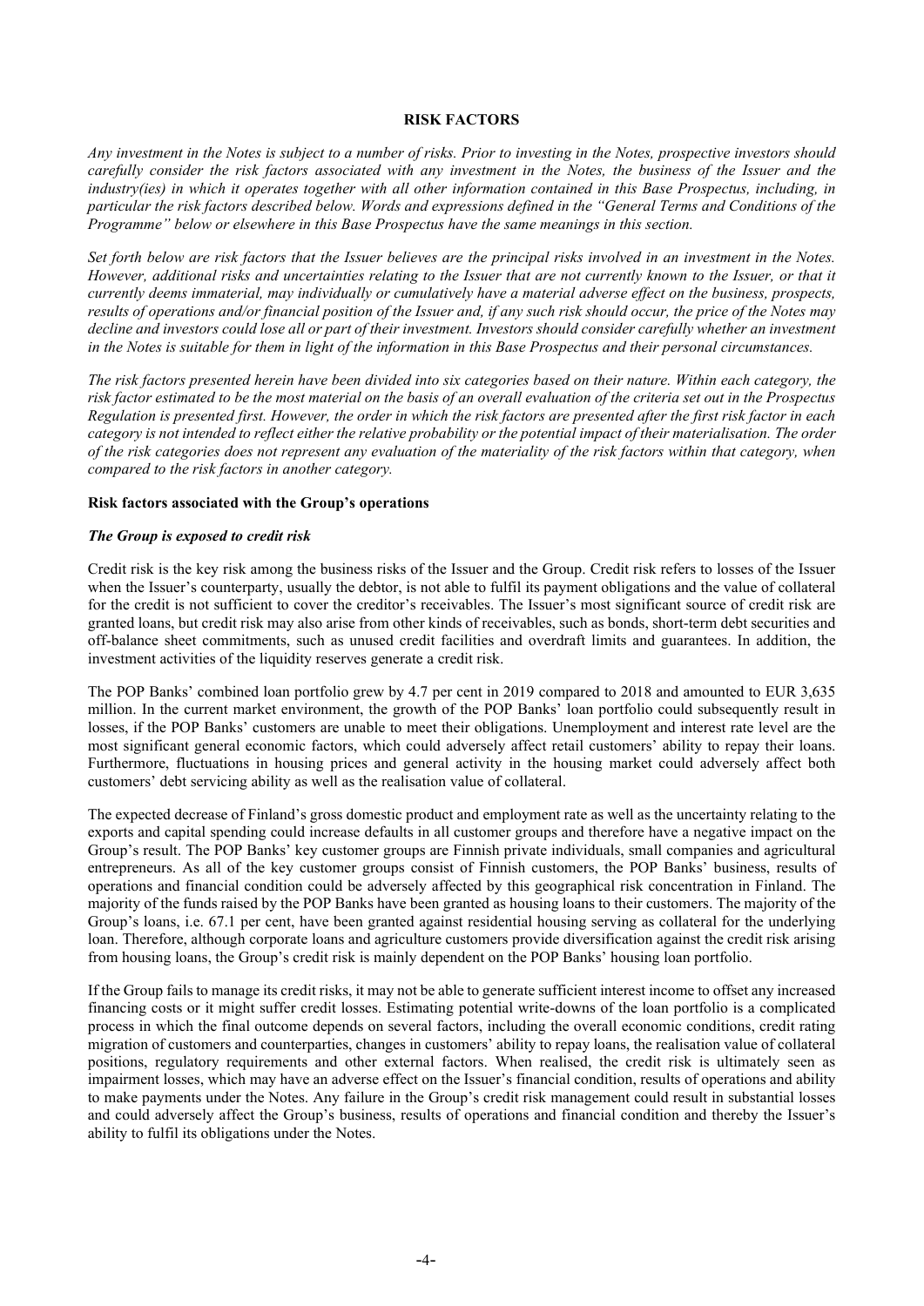# RISK FACTORS

*Any investment in the Notes is subject to a number of risks. Prior to investing in the Notes, prospective investors should carefully consider the risk factors associated with any investment in the Notes, the business of the Issuer and the industry(ies) in which it operates together with all other information contained in this Base Prospectus, including, in particular the risk factors described below. Words and expressions defined in the "General Terms and Conditions of the Programme" below or elsewhere in this Base Prospectus have the same meanings in this section.*

*Set forth below are risk factors that the Issuer believes are the principal risks involved in an investment in the Notes. However, additional risks and uncertainties relating to the Issuer that are not currently known to the Issuer, or that it currently deems immaterial, may individually or cumulatively have a material adverse effect on the business, prospects, results of operations and/or financial position of the Issuer and, if any such risk should occur, the price of the Notes may decline and investors could lose all or part of their investment. Investors should consider carefully whether an investment in the Notes is suitable for them in light of the information in this Base Prospectus and their personal circumstances.*

*The risk factors presented herein have been divided into six categories based on their nature. Within each category, the risk factor estimated to be the most material on the basis of an overall evaluation of the criteria set out in the Prospectus Regulation is presented first. However, the order in which the risk factors are presented after the first risk factor in each category is not intended to reflect either the relative probability or the potential impact of their materialisation. The order of the risk categories does not represent any evaluation of the materiality of the risk factors within that category, when compared to the risk factors in another category.*

## Risk factors associated with the Group's operations

### *The Group is exposed to credit risk*

Credit risk is the key risk among the business risks of the Issuer and the Group. Credit risk refers to losses of the Issuer when the Issuer's counterparty, usually the debtor, is not able to fulfil its payment obligations and the value of collateral for the credit is not sufficient to cover the creditor's receivables. The Issuer's most significant source of credit risk are granted loans, but credit risk may also arise from other kinds of receivables, such as bonds, short-term debt securities and off-balance sheet commitments, such as unused credit facilities and overdraft limits and guarantees. In addition, the investment activities of the liquidity reserves generate a credit risk.

The POP Banks' combined loan portfolio grew by 4.7 per cent in 2019 compared to 2018 and amounted to EUR 3,635 million. In the current market environment, the growth of the POP Banks' loan portfolio could subsequently result in losses, if the POP Banks' customers are unable to meet their obligations. Unemployment and interest rate level are the most significant general economic factors, which could adversely affect retail customers' ability to repay their loans. Furthermore, fluctuations in housing prices and general activity in the housing market could adversely affect both customers' debt servicing ability as well as the realisation value of collateral.

The expected decrease of Finland's gross domestic product and employment rate as well as the uncertainty relating to the exports and capital spending could increase defaults in all customer groups and therefore have a negative impact on the Group's result. The POP Banks' key customer groups are Finnish private individuals, small companies and agricultural entrepreneurs. As all of the key customer groups consist of Finnish customers, the POP Banks' business, results of operations and financial condition could be adversely affected by this geographical risk concentration in Finland. The majority of the funds raised by the POP Banks have been granted as housing loans to their customers. The majority of the Group's loans, i.e. 67.1 per cent, have been granted against residential housing serving as collateral for the underlying loan. Therefore, although corporate loans and agriculture customers provide diversification against the credit risk arising from housing loans, the Group's credit risk is mainly dependent on the POP Banks' housing loan portfolio.

If the Group fails to manage its credit risks, it may not be able to generate sufficient interest income to offset any increased financing costs or it might suffer credit losses. Estimating potential write-downs of the loan portfolio is a complicated process in which the final outcome depends on several factors, including the overall economic conditions, credit rating migration of customers and counterparties, changes in customers' ability to repay loans, the realisation value of collateral positions, regulatory requirements and other external factors. When realised, the credit risk is ultimately seen as impairment losses, which may have an adverse effect on the Issuer's financial condition, results of operations and ability to make payments under the Notes. Any failure in the Group's credit risk management could result in substantial losses and could adversely affect the Group's business, results of operations and financial condition and thereby the Issuer's ability to fulfil its obligations under the Notes.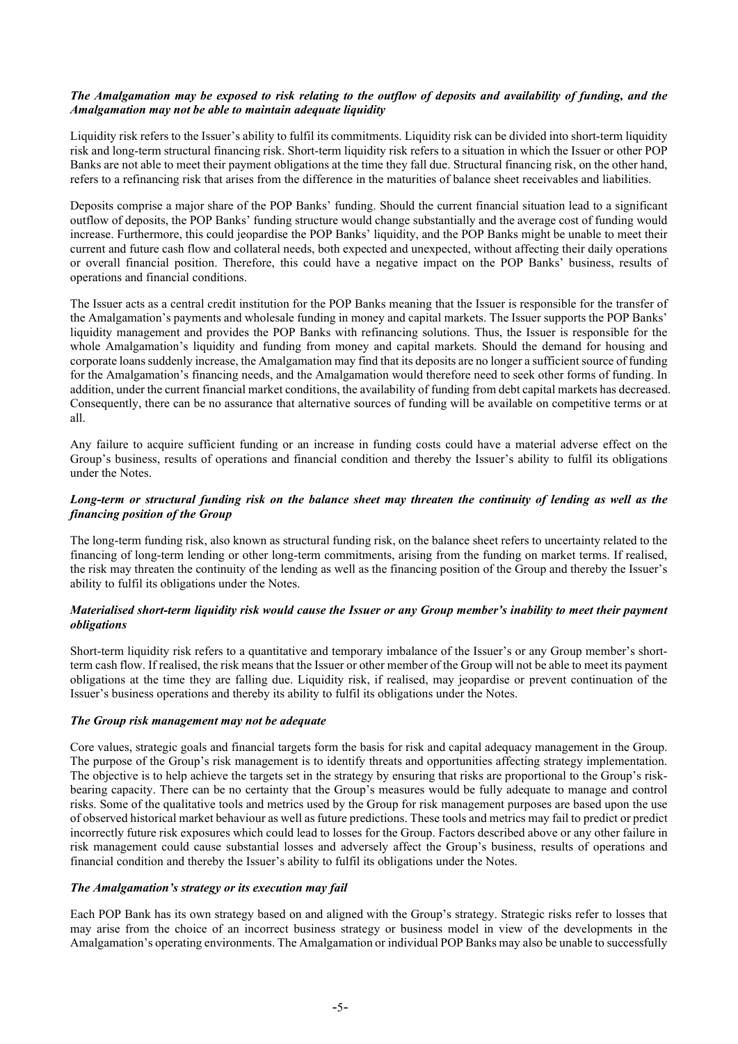***The Amalgamation may be exposed to risk relating to the outflow of deposits and availability of funding, and the Amalgamation may not be able to maintain adequate liquidity***

Liquidity risk refers to the Issuer's ability to fulfil its commitments. Liquidity risk can be divided into short-term liquidity risk and long-term structural financing risk. Short-term liquidity risk refers to a situation in which the Issuer or other POP Banks are not able to meet their payment obligations at the time they fall due. Structural financing risk, on the other hand, refers to a refinancing risk that arises from the difference in the maturities of balance sheet receivables and liabilities.

Deposits comprise a major share of the POP Banks' funding. Should the current financial situation lead to a significant outflow of deposits, the POP Banks' funding structure would change substantially and the average cost of funding would increase. Furthermore, this could jeopardise the POP Banks' liquidity, and the POP Banks might be unable to meet their current and future cash flow and collateral needs, both expected and unexpected, without affecting their daily operations or overall financial position. Therefore, this could have a negative impact on the POP Banks' business, results of operations and financial conditions.

The Issuer acts as a central credit institution for the POP Banks meaning that the Issuer is responsible for the transfer of the Amalgamation's payments and wholesale funding in money and capital markets. The Issuer supports the POP Banks' liquidity management and provides the POP Banks with refinancing solutions. Thus, the Issuer is responsible for the whole Amalgamation's liquidity and funding from money and capital markets. Should the demand for housing and corporate loans suddenly increase, the Amalgamation may find that its deposits are no longer a sufficient source of funding for the Amalgamation's financing needs, and the Amalgamation would therefore need to seek other forms of funding. In addition, under the current financial market conditions, the availability of funding from debt capital markets has decreased. Consequently, there can be no assurance that alternative sources of funding will be available on competitive terms or at all.

Any failure to acquire sufficient funding or an increase in funding costs could have a material adverse effect on the Group's business, results of operations and financial condition and thereby the Issuer's ability to fulfil its obligations under the Notes.

***Long-term or structural funding risk on the balance sheet may threaten the continuity of lending as well as the financing position of the Group***

The long-term funding risk, also known as structural funding risk, on the balance sheet refers to uncertainty related to the financing of long-term lending or other long-term commitments, arising from the funding on market terms. If realised, the risk may threaten the continuity of the lending as well as the financing position of the Group and thereby the Issuer's ability to fulfil its obligations under the Notes.

***Materialised short-term liquidity risk would cause the Issuer or any Group member's inability to meet their payment obligations***

Short-term liquidity risk refers to a quantitative and temporary imbalance of the Issuer's or any Group member's short-term cash flow. If realised, the risk means that the Issuer or other member of the Group will not be able to meet its payment obligations at the time they are falling due. Liquidity risk, if realised, may jeopardise or prevent continuation of the Issuer's business operations and thereby its ability to fulfil its obligations under the Notes.

***The Group risk management may not be adequate***

Core values, strategic goals and financial targets form the basis for risk and capital adequacy management in the Group. The purpose of the Group's risk management is to identify threats and opportunities affecting strategy implementation. The objective is to help achieve the targets set in the strategy by ensuring that risks are proportional to the Group's risk-bearing capacity. There can be no certainty that the Group's measures would be fully adequate to manage and control risks. Some of the qualitative tools and metrics used by the Group for risk management purposes are based upon the use of observed historical market behaviour as well as future predictions. These tools and metrics may fail to predict or predict incorrectly future risk exposures which could lead to losses for the Group. Factors described above or any other failure in risk management could cause substantial losses and adversely affect the Group's business, results of operations and financial condition and thereby the Issuer's ability to fulfil its obligations under the Notes.

***The Amalgamation's strategy or its execution may fail***

Each POP Bank has its own strategy based on and aligned with the Group's strategy. Strategic risks refer to losses that may arise from the choice of an incorrect business strategy or business model in view of the developments in the Amalgamation's operating environments. The Amalgamation or individual POP Banks may also be unable to successfully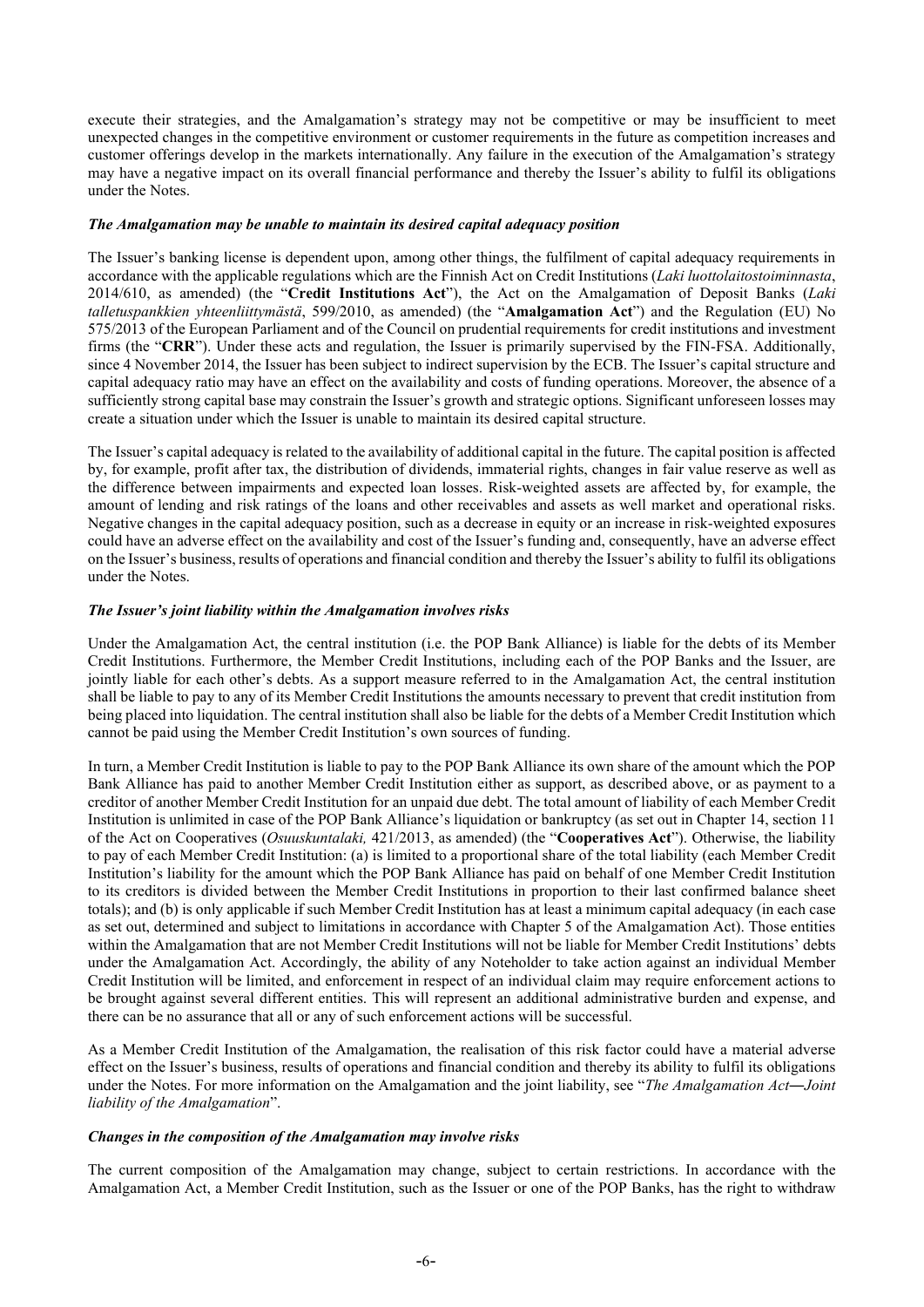execute their strategies, and the Amalgamation's strategy may not be competitive or may be insufficient to meet unexpected changes in the competitive environment or customer requirements in the future as competition increases and customer offerings develop in the markets internationally. Any failure in the execution of the Amalgamation's strategy may have a negative impact on its overall financial performance and thereby the Issuer's ability to fulfil its obligations under the Notes.

***The Amalgamation may be unable to maintain its desired capital adequacy position***

The Issuer's banking license is dependent upon, among other things, the fulfilment of capital adequacy requirements in accordance with the applicable regulations which are the Finnish Act on Credit Institutions (*Laki luottolaitostoiminnasta*, 2014/610, as amended) (the "**Credit Institutions Act**"), the Act on the Amalgamation of Deposit Banks (*Laki talletuspankkien yhteenliittymästä*, 599/2010, as amended) (the "**Amalgamation Act**") and the Regulation (EU) No 575/2013 of the European Parliament and of the Council on prudential requirements for credit institutions and investment firms (the "**CRR**"). Under these acts and regulation, the Issuer is primarily supervised by the FIN-FSA. Additionally, since 4 November 2014, the Issuer has been subject to indirect supervision by the ECB. The Issuer's capital structure and capital adequacy ratio may have an effect on the availability and costs of funding operations. Moreover, the absence of a sufficiently strong capital base may constrain the Issuer's growth and strategic options. Significant unforeseen losses may create a situation under which the Issuer is unable to maintain its desired capital structure.

The Issuer's capital adequacy is related to the availability of additional capital in the future. The capital position is affected by, for example, profit after tax, the distribution of dividends, immaterial rights, changes in fair value reserve as well as the difference between impairments and expected loan losses. Risk-weighted assets are affected by, for example, the amount of lending and risk ratings of the loans and other receivables and assets as well market and operational risks. Negative changes in the capital adequacy position, such as a decrease in equity or an increase in risk-weighted exposures could have an adverse effect on the availability and cost of the Issuer's funding and, consequently, have an adverse effect on the Issuer's business, results of operations and financial condition and thereby the Issuer's ability to fulfil its obligations under the Notes.

***The Issuer's joint liability within the Amalgamation involves risks***

Under the Amalgamation Act, the central institution (i.e. the POP Bank Alliance) is liable for the debts of its Member Credit Institutions. Furthermore, the Member Credit Institutions, including each of the POP Banks and the Issuer, are jointly liable for each other's debts. As a support measure referred to in the Amalgamation Act, the central institution shall be liable to pay to any of its Member Credit Institutions the amounts necessary to prevent that credit institution from being placed into liquidation. The central institution shall also be liable for the debts of a Member Credit Institution which cannot be paid using the Member Credit Institution's own sources of funding.

In turn, a Member Credit Institution is liable to pay to the POP Bank Alliance its own share of the amount which the POP Bank Alliance has paid to another Member Credit Institution either as support, as described above, or as payment to a creditor of another Member Credit Institution for an unpaid due debt. The total amount of liability of each Member Credit Institution is unlimited in case of the POP Bank Alliance's liquidation or bankruptcy (as set out in Chapter 14, section 11 of the Act on Cooperatives (*Osuuskuntalaki,* 421/2013, as amended) (the "**Cooperatives Act**"). Otherwise, the liability to pay of each Member Credit Institution: (a) is limited to a proportional share of the total liability (each Member Credit Institution's liability for the amount which the POP Bank Alliance has paid on behalf of one Member Credit Institution to its creditors is divided between the Member Credit Institutions in proportion to their last confirmed balance sheet totals); and (b) is only applicable if such Member Credit Institution has at least a minimum capital adequacy (in each case as set out, determined and subject to limitations in accordance with Chapter 5 of the Amalgamation Act). Those entities within the Amalgamation that are not Member Credit Institutions will not be liable for Member Credit Institutions' debts under the Amalgamation Act. Accordingly, the ability of any Noteholder to take action against an individual Member Credit Institution will be limited, and enforcement in respect of an individual claim may require enforcement actions to be brought against several different entities. This will represent an additional administrative burden and expense, and there can be no assurance that all or any of such enforcement actions will be successful.

As a Member Credit Institution of the Amalgamation, the realisation of this risk factor could have a material adverse effect on the Issuer's business, results of operations and financial condition and thereby its ability to fulfil its obligations under the Notes. For more information on the Amalgamation and the joint liability, see "*The Amalgamation Act―Joint liability of the Amalgamation*".

***Changes in the composition of the Amalgamation may involve risks***

The current composition of the Amalgamation may change, subject to certain restrictions. In accordance with the Amalgamation Act, a Member Credit Institution, such as the Issuer or one of the POP Banks, has the right to withdraw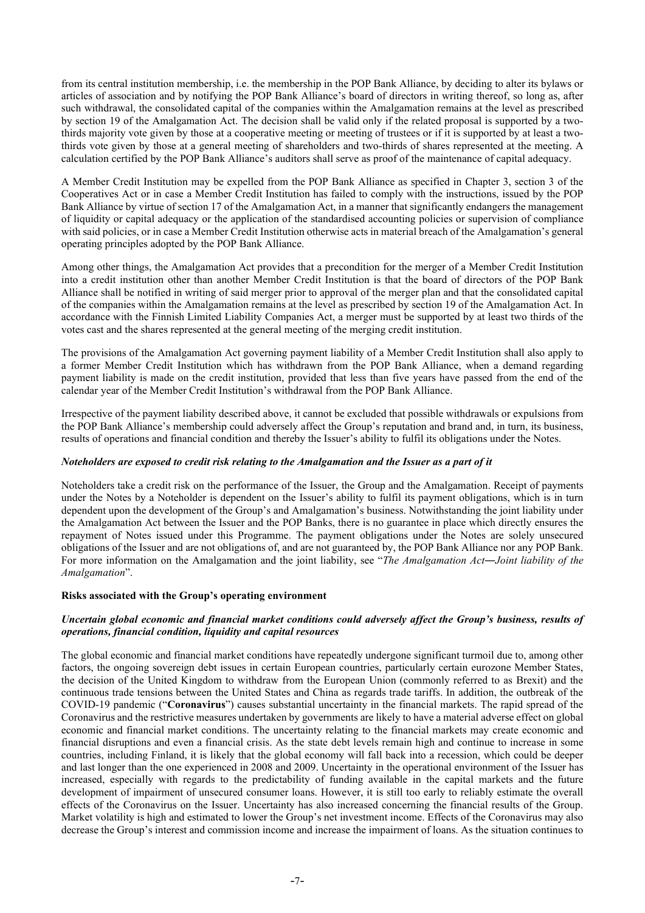from its central institution membership, i.e. the membership in the POP Bank Alliance, by deciding to alter its bylaws or articles of association and by notifying the POP Bank Alliance's board of directors in writing thereof, so long as, after such withdrawal, the consolidated capital of the companies within the Amalgamation remains at the level as prescribed by section 19 of the Amalgamation Act. The decision shall be valid only if the related proposal is supported by a two-thirds majority vote given by those at a cooperative meeting or meeting of trustees or if it is supported by at least a two-thirds vote given by those at a general meeting of shareholders and two-thirds of shares represented at the meeting. A calculation certified by the POP Bank Alliance's auditors shall serve as proof of the maintenance of capital adequacy.

A Member Credit Institution may be expelled from the POP Bank Alliance as specified in Chapter 3, section 3 of the Cooperatives Act or in case a Member Credit Institution has failed to comply with the instructions, issued by the POP Bank Alliance by virtue of section 17 of the Amalgamation Act, in a manner that significantly endangers the management of liquidity or capital adequacy or the application of the standardised accounting policies or supervision of compliance with said policies, or in case a Member Credit Institution otherwise acts in material breach of the Amalgamation's general operating principles adopted by the POP Bank Alliance.

Among other things, the Amalgamation Act provides that a precondition for the merger of a Member Credit Institution into a credit institution other than another Member Credit Institution is that the board of directors of the POP Bank Alliance shall be notified in writing of said merger prior to approval of the merger plan and that the consolidated capital of the companies within the Amalgamation remains at the level as prescribed by section 19 of the Amalgamation Act. In accordance with the Finnish Limited Liability Companies Act, a merger must be supported by at least two thirds of the votes cast and the shares represented at the general meeting of the merging credit institution.

The provisions of the Amalgamation Act governing payment liability of a Member Credit Institution shall also apply to a former Member Credit Institution which has withdrawn from the POP Bank Alliance, when a demand regarding payment liability is made on the credit institution, provided that less than five years have passed from the end of the calendar year of the Member Credit Institution's withdrawal from the POP Bank Alliance.

Irrespective of the payment liability described above, it cannot be excluded that possible withdrawals or expulsions from the POP Bank Alliance's membership could adversely affect the Group's reputation and brand and, in turn, its business, results of operations and financial condition and thereby the Issuer's ability to fulfil its obligations under the Notes.

***Noteholders are exposed to credit risk relating to the Amalgamation and the Issuer as a part of it***

Noteholders take a credit risk on the performance of the Issuer, the Group and the Amalgamation. Receipt of payments under the Notes by a Noteholder is dependent on the Issuer's ability to fulfil its payment obligations, which is in turn dependent upon the development of the Group's and Amalgamation's business. Notwithstanding the joint liability under the Amalgamation Act between the Issuer and the POP Banks, there is no guarantee in place which directly ensures the repayment of Notes issued under this Programme. The payment obligations under the Notes are solely unsecured obligations of the Issuer and are not obligations of, and are not guaranteed by, the POP Bank Alliance nor any POP Bank. For more information on the Amalgamation and the joint liability, see "*The Amalgamation Act—Joint liability of the Amalgamation*".

**Risks associated with the Group's operating environment**

***Uncertain global economic and financial market conditions could adversely affect the Group's business, results of operations, financial condition, liquidity and capital resources***

The global economic and financial market conditions have repeatedly undergone significant turmoil due to, among other factors, the ongoing sovereign debt issues in certain European countries, particularly certain eurozone Member States, the decision of the United Kingdom to withdraw from the European Union (commonly referred to as Brexit) and the continuous trade tensions between the United States and China as regards trade tariffs. In addition, the outbreak of the COVID-19 pandemic ("**Coronavirus**") causes substantial uncertainty in the financial markets. The rapid spread of the Coronavirus and the restrictive measures undertaken by governments are likely to have a material adverse effect on global economic and financial market conditions. The uncertainty relating to the financial markets may create economic and financial disruptions and even a financial crisis. As the state debt levels remain high and continue to increase in some countries, including Finland, it is likely that the global economy will fall back into a recession, which could be deeper and last longer than the one experienced in 2008 and 2009. Uncertainty in the operational environment of the Issuer has increased, especially with regards to the predictability of funding available in the capital markets and the future development of impairment of unsecured consumer loans. However, it is still too early to reliably estimate the overall effects of the Coronavirus on the Issuer. Uncertainty has also increased concerning the financial results of the Group. Market volatility is high and estimated to lower the Group's net investment income. Effects of the Coronavirus may also decrease the Group's interest and commission income and increase the impairment of loans. As the situation continues to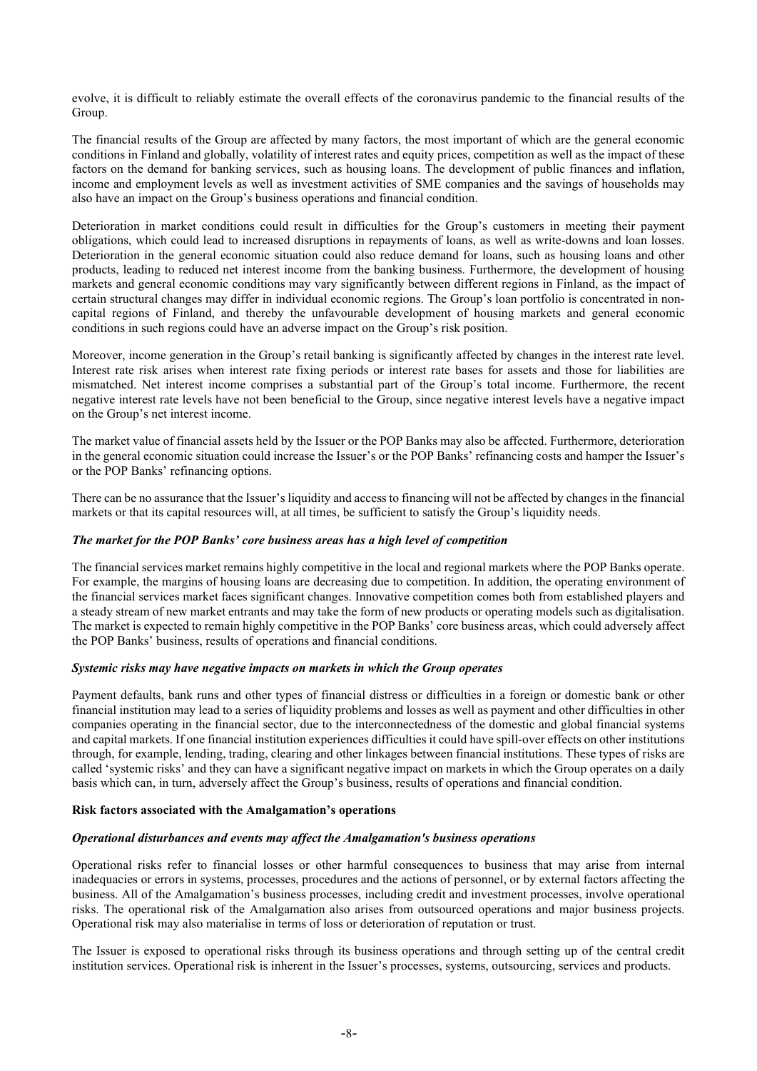evolve, it is difficult to reliably estimate the overall effects of the coronavirus pandemic to the financial results of the Group.

The financial results of the Group are affected by many factors, the most important of which are the general economic conditions in Finland and globally, volatility of interest rates and equity prices, competition as well as the impact of these factors on the demand for banking services, such as housing loans. The development of public finances and inflation, income and employment levels as well as investment activities of SME companies and the savings of households may also have an impact on the Group's business operations and financial condition.

Deterioration in market conditions could result in difficulties for the Group's customers in meeting their payment obligations, which could lead to increased disruptions in repayments of loans, as well as write-downs and loan losses. Deterioration in the general economic situation could also reduce demand for loans, such as housing loans and other products, leading to reduced net interest income from the banking business. Furthermore, the development of housing markets and general economic conditions may vary significantly between different regions in Finland, as the impact of certain structural changes may differ in individual economic regions. The Group's loan portfolio is concentrated in non-capital regions of Finland, and thereby the unfavourable development of housing markets and general economic conditions in such regions could have an adverse impact on the Group's risk position.

Moreover, income generation in the Group's retail banking is significantly affected by changes in the interest rate level. Interest rate risk arises when interest rate fixing periods or interest rate bases for assets and those for liabilities are mismatched. Net interest income comprises a substantial part of the Group's total income. Furthermore, the recent negative interest rate levels have not been beneficial to the Group, since negative interest levels have a negative impact on the Group's net interest income.

The market value of financial assets held by the Issuer or the POP Banks may also be affected. Furthermore, deterioration in the general economic situation could increase the Issuer's or the POP Banks' refinancing costs and hamper the Issuer's or the POP Banks' refinancing options.

There can be no assurance that the Issuer's liquidity and access to financing will not be affected by changes in the financial markets or that its capital resources will, at all times, be sufficient to satisfy the Group's liquidity needs.

***The market for the POP Banks' core business areas has a high level of competition***

The financial services market remains highly competitive in the local and regional markets where the POP Banks operate. For example, the margins of housing loans are decreasing due to competition. In addition, the operating environment of the financial services market faces significant changes. Innovative competition comes both from established players and a steady stream of new market entrants and may take the form of new products or operating models such as digitalisation. The market is expected to remain highly competitive in the POP Banks' core business areas, which could adversely affect the POP Banks' business, results of operations and financial conditions.

***Systemic risks may have negative impacts on markets in which the Group operates***

Payment defaults, bank runs and other types of financial distress or difficulties in a foreign or domestic bank or other financial institution may lead to a series of liquidity problems and losses as well as payment and other difficulties in other companies operating in the financial sector, due to the interconnectedness of the domestic and global financial systems and capital markets. If one financial institution experiences difficulties it could have spill-over effects on other institutions through, for example, lending, trading, clearing and other linkages between financial institutions. These types of risks are called 'systemic risks' and they can have a significant negative impact on markets in which the Group operates on a daily basis which can, in turn, adversely affect the Group's business, results of operations and financial condition.

**Risk factors associated with the Amalgamation's operations**

***Operational disturbances and events may affect the Amalgamation's business operations***

Operational risks refer to financial losses or other harmful consequences to business that may arise from internal inadequacies or errors in systems, processes, procedures and the actions of personnel, or by external factors affecting the business. All of the Amalgamation's business processes, including credit and investment processes, involve operational risks. The operational risk of the Amalgamation also arises from outsourced operations and major business projects. Operational risk may also materialise in terms of loss or deterioration of reputation or trust.

The Issuer is exposed to operational risks through its business operations and through setting up of the central credit institution services. Operational risk is inherent in the Issuer's processes, systems, outsourcing, services and products.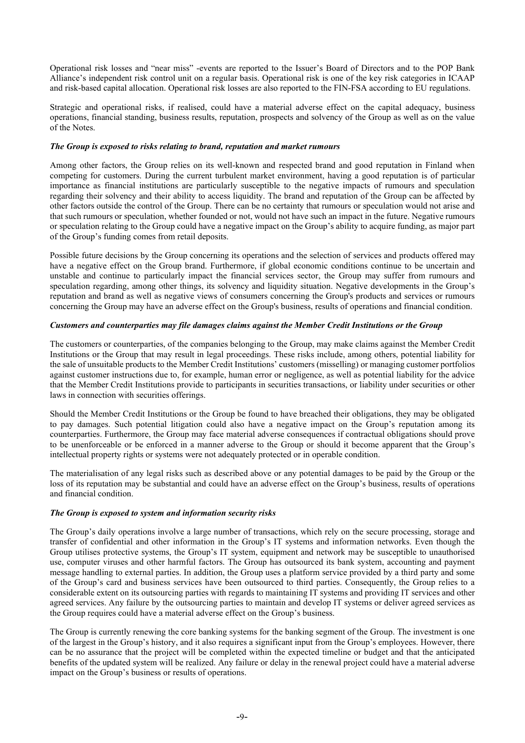Operational risk losses and "near miss" -events are reported to the Issuer's Board of Directors and to the POP Bank Alliance's independent risk control unit on a regular basis. Operational risk is one of the key risk categories in ICAAP and risk-based capital allocation. Operational risk losses are also reported to the FIN-FSA according to EU regulations.

Strategic and operational risks, if realised, could have a material adverse effect on the capital adequacy, business operations, financial standing, business results, reputation, prospects and solvency of the Group as well as on the value of the Notes.

***The Group is exposed to risks relating to brand, reputation and market rumours***

Among other factors, the Group relies on its well-known and respected brand and good reputation in Finland when competing for customers. During the current turbulent market environment, having a good reputation is of particular importance as financial institutions are particularly susceptible to the negative impacts of rumours and speculation regarding their solvency and their ability to access liquidity. The brand and reputation of the Group can be affected by other factors outside the control of the Group. There can be no certainty that rumours or speculation would not arise and that such rumours or speculation, whether founded or not, would not have such an impact in the future. Negative rumours or speculation relating to the Group could have a negative impact on the Group's ability to acquire funding, as major part of the Group's funding comes from retail deposits.

Possible future decisions by the Group concerning its operations and the selection of services and products offered may have a negative effect on the Group brand. Furthermore, if global economic conditions continue to be uncertain and unstable and continue to particularly impact the financial services sector, the Group may suffer from rumours and speculation regarding, among other things, its solvency and liquidity situation. Negative developments in the Group's reputation and brand as well as negative views of consumers concerning the Group's products and services or rumours concerning the Group may have an adverse effect on the Group's business, results of operations and financial condition.

***Customers and counterparties may file damages claims against the Member Credit Institutions or the Group***

The customers or counterparties, of the companies belonging to the Group, may make claims against the Member Credit Institutions or the Group that may result in legal proceedings. These risks include, among others, potential liability for the sale of unsuitable products to the Member Credit Institutions' customers (misselling) or managing customer portfolios against customer instructions due to, for example, human error or negligence, as well as potential liability for the advice that the Member Credit Institutions provide to participants in securities transactions, or liability under securities or other laws in connection with securities offerings.

Should the Member Credit Institutions or the Group be found to have breached their obligations, they may be obligated to pay damages. Such potential litigation could also have a negative impact on the Group's reputation among its counterparties. Furthermore, the Group may face material adverse consequences if contractual obligations should prove to be unenforceable or be enforced in a manner adverse to the Group or should it become apparent that the Group's intellectual property rights or systems were not adequately protected or in operable condition.

The materialisation of any legal risks such as described above or any potential damages to be paid by the Group or the loss of its reputation may be substantial and could have an adverse effect on the Group's business, results of operations and financial condition.

***The Group is exposed to system and information security risks***

The Group's daily operations involve a large number of transactions, which rely on the secure processing, storage and transfer of confidential and other information in the Group's IT systems and information networks. Even though the Group utilises protective systems, the Group's IT system, equipment and network may be susceptible to unauthorised use, computer viruses and other harmful factors. The Group has outsourced its bank system, accounting and payment message handling to external parties. In addition, the Group uses a platform service provided by a third party and some of the Group's card and business services have been outsourced to third parties. Consequently, the Group relies to a considerable extent on its outsourcing parties with regards to maintaining IT systems and providing IT services and other agreed services. Any failure by the outsourcing parties to maintain and develop IT systems or deliver agreed services as the Group requires could have a material adverse effect on the Group's business.

The Group is currently renewing the core banking systems for the banking segment of the Group. The investment is one of the largest in the Group's history, and it also requires a significant input from the Group's employees. However, there can be no assurance that the project will be completed within the expected timeline or budget and that the anticipated benefits of the updated system will be realized. Any failure or delay in the renewal project could have a material adverse impact on the Group's business or results of operations.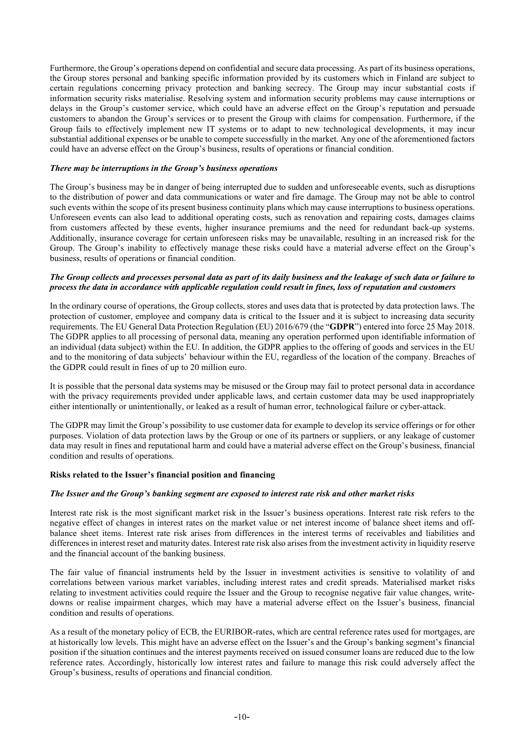Furthermore, the Group's operations depend on confidential and secure data processing. As part of its business operations, the Group stores personal and banking specific information provided by its customers which in Finland are subject to certain regulations concerning privacy protection and banking secrecy. The Group may incur substantial costs if information security risks materialise. Resolving system and information security problems may cause interruptions or delays in the Group's customer service, which could have an adverse effect on the Group's reputation and persuade customers to abandon the Group's services or to present the Group with claims for compensation. Furthermore, if the Group fails to effectively implement new IT systems or to adapt to new technological developments, it may incur substantial additional expenses or be unable to compete successfully in the market. Any one of the aforementioned factors could have an adverse effect on the Group's business, results of operations or financial condition.

***There may be interruptions in the Group's business operations***

The Group's business may be in danger of being interrupted due to sudden and unforeseeable events, such as disruptions to the distribution of power and data communications or water and fire damage. The Group may not be able to control such events within the scope of its present business continuity plans which may cause interruptions to business operations. Unforeseen events can also lead to additional operating costs, such as renovation and repairing costs, damages claims from customers affected by these events, higher insurance premiums and the need for redundant back-up systems. Additionally, insurance coverage for certain unforeseen risks may be unavailable, resulting in an increased risk for the Group. The Group's inability to effectively manage these risks could have a material adverse effect on the Group's business, results of operations or financial condition.

***The Group collects and processes personal data as part of its daily business and the leakage of such data or failure to process the data in accordance with applicable regulation could result in fines, loss of reputation and customers***

In the ordinary course of operations, the Group collects, stores and uses data that is protected by data protection laws. The protection of customer, employee and company data is critical to the Issuer and it is subject to increasing data security requirements. The EU General Data Protection Regulation (EU) 2016/679 (the "**GDPR**") entered into force 25 May 2018. The GDPR applies to all processing of personal data, meaning any operation performed upon identifiable information of an individual (data subject) within the EU. In addition, the GDPR applies to the offering of goods and services in the EU and to the monitoring of data subjects' behaviour within the EU, regardless of the location of the company. Breaches of the GDPR could result in fines of up to 20 million euro.

It is possible that the personal data systems may be misused or the Group may fail to protect personal data in accordance with the privacy requirements provided under applicable laws, and certain customer data may be used inappropriately either intentionally or unintentionally, or leaked as a result of human error, technological failure or cyber-attack.

The GDPR may limit the Group's possibility to use customer data for example to develop its service offerings or for other purposes. Violation of data protection laws by the Group or one of its partners or suppliers, or any leakage of customer data may result in fines and reputational harm and could have a material adverse effect on the Group's business, financial condition and results of operations.

**Risks related to the Issuer's financial position and financing**

***The Issuer and the Group's banking segment are exposed to interest rate risk and other market risks***

Interest rate risk is the most significant market risk in the Issuer's business operations. Interest rate risk refers to the negative effect of changes in interest rates on the market value or net interest income of balance sheet items and off-balance sheet items. Interest rate risk arises from differences in the interest terms of receivables and liabilities and differences in interest reset and maturity dates. Interest rate risk also arises from the investment activity in liquidity reserve and the financial account of the banking business.

The fair value of financial instruments held by the Issuer in investment activities is sensitive to volatility of and correlations between various market variables, including interest rates and credit spreads. Materialised market risks relating to investment activities could require the Issuer and the Group to recognise negative fair value changes, write-downs or realise impairment charges, which may have a material adverse effect on the Issuer's business, financial condition and results of operations.

As a result of the monetary policy of ECB, the EURIBOR-rates, which are central reference rates used for mortgages, are at historically low levels. This might have an adverse effect on the Issuer's and the Group's banking segment's financial position if the situation continues and the interest payments received on issued consumer loans are reduced due to the low reference rates. Accordingly, historically low interest rates and failure to manage this risk could adversely affect the Group's business, results of operations and financial condition.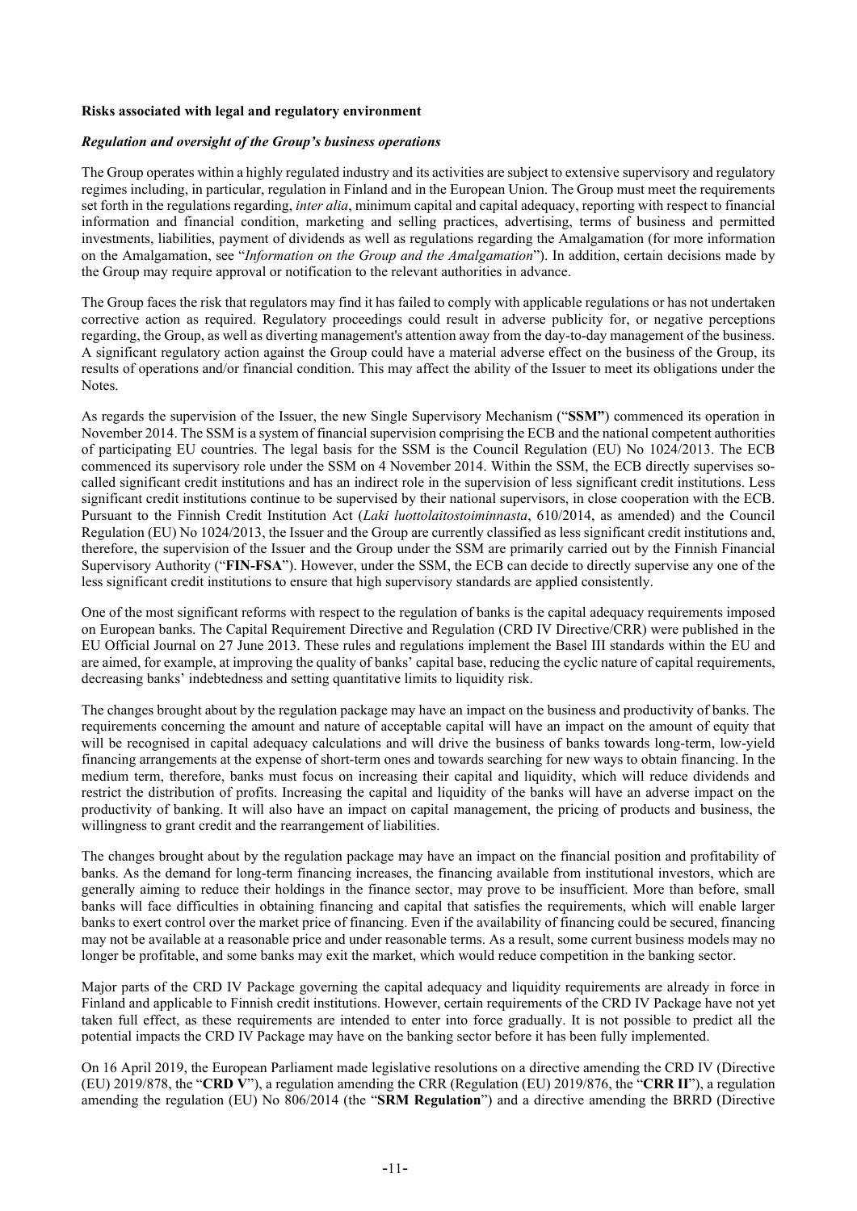**Risks associated with legal and regulatory environment**

***Regulation and oversight of the Group's business operations***

The Group operates within a highly regulated industry and its activities are subject to extensive supervisory and regulatory regimes including, in particular, regulation in Finland and in the European Union. The Group must meet the requirements set forth in the regulations regarding, *inter alia*, minimum capital and capital adequacy, reporting with respect to financial information and financial condition, marketing and selling practices, advertising, terms of business and permitted investments, liabilities, payment of dividends as well as regulations regarding the Amalgamation (for more information on the Amalgamation, see "*Information on the Group and the Amalgamation*"). In addition, certain decisions made by the Group may require approval or notification to the relevant authorities in advance.

The Group faces the risk that regulators may find it has failed to comply with applicable regulations or has not undertaken corrective action as required. Regulatory proceedings could result in adverse publicity for, or negative perceptions regarding, the Group, as well as diverting management's attention away from the day-to-day management of the business. A significant regulatory action against the Group could have a material adverse effect on the business of the Group, its results of operations and/or financial condition. This may affect the ability of the Issuer to meet its obligations under the Notes.

As regards the supervision of the Issuer, the new Single Supervisory Mechanism ("**SSM"**) commenced its operation in November 2014. The SSM is a system of financial supervision comprising the ECB and the national competent authorities of participating EU countries. The legal basis for the SSM is the Council Regulation (EU) No 1024/2013. The ECB commenced its supervisory role under the SSM on 4 November 2014. Within the SSM, the ECB directly supervises so-called significant credit institutions and has an indirect role in the supervision of less significant credit institutions. Less significant credit institutions continue to be supervised by their national supervisors, in close cooperation with the ECB. Pursuant to the Finnish Credit Institution Act (*Laki luottolaitostoiminnasta*, 610/2014, as amended) and the Council Regulation (EU) No 1024/2013, the Issuer and the Group are currently classified as less significant credit institutions and, therefore, the supervision of the Issuer and the Group under the SSM are primarily carried out by the Finnish Financial Supervisory Authority ("**FIN-FSA**"). However, under the SSM, the ECB can decide to directly supervise any one of the less significant credit institutions to ensure that high supervisory standards are applied consistently.

One of the most significant reforms with respect to the regulation of banks is the capital adequacy requirements imposed on European banks. The Capital Requirement Directive and Regulation (CRD IV Directive/CRR) were published in the EU Official Journal on 27 June 2013. These rules and regulations implement the Basel III standards within the EU and are aimed, for example, at improving the quality of banks' capital base, reducing the cyclic nature of capital requirements, decreasing banks' indebtedness and setting quantitative limits to liquidity risk.

The changes brought about by the regulation package may have an impact on the business and productivity of banks. The requirements concerning the amount and nature of acceptable capital will have an impact on the amount of equity that will be recognised in capital adequacy calculations and will drive the business of banks towards long-term, low-yield financing arrangements at the expense of short-term ones and towards searching for new ways to obtain financing. In the medium term, therefore, banks must focus on increasing their capital and liquidity, which will reduce dividends and restrict the distribution of profits. Increasing the capital and liquidity of the banks will have an adverse impact on the productivity of banking. It will also have an impact on capital management, the pricing of products and business, the willingness to grant credit and the rearrangement of liabilities.

The changes brought about by the regulation package may have an impact on the financial position and profitability of banks. As the demand for long-term financing increases, the financing available from institutional investors, which are generally aiming to reduce their holdings in the finance sector, may prove to be insufficient. More than before, small banks will face difficulties in obtaining financing and capital that satisfies the requirements, which will enable larger banks to exert control over the market price of financing. Even if the availability of financing could be secured, financing may not be available at a reasonable price and under reasonable terms. As a result, some current business models may no longer be profitable, and some banks may exit the market, which would reduce competition in the banking sector.

Major parts of the CRD IV Package governing the capital adequacy and liquidity requirements are already in force in Finland and applicable to Finnish credit institutions. However, certain requirements of the CRD IV Package have not yet taken full effect, as these requirements are intended to enter into force gradually. It is not possible to predict all the potential impacts the CRD IV Package may have on the banking sector before it has been fully implemented.

On 16 April 2019, the European Parliament made legislative resolutions on a directive amending the CRD IV (Directive (EU) 2019/878, the "**CRD V**"), a regulation amending the CRR (Regulation (EU) 2019/876, the "**CRR II**"), a regulation amending the regulation (EU) No 806/2014 (the "**SRM Regulation**") and a directive amending the BRRD (Directive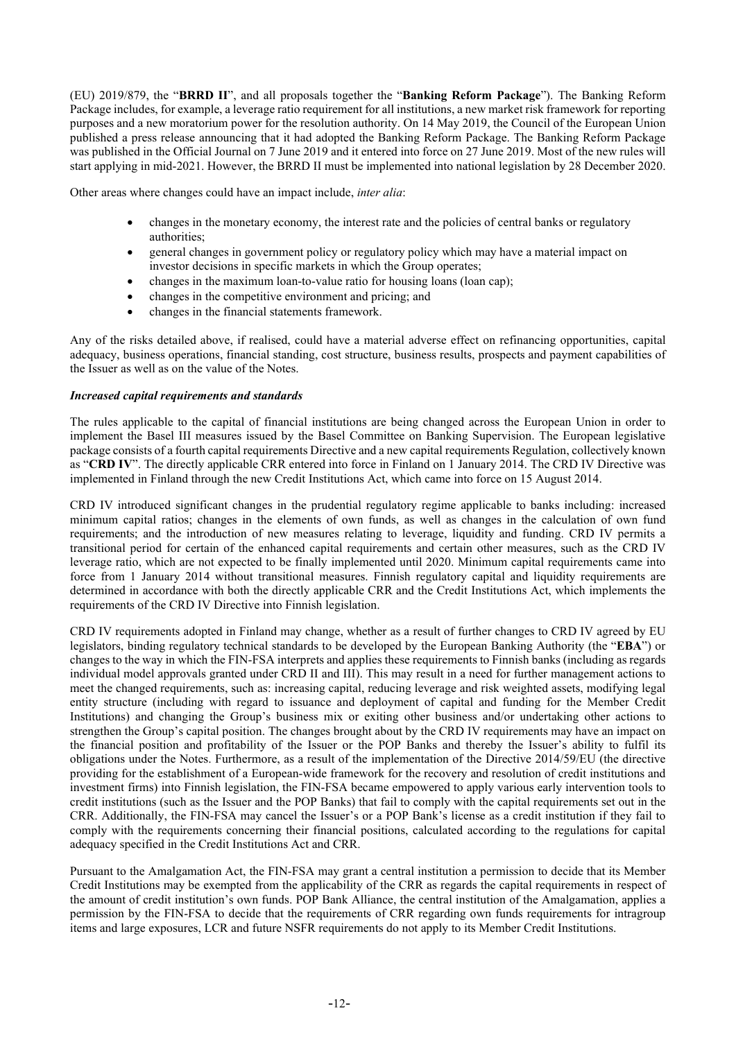(EU) 2019/879, the "**BRRD II**", and all proposals together the "**Banking Reform Package**"). The Banking Reform Package includes, for example, a leverage ratio requirement for all institutions, a new market risk framework for reporting purposes and a new moratorium power for the resolution authority. On 14 May 2019, the Council of the European Union published a press release announcing that it had adopted the Banking Reform Package. The Banking Reform Package was published in the Official Journal on 7 June 2019 and it entered into force on 27 June 2019. Most of the new rules will start applying in mid-2021. However, the BRRD II must be implemented into national legislation by 28 December 2020.

Other areas where changes could have an impact include, *inter alia*:

- changes in the monetary economy, the interest rate and the policies of central banks or regulatory authorities;
- general changes in government policy or regulatory policy which may have a material impact on investor decisions in specific markets in which the Group operates;
- changes in the maximum loan-to-value ratio for housing loans (loan cap);
- changes in the competitive environment and pricing; and
- changes in the financial statements framework.

Any of the risks detailed above, if realised, could have a material adverse effect on refinancing opportunities, capital adequacy, business operations, financial standing, cost structure, business results, prospects and payment capabilities of the Issuer as well as on the value of the Notes.

***Increased capital requirements and standards***

The rules applicable to the capital of financial institutions are being changed across the European Union in order to implement the Basel III measures issued by the Basel Committee on Banking Supervision. The European legislative package consists of a fourth capital requirements Directive and a new capital requirements Regulation, collectively known as "**CRD IV**". The directly applicable CRR entered into force in Finland on 1 January 2014. The CRD IV Directive was implemented in Finland through the new Credit Institutions Act, which came into force on 15 August 2014.

CRD IV introduced significant changes in the prudential regulatory regime applicable to banks including: increased minimum capital ratios; changes in the elements of own funds, as well as changes in the calculation of own fund requirements; and the introduction of new measures relating to leverage, liquidity and funding. CRD IV permits a transitional period for certain of the enhanced capital requirements and certain other measures, such as the CRD IV leverage ratio, which are not expected to be finally implemented until 2020. Minimum capital requirements came into force from 1 January 2014 without transitional measures. Finnish regulatory capital and liquidity requirements are determined in accordance with both the directly applicable CRR and the Credit Institutions Act, which implements the requirements of the CRD IV Directive into Finnish legislation.

CRD IV requirements adopted in Finland may change, whether as a result of further changes to CRD IV agreed by EU legislators, binding regulatory technical standards to be developed by the European Banking Authority (the "**EBA**") or changes to the way in which the FIN-FSA interprets and applies these requirements to Finnish banks (including as regards individual model approvals granted under CRD II and III). This may result in a need for further management actions to meet the changed requirements, such as: increasing capital, reducing leverage and risk weighted assets, modifying legal entity structure (including with regard to issuance and deployment of capital and funding for the Member Credit Institutions) and changing the Group's business mix or exiting other business and/or undertaking other actions to strengthen the Group's capital position. The changes brought about by the CRD IV requirements may have an impact on the financial position and profitability of the Issuer or the POP Banks and thereby the Issuer's ability to fulfil its obligations under the Notes. Furthermore, as a result of the implementation of the Directive 2014/59/EU (the directive providing for the establishment of a European-wide framework for the recovery and resolution of credit institutions and investment firms) into Finnish legislation, the FIN-FSA became empowered to apply various early intervention tools to credit institutions (such as the Issuer and the POP Banks) that fail to comply with the capital requirements set out in the CRR. Additionally, the FIN-FSA may cancel the Issuer's or a POP Bank's license as a credit institution if they fail to comply with the requirements concerning their financial positions, calculated according to the regulations for capital adequacy specified in the Credit Institutions Act and CRR.

Pursuant to the Amalgamation Act, the FIN-FSA may grant a central institution a permission to decide that its Member Credit Institutions may be exempted from the applicability of the CRR as regards the capital requirements in respect of the amount of credit institution's own funds. POP Bank Alliance, the central institution of the Amalgamation, applies a permission by the FIN-FSA to decide that the requirements of CRR regarding own funds requirements for intragroup items and large exposures, LCR and future NSFR requirements do not apply to its Member Credit Institutions.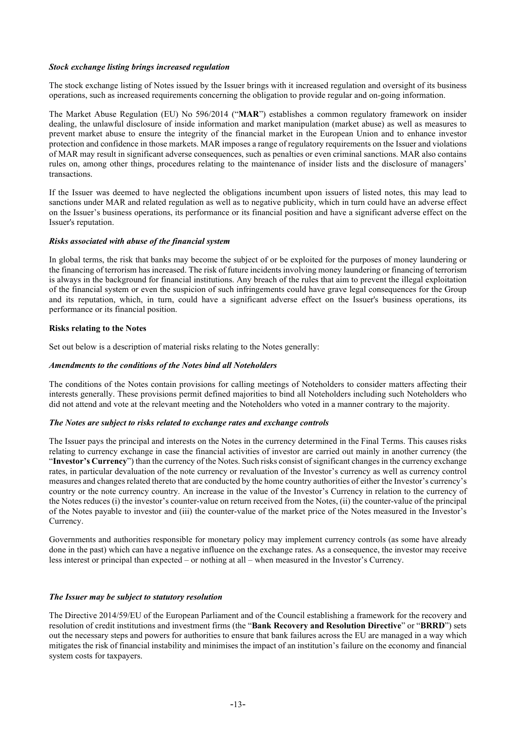***Stock exchange listing brings increased regulation***

The stock exchange listing of Notes issued by the Issuer brings with it increased regulation and oversight of its business operations, such as increased requirements concerning the obligation to provide regular and on-going information.

The Market Abuse Regulation (EU) No 596/2014 ("**MAR**") establishes a common regulatory framework on insider dealing, the unlawful disclosure of inside information and market manipulation (market abuse) as well as measures to prevent market abuse to ensure the integrity of the financial market in the European Union and to enhance investor protection and confidence in those markets. MAR imposes a range of regulatory requirements on the Issuer and violations of MAR may result in significant adverse consequences, such as penalties or even criminal sanctions. MAR also contains rules on, among other things, procedures relating to the maintenance of insider lists and the disclosure of managers' transactions.

If the Issuer was deemed to have neglected the obligations incumbent upon issuers of listed notes, this may lead to sanctions under MAR and related regulation as well as to negative publicity, which in turn could have an adverse effect on the Issuer's business operations, its performance or its financial position and have a significant adverse effect on the Issuer's reputation.

***Risks associated with abuse of the financial system***

In global terms, the risk that banks may become the subject of or be exploited for the purposes of money laundering or the financing of terrorism has increased. The risk of future incidents involving money laundering or financing of terrorism is always in the background for financial institutions. Any breach of the rules that aim to prevent the illegal exploitation of the financial system or even the suspicion of such infringements could have grave legal consequences for the Group and its reputation, which, in turn, could have a significant adverse effect on the Issuer's business operations, its performance or its financial position.

**Risks relating to the Notes**

Set out below is a description of material risks relating to the Notes generally:

***Amendments to the conditions of the Notes bind all Noteholders***

The conditions of the Notes contain provisions for calling meetings of Noteholders to consider matters affecting their interests generally. These provisions permit defined majorities to bind all Noteholders including such Noteholders who did not attend and vote at the relevant meeting and the Noteholders who voted in a manner contrary to the majority.

***The Notes are subject to risks related to exchange rates and exchange controls***

The Issuer pays the principal and interests on the Notes in the currency determined in the Final Terms. This causes risks relating to currency exchange in case the financial activities of investor are carried out mainly in another currency (the "**Investor's Currency**") than the currency of the Notes. Such risks consist of significant changes in the currency exchange rates, in particular devaluation of the note currency or revaluation of the Investor's currency as well as currency control measures and changes related thereto that are conducted by the home country authorities of either the Investor's currency's country or the note currency country. An increase in the value of the Investor's Currency in relation to the currency of the Notes reduces (i) the investor's counter-value on return received from the Notes, (ii) the counter-value of the principal of the Notes payable to investor and (iii) the counter-value of the market price of the Notes measured in the Investor's Currency.

Governments and authorities responsible for monetary policy may implement currency controls (as some have already done in the past) which can have a negative influence on the exchange rates. As a consequence, the investor may receive less interest or principal than expected – or nothing at all – when measured in the Investor's Currency.

***The Issuer may be subject to statutory resolution***

The Directive 2014/59/EU of the European Parliament and of the Council establishing a framework for the recovery and resolution of credit institutions and investment firms (the "**Bank Recovery and Resolution Directive**" or "**BRRD**") sets out the necessary steps and powers for authorities to ensure that bank failures across the EU are managed in a way which mitigates the risk of financial instability and minimises the impact of an institution's failure on the economy and financial system costs for taxpayers.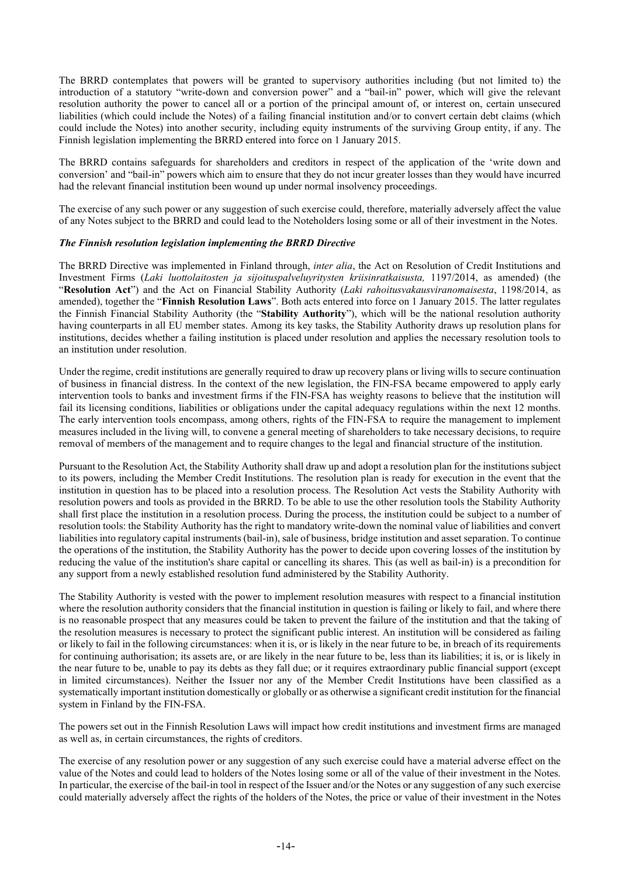The BRRD contemplates that powers will be granted to supervisory authorities including (but not limited to) the introduction of a statutory "write-down and conversion power" and a "bail-in" power, which will give the relevant resolution authority the power to cancel all or a portion of the principal amount of, or interest on, certain unsecured liabilities (which could include the Notes) of a failing financial institution and/or to convert certain debt claims (which could include the Notes) into another security, including equity instruments of the surviving Group entity, if any. The Finnish legislation implementing the BRRD entered into force on 1 January 2015.

The BRRD contains safeguards for shareholders and creditors in respect of the application of the 'write down and conversion' and "bail-in" powers which aim to ensure that they do not incur greater losses than they would have incurred had the relevant financial institution been wound up under normal insolvency proceedings.

The exercise of any such power or any suggestion of such exercise could, therefore, materially adversely affect the value of any Notes subject to the BRRD and could lead to the Noteholders losing some or all of their investment in the Notes.

***The Finnish resolution legislation implementing the BRRD Directive***

The BRRD Directive was implemented in Finland through, *inter alia*, the Act on Resolution of Credit Institutions and Investment Firms (*Laki luottolaitosten ja sijoituspalveluyritysten kriisinratkaisusta,* 1197/2014, as amended) (the "**Resolution Act**") and the Act on Financial Stability Authority (*Laki rahoitusvakausviranomaisesta*, 1198/2014, as amended), together the "**Finnish Resolution Laws**". Both acts entered into force on 1 January 2015. The latter regulates the Finnish Financial Stability Authority (the "**Stability Authority**"), which will be the national resolution authority having counterparts in all EU member states. Among its key tasks, the Stability Authority draws up resolution plans for institutions, decides whether a failing institution is placed under resolution and applies the necessary resolution tools to an institution under resolution.

Under the regime, credit institutions are generally required to draw up recovery plans or living wills to secure continuation of business in financial distress. In the context of the new legislation, the FIN-FSA became empowered to apply early intervention tools to banks and investment firms if the FIN-FSA has weighty reasons to believe that the institution will fail its licensing conditions, liabilities or obligations under the capital adequacy regulations within the next 12 months. The early intervention tools encompass, among others, rights of the FIN-FSA to require the management to implement measures included in the living will, to convene a general meeting of shareholders to take necessary decisions, to require removal of members of the management and to require changes to the legal and financial structure of the institution.

Pursuant to the Resolution Act, the Stability Authority shall draw up and adopt a resolution plan for the institutions subject to its powers, including the Member Credit Institutions. The resolution plan is ready for execution in the event that the institution in question has to be placed into a resolution process. The Resolution Act vests the Stability Authority with resolution powers and tools as provided in the BRRD. To be able to use the other resolution tools the Stability Authority shall first place the institution in a resolution process. During the process, the institution could be subject to a number of resolution tools: the Stability Authority has the right to mandatory write-down the nominal value of liabilities and convert liabilities into regulatory capital instruments (bail-in), sale of business, bridge institution and asset separation. To continue the operations of the institution, the Stability Authority has the power to decide upon covering losses of the institution by reducing the value of the institution's share capital or cancelling its shares. This (as well as bail-in) is a precondition for any support from a newly established resolution fund administered by the Stability Authority.

The Stability Authority is vested with the power to implement resolution measures with respect to a financial institution where the resolution authority considers that the financial institution in question is failing or likely to fail, and where there is no reasonable prospect that any measures could be taken to prevent the failure of the institution and that the taking of the resolution measures is necessary to protect the significant public interest. An institution will be considered as failing or likely to fail in the following circumstances: when it is, or is likely in the near future to be, in breach of its requirements for continuing authorisation; its assets are, or are likely in the near future to be, less than its liabilities; it is, or is likely in the near future to be, unable to pay its debts as they fall due; or it requires extraordinary public financial support (except in limited circumstances). Neither the Issuer nor any of the Member Credit Institutions have been classified as a systematically important institution domestically or globally or as otherwise a significant credit institution for the financial system in Finland by the FIN-FSA.

The powers set out in the Finnish Resolution Laws will impact how credit institutions and investment firms are managed as well as, in certain circumstances, the rights of creditors.

The exercise of any resolution power or any suggestion of any such exercise could have a material adverse effect on the value of the Notes and could lead to holders of the Notes losing some or all of the value of their investment in the Notes. In particular, the exercise of the bail-in tool in respect of the Issuer and/or the Notes or any suggestion of any such exercise could materially adversely affect the rights of the holders of the Notes, the price or value of their investment in the Notes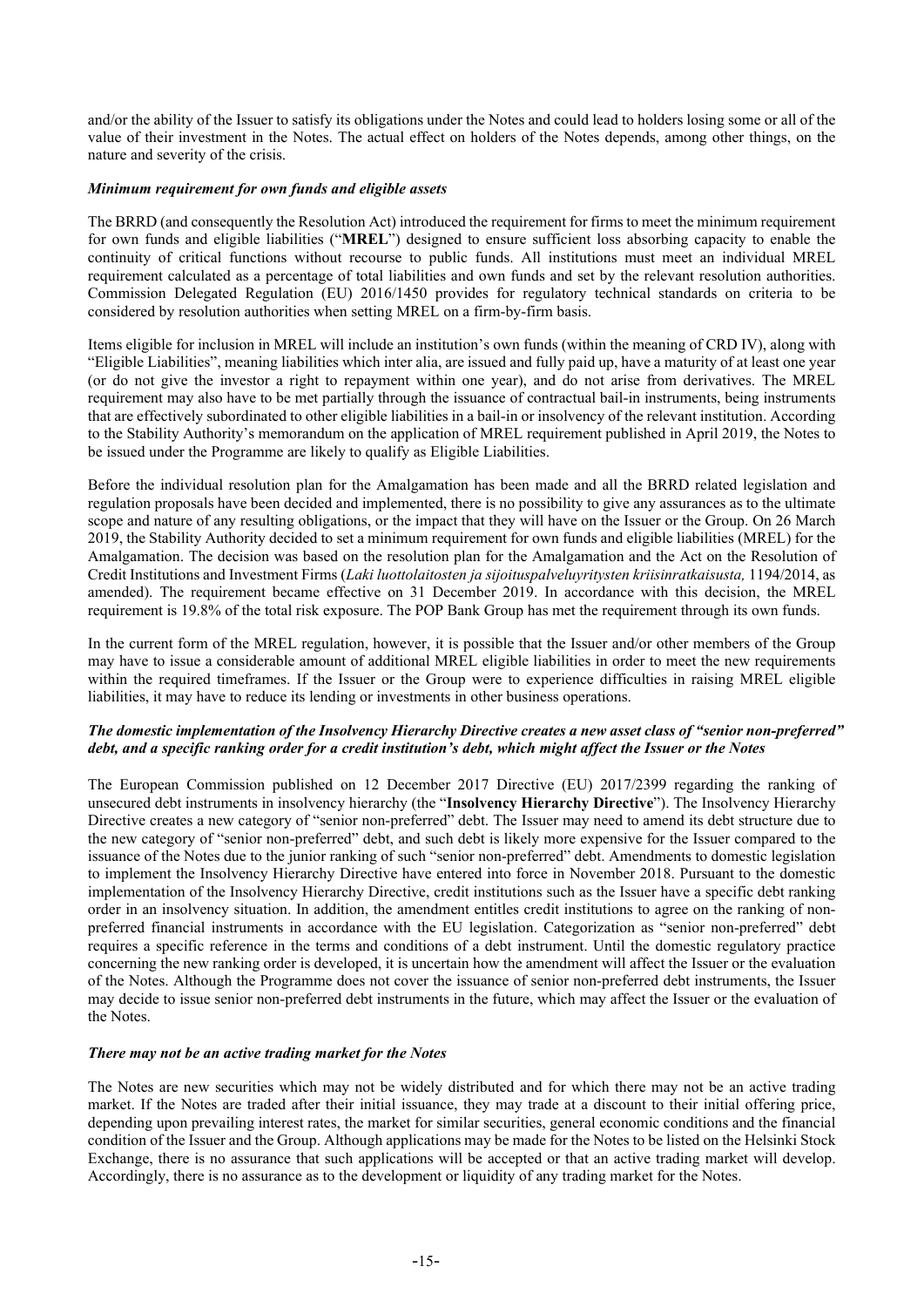and/or the ability of the Issuer to satisfy its obligations under the Notes and could lead to holders losing some or all of the value of their investment in the Notes. The actual effect on holders of the Notes depends, among other things, on the nature and severity of the crisis.

***Minimum requirement for own funds and eligible assets***

The BRRD (and consequently the Resolution Act) introduced the requirement for firms to meet the minimum requirement for own funds and eligible liabilities ("**MREL**") designed to ensure sufficient loss absorbing capacity to enable the continuity of critical functions without recourse to public funds. All institutions must meet an individual MREL requirement calculated as a percentage of total liabilities and own funds and set by the relevant resolution authorities. Commission Delegated Regulation (EU) 2016/1450 provides for regulatory technical standards on criteria to be considered by resolution authorities when setting MREL on a firm-by-firm basis.

Items eligible for inclusion in MREL will include an institution's own funds (within the meaning of CRD IV), along with "Eligible Liabilities", meaning liabilities which inter alia, are issued and fully paid up, have a maturity of at least one year (or do not give the investor a right to repayment within one year), and do not arise from derivatives. The MREL requirement may also have to be met partially through the issuance of contractual bail-in instruments, being instruments that are effectively subordinated to other eligible liabilities in a bail-in or insolvency of the relevant institution. According to the Stability Authority's memorandum on the application of MREL requirement published in April 2019, the Notes to be issued under the Programme are likely to qualify as Eligible Liabilities.

Before the individual resolution plan for the Amalgamation has been made and all the BRRD related legislation and regulation proposals have been decided and implemented, there is no possibility to give any assurances as to the ultimate scope and nature of any resulting obligations, or the impact that they will have on the Issuer or the Group. On 26 March 2019, the Stability Authority decided to set a minimum requirement for own funds and eligible liabilities (MREL) for the Amalgamation. The decision was based on the resolution plan for the Amalgamation and the Act on the Resolution of Credit Institutions and Investment Firms (*Laki luottolaitosten ja sijoituspalveluyritysten kriisinratkaisusta,* 1194/2014, as amended). The requirement became effective on 31 December 2019. In accordance with this decision, the MREL requirement is 19.8% of the total risk exposure. The POP Bank Group has met the requirement through its own funds.

In the current form of the MREL regulation, however, it is possible that the Issuer and/or other members of the Group may have to issue a considerable amount of additional MREL eligible liabilities in order to meet the new requirements within the required timeframes. If the Issuer or the Group were to experience difficulties in raising MREL eligible liabilities, it may have to reduce its lending or investments in other business operations.

***The domestic implementation of the Insolvency Hierarchy Directive creates a new asset class of "senior non-preferred" debt, and a specific ranking order for a credit institution's debt, which might affect the Issuer or the Notes***

The European Commission published on 12 December 2017 Directive (EU) 2017/2399 regarding the ranking of unsecured debt instruments in insolvency hierarchy (the "**Insolvency Hierarchy Directive**"). The Insolvency Hierarchy Directive creates a new category of "senior non-preferred" debt. The Issuer may need to amend its debt structure due to the new category of "senior non-preferred" debt, and such debt is likely more expensive for the Issuer compared to the issuance of the Notes due to the junior ranking of such "senior non-preferred" debt. Amendments to domestic legislation to implement the Insolvency Hierarchy Directive have entered into force in November 2018. Pursuant to the domestic implementation of the Insolvency Hierarchy Directive, credit institutions such as the Issuer have a specific debt ranking order in an insolvency situation. In addition, the amendment entitles credit institutions to agree on the ranking of non-preferred financial instruments in accordance with the EU legislation. Categorization as "senior non-preferred" debt requires a specific reference in the terms and conditions of a debt instrument. Until the domestic regulatory practice concerning the new ranking order is developed, it is uncertain how the amendment will affect the Issuer or the evaluation of the Notes. Although the Programme does not cover the issuance of senior non-preferred debt instruments, the Issuer may decide to issue senior non-preferred debt instruments in the future, which may affect the Issuer or the evaluation of the Notes.

***There may not be an active trading market for the Notes***

The Notes are new securities which may not be widely distributed and for which there may not be an active trading market. If the Notes are traded after their initial issuance, they may trade at a discount to their initial offering price, depending upon prevailing interest rates, the market for similar securities, general economic conditions and the financial condition of the Issuer and the Group. Although applications may be made for the Notes to be listed on the Helsinki Stock Exchange, there is no assurance that such applications will be accepted or that an active trading market will develop. Accordingly, there is no assurance as to the development or liquidity of any trading market for the Notes.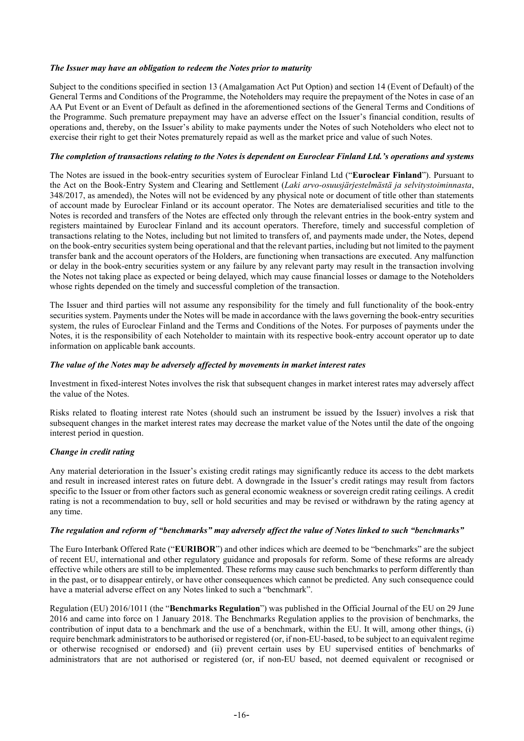***The Issuer may have an obligation to redeem the Notes prior to maturity***

Subject to the conditions specified in section 13 (Amalgamation Act Put Option) and section 14 (Event of Default) of the General Terms and Conditions of the Programme, the Noteholders may require the prepayment of the Notes in case of an AA Put Event or an Event of Default as defined in the aforementioned sections of the General Terms and Conditions of the Programme. Such premature prepayment may have an adverse effect on the Issuer's financial condition, results of operations and, thereby, on the Issuer's ability to make payments under the Notes of such Noteholders who elect not to exercise their right to get their Notes prematurely repaid as well as the market price and value of such Notes.

***The completion of transactions relating to the Notes is dependent on Euroclear Finland Ltd.'s operations and systems***

The Notes are issued in the book-entry securities system of Euroclear Finland Ltd ("**Euroclear Finland**"). Pursuant to the Act on the Book-Entry System and Clearing and Settlement (*Laki arvo-osuusjärjestelmästä ja selvitystoiminnasta*, 348/2017, as amended), the Notes will not be evidenced by any physical note or document of title other than statements of account made by Euroclear Finland or its account operator. The Notes are dematerialised securities and title to the Notes is recorded and transfers of the Notes are effected only through the relevant entries in the book-entry system and registers maintained by Euroclear Finland and its account operators. Therefore, timely and successful completion of transactions relating to the Notes, including but not limited to transfers of, and payments made under, the Notes, depend on the book-entry securities system being operational and that the relevant parties, including but not limited to the payment transfer bank and the account operators of the Holders, are functioning when transactions are executed. Any malfunction or delay in the book-entry securities system or any failure by any relevant party may result in the transaction involving the Notes not taking place as expected or being delayed, which may cause financial losses or damage to the Noteholders whose rights depended on the timely and successful completion of the transaction.

The Issuer and third parties will not assume any responsibility for the timely and full functionality of the book-entry securities system. Payments under the Notes will be made in accordance with the laws governing the book-entry securities system, the rules of Euroclear Finland and the Terms and Conditions of the Notes. For purposes of payments under the Notes, it is the responsibility of each Noteholder to maintain with its respective book-entry account operator up to date information on applicable bank accounts.

***The value of the Notes may be adversely affected by movements in market interest rates***

Investment in fixed-interest Notes involves the risk that subsequent changes in market interest rates may adversely affect the value of the Notes.

Risks related to floating interest rate Notes (should such an instrument be issued by the Issuer) involves a risk that subsequent changes in the market interest rates may decrease the market value of the Notes until the date of the ongoing interest period in question.

***Change in credit rating***

Any material deterioration in the Issuer's existing credit ratings may significantly reduce its access to the debt markets and result in increased interest rates on future debt. A downgrade in the Issuer's credit ratings may result from factors specific to the Issuer or from other factors such as general economic weakness or sovereign credit rating ceilings. A credit rating is not a recommendation to buy, sell or hold securities and may be revised or withdrawn by the rating agency at any time.

***The regulation and reform of "benchmarks" may adversely affect the value of Notes linked to such "benchmarks"***

The Euro Interbank Offered Rate ("**EURIBOR**") and other indices which are deemed to be "benchmarks" are the subject of recent EU, international and other regulatory guidance and proposals for reform. Some of these reforms are already effective while others are still to be implemented. These reforms may cause such benchmarks to perform differently than in the past, or to disappear entirely, or have other consequences which cannot be predicted. Any such consequence could have a material adverse effect on any Notes linked to such a "benchmark".

Regulation (EU) 2016/1011 (the "**Benchmarks Regulation**") was published in the Official Journal of the EU on 29 June 2016 and came into force on 1 January 2018. The Benchmarks Regulation applies to the provision of benchmarks, the contribution of input data to a benchmark and the use of a benchmark, within the EU. It will, among other things, (i) require benchmark administrators to be authorised or registered (or, if non-EU-based, to be subject to an equivalent regime or otherwise recognised or endorsed) and (ii) prevent certain uses by EU supervised entities of benchmarks of administrators that are not authorised or registered (or, if non-EU based, not deemed equivalent or recognised or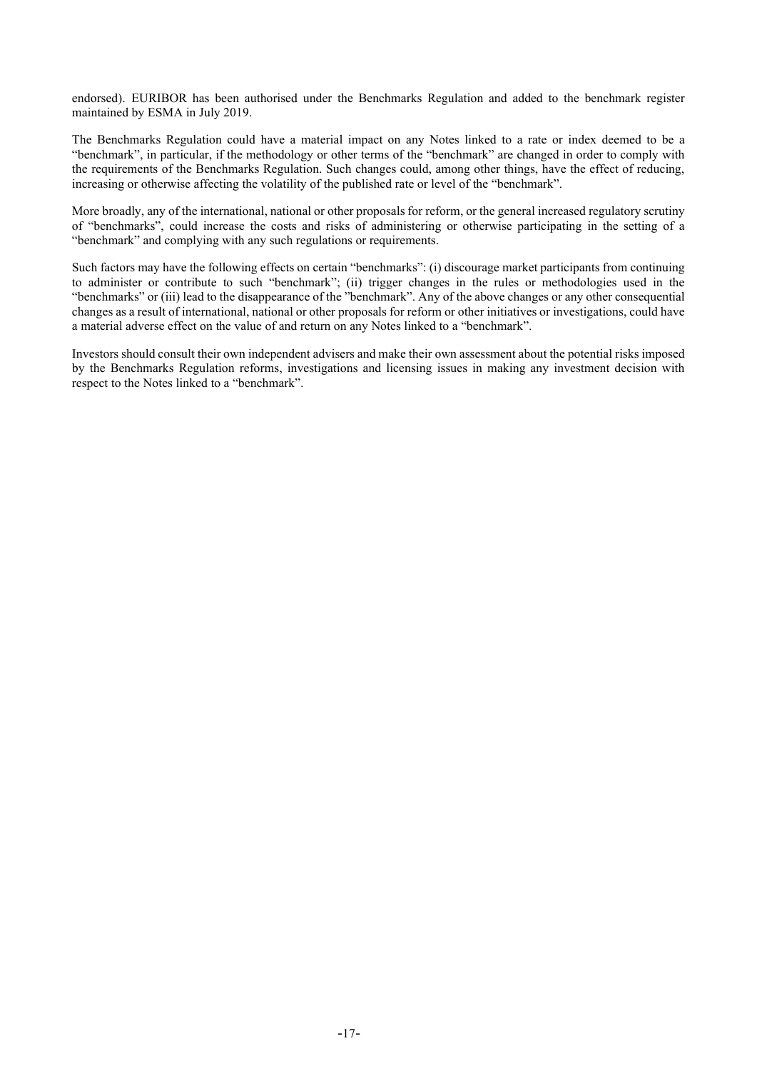endorsed). EURIBOR has been authorised under the Benchmarks Regulation and added to the benchmark register maintained by ESMA in July 2019.

The Benchmarks Regulation could have a material impact on any Notes linked to a rate or index deemed to be a "benchmark", in particular, if the methodology or other terms of the "benchmark" are changed in order to comply with the requirements of the Benchmarks Regulation. Such changes could, among other things, have the effect of reducing, increasing or otherwise affecting the volatility of the published rate or level of the "benchmark".

More broadly, any of the international, national or other proposals for reform, or the general increased regulatory scrutiny of "benchmarks", could increase the costs and risks of administering or otherwise participating in the setting of a "benchmark" and complying with any such regulations or requirements.

Such factors may have the following effects on certain "benchmarks": (i) discourage market participants from continuing to administer or contribute to such "benchmark"; (ii) trigger changes in the rules or methodologies used in the "benchmarks" or (iii) lead to the disappearance of the "benchmark". Any of the above changes or any other consequential changes as a result of international, national or other proposals for reform or other initiatives or investigations, could have a material adverse effect on the value of and return on any Notes linked to a "benchmark".

Investors should consult their own independent advisers and make their own assessment about the potential risks imposed by the Benchmarks Regulation reforms, investigations and licensing issues in making any investment decision with respect to the Notes linked to a "benchmark".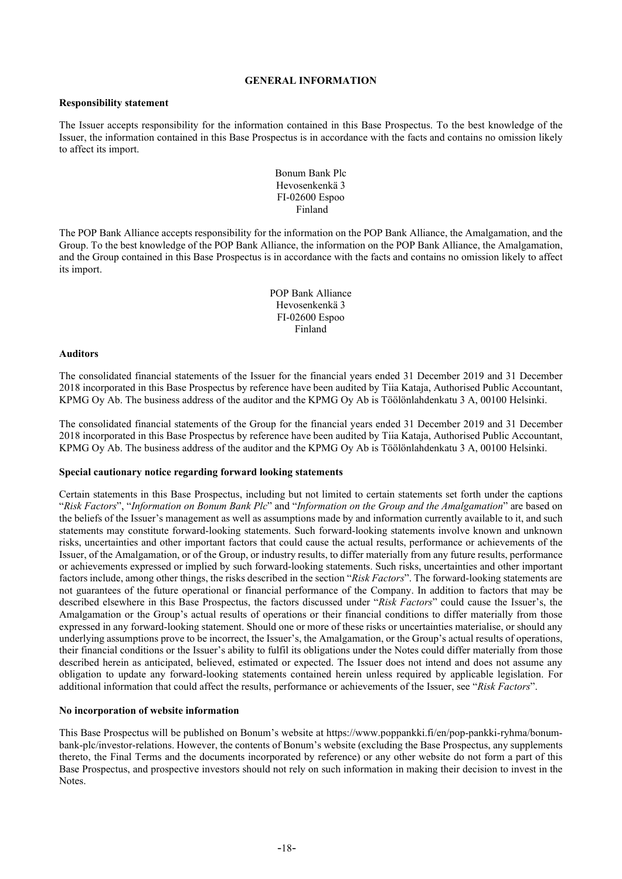# GENERAL INFORMATION

## Responsibility statement

The Issuer accepts responsibility for the information contained in this Base Prospectus. To the best knowledge of the Issuer, the information contained in this Base Prospectus is in accordance with the facts and contains no omission likely to affect its import.

Bonum Bank Plc
Hevosenkenkä 3
FI-02600 Espoo
Finland

The POP Bank Alliance accepts responsibility for the information on the POP Bank Alliance, the Amalgamation, and the Group. To the best knowledge of the POP Bank Alliance, the information on the POP Bank Alliance, the Amalgamation, and the Group contained in this Base Prospectus is in accordance with the facts and contains no omission likely to affect its import.

POP Bank Alliance
Hevosenkenkä 3
FI-02600 Espoo
Finland

## Auditors

The consolidated financial statements of the Issuer for the financial years ended 31 December 2019 and 31 December 2018 incorporated in this Base Prospectus by reference have been audited by Tiia Kataja, Authorised Public Accountant, KPMG Oy Ab. The business address of the auditor and the KPMG Oy Ab is Töölönlahdenkatu 3 A, 00100 Helsinki.

The consolidated financial statements of the Group for the financial years ended 31 December 2019 and 31 December 2018 incorporated in this Base Prospectus by reference have been audited by Tiia Kataja, Authorised Public Accountant, KPMG Oy Ab. The business address of the auditor and the KPMG Oy Ab is Töölönlahdenkatu 3 A, 00100 Helsinki.

## Special cautionary notice regarding forward looking statements

Certain statements in this Base Prospectus, including but not limited to certain statements set forth under the captions "*Risk Factors*", "*Information on Bonum Bank Plc*" and "*Information on the Group and the Amalgamation*" are based on the beliefs of the Issuer's management as well as assumptions made by and information currently available to it, and such statements may constitute forward-looking statements. Such forward-looking statements involve known and unknown risks, uncertainties and other important factors that could cause the actual results, performance or achievements of the Issuer, of the Amalgamation, or of the Group, or industry results, to differ materially from any future results, performance or achievements expressed or implied by such forward-looking statements. Such risks, uncertainties and other important factors include, among other things, the risks described in the section "*Risk Factors*". The forward-looking statements are not guarantees of the future operational or financial performance of the Company. In addition to factors that may be described elsewhere in this Base Prospectus, the factors discussed under "*Risk Factors*" could cause the Issuer's, the Amalgamation or the Group's actual results of operations or their financial conditions to differ materially from those expressed in any forward-looking statement. Should one or more of these risks or uncertainties materialise, or should any underlying assumptions prove to be incorrect, the Issuer's, the Amalgamation, or the Group's actual results of operations, their financial conditions or the Issuer's ability to fulfil its obligations under the Notes could differ materially from those described herein as anticipated, believed, estimated or expected. The Issuer does not intend and does not assume any obligation to update any forward-looking statements contained herein unless required by applicable legislation. For additional information that could affect the results, performance or achievements of the Issuer, see "*Risk Factors*".

## No incorporation of website information

This Base Prospectus will be published on Bonum's website at https://www.poppankki.fi/en/pop-pankki-ryhma/bonum-bank-plc/investor-relations. However, the contents of Bonum's website (excluding the Base Prospectus, any supplements thereto, the Final Terms and the documents incorporated by reference) or any other website do not form a part of this Base Prospectus, and prospective investors should not rely on such information in making their decision to invest in the Notes.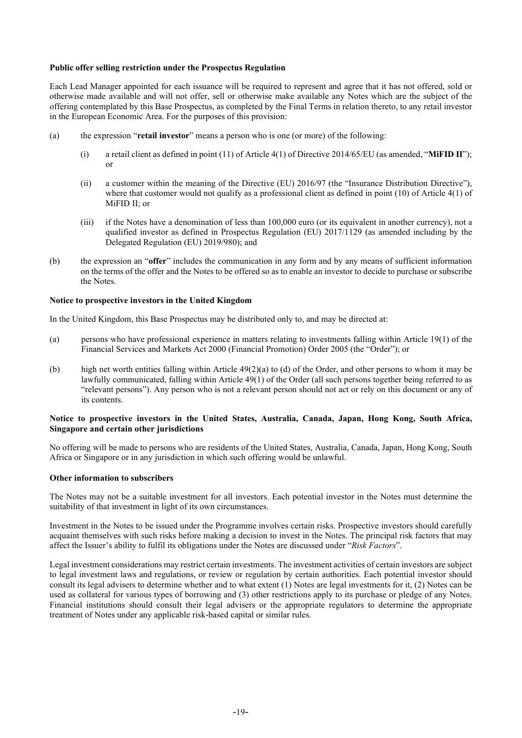**Public offer selling restriction under the Prospectus Regulation**

Each Lead Manager appointed for each issuance will be required to represent and agree that it has not offered, sold or otherwise made available and will not offer, sell or otherwise make available any Notes which are the subject of the offering contemplated by this Base Prospectus, as completed by the Final Terms in relation thereto, to any retail investor in the European Economic Area. For the purposes of this provision:

(a) the expression "**retail investor**" means a person who is one (or more) of the following:

 (i) a retail client as defined in point (11) of Article 4(1) of Directive 2014/65/EU (as amended, "**MiFID II**"); or

 (ii) a customer within the meaning of the Directive (EU) 2016/97 (the "Insurance Distribution Directive"), where that customer would not qualify as a professional client as defined in point (10) of Article 4(1) of MiFID II; or

 (iii) if the Notes have a denomination of less than 100,000 euro (or its equivalent in another currency), not a qualified investor as defined in Prospectus Regulation (EU) 2017/1129 (as amended including by the Delegated Regulation (EU) 2019/980); and

(b) the expression an "**offer**" includes the communication in any form and by any means of sufficient information on the terms of the offer and the Notes to be offered so as to enable an investor to decide to purchase or subscribe the Notes.

**Notice to prospective investors in the United Kingdom**

In the United Kingdom, this Base Prospectus may be distributed only to, and may be directed at:

(a) persons who have professional experience in matters relating to investments falling within Article 19(1) of the Financial Services and Markets Act 2000 (Financial Promotion) Order 2005 (the "Order"); or

(b) high net worth entities falling within Article 49(2)(a) to (d) of the Order, and other persons to whom it may be lawfully communicated, falling within Article 49(1) of the Order (all such persons together being referred to as "relevant persons"). Any person who is not a relevant person should not act or rely on this document or any of its contents.

**Notice to prospective investors in the United States, Australia, Canada, Japan, Hong Kong, South Africa, Singapore and certain other jurisdictions**

No offering will be made to persons who are residents of the United States, Australia, Canada, Japan, Hong Kong, South Africa or Singapore or in any jurisdiction in which such offering would be unlawful.

**Other information to subscribers**

The Notes may not be a suitable investment for all investors. Each potential investor in the Notes must determine the suitability of that investment in light of its own circumstances.

Investment in the Notes to be issued under the Programme involves certain risks. Prospective investors should carefully acquaint themselves with such risks before making a decision to invest in the Notes. The principal risk factors that may affect the Issuer's ability to fulfil its obligations under the Notes are discussed under "*Risk Factors*".

Legal investment considerations may restrict certain investments. The investment activities of certain investors are subject to legal investment laws and regulations, or review or regulation by certain authorities. Each potential investor should consult its legal advisers to determine whether and to what extent (1) Notes are legal investments for it, (2) Notes can be used as collateral for various types of borrowing and (3) other restrictions apply to its purchase or pledge of any Notes. Financial institutions should consult their legal advisers or the appropriate regulators to determine the appropriate treatment of Notes under any applicable risk-based capital or similar rules.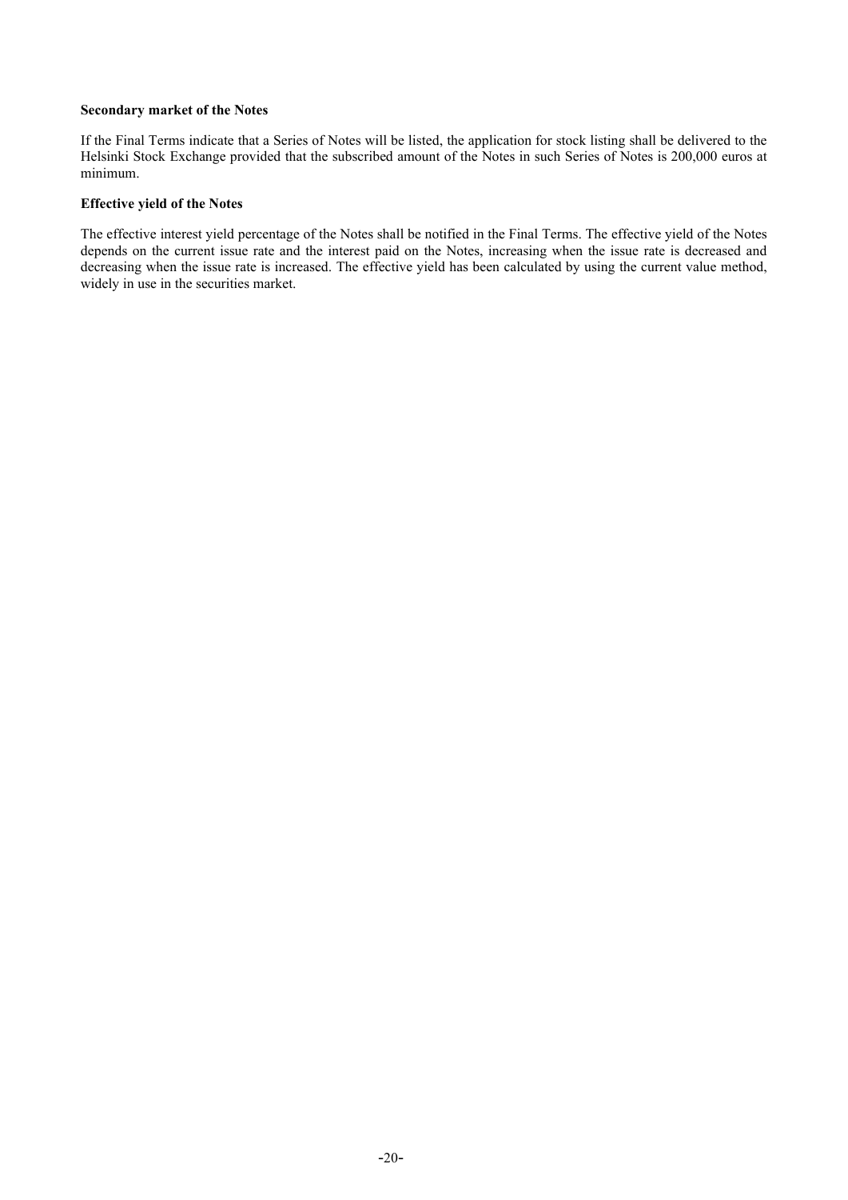**Secondary market of the Notes**

If the Final Terms indicate that a Series of Notes will be listed, the application for stock listing shall be delivered to the Helsinki Stock Exchange provided that the subscribed amount of the Notes in such Series of Notes is 200,000 euros at minimum.

**Effective yield of the Notes**

The effective interest yield percentage of the Notes shall be notified in the Final Terms. The effective yield of the Notes depends on the current issue rate and the interest paid on the Notes, increasing when the issue rate is decreased and decreasing when the issue rate is increased. The effective yield has been calculated by using the current value method, widely in use in the securities market.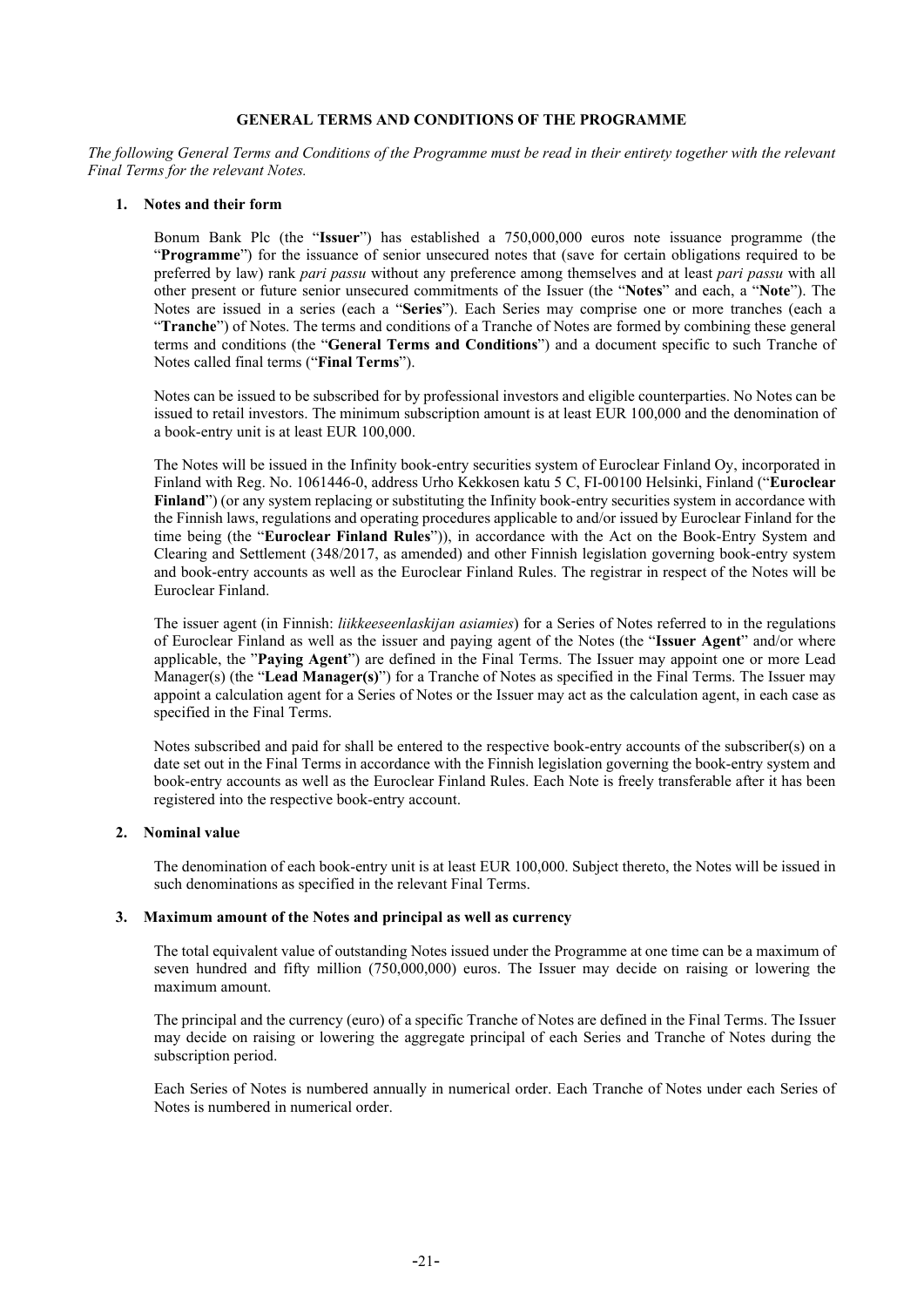# GENERAL TERMS AND CONDITIONS OF THE PROGRAMME

*The following General Terms and Conditions of the Programme must be read in their entirety together with the relevant Final Terms for the relevant Notes.*

## 1. Notes and their form

Bonum Bank Plc (the "**Issuer**") has established a 750,000,000 euros note issuance programme (the "**Programme**") for the issuance of senior unsecured notes that (save for certain obligations required to be preferred by law) rank *pari passu* without any preference among themselves and at least *pari passu* with all other present or future senior unsecured commitments of the Issuer (the "**Notes**" and each, a "**Note**"). The Notes are issued in a series (each a "**Series**"). Each Series may comprise one or more tranches (each a "**Tranche**") of Notes. The terms and conditions of a Tranche of Notes are formed by combining these general terms and conditions (the "**General Terms and Conditions**") and a document specific to such Tranche of Notes called final terms ("**Final Terms**").

Notes can be issued to be subscribed for by professional investors and eligible counterparties. No Notes can be issued to retail investors. The minimum subscription amount is at least EUR 100,000 and the denomination of a book-entry unit is at least EUR 100,000.

The Notes will be issued in the Infinity book-entry securities system of Euroclear Finland Oy, incorporated in Finland with Reg. No. 1061446-0, address Urho Kekkosen katu 5 C, FI-00100 Helsinki, Finland ("**Euroclear Finland**") (or any system replacing or substituting the Infinity book-entry securities system in accordance with the Finnish laws, regulations and operating procedures applicable to and/or issued by Euroclear Finland for the time being (the "**Euroclear Finland Rules**")), in accordance with the Act on the Book-Entry System and Clearing and Settlement (348/2017, as amended) and other Finnish legislation governing book-entry system and book-entry accounts as well as the Euroclear Finland Rules. The registrar in respect of the Notes will be Euroclear Finland.

The issuer agent (in Finnish: *liikkeeseenlaskijan asiamies*) for a Series of Notes referred to in the regulations of Euroclear Finland as well as the issuer and paying agent of the Notes (the "**Issuer Agent**" and/or where applicable, the "**Paying Agent**") are defined in the Final Terms. The Issuer may appoint one or more Lead Manager(s) (the "**Lead Manager(s)**") for a Tranche of Notes as specified in the Final Terms. The Issuer may appoint a calculation agent for a Series of Notes or the Issuer may act as the calculation agent, in each case as specified in the Final Terms.

Notes subscribed and paid for shall be entered to the respective book-entry accounts of the subscriber(s) on a date set out in the Final Terms in accordance with the Finnish legislation governing the book-entry system and book-entry accounts as well as the Euroclear Finland Rules. Each Note is freely transferable after it has been registered into the respective book-entry account.

## 2. Nominal value

The denomination of each book-entry unit is at least EUR 100,000. Subject thereto, the Notes will be issued in such denominations as specified in the relevant Final Terms.

## 3. Maximum amount of the Notes and principal as well as currency

The total equivalent value of outstanding Notes issued under the Programme at one time can be a maximum of seven hundred and fifty million (750,000,000) euros. The Issuer may decide on raising or lowering the maximum amount.

The principal and the currency (euro) of a specific Tranche of Notes are defined in the Final Terms. The Issuer may decide on raising or lowering the aggregate principal of each Series and Tranche of Notes during the subscription period.

Each Series of Notes is numbered annually in numerical order. Each Tranche of Notes under each Series of Notes is numbered in numerical order.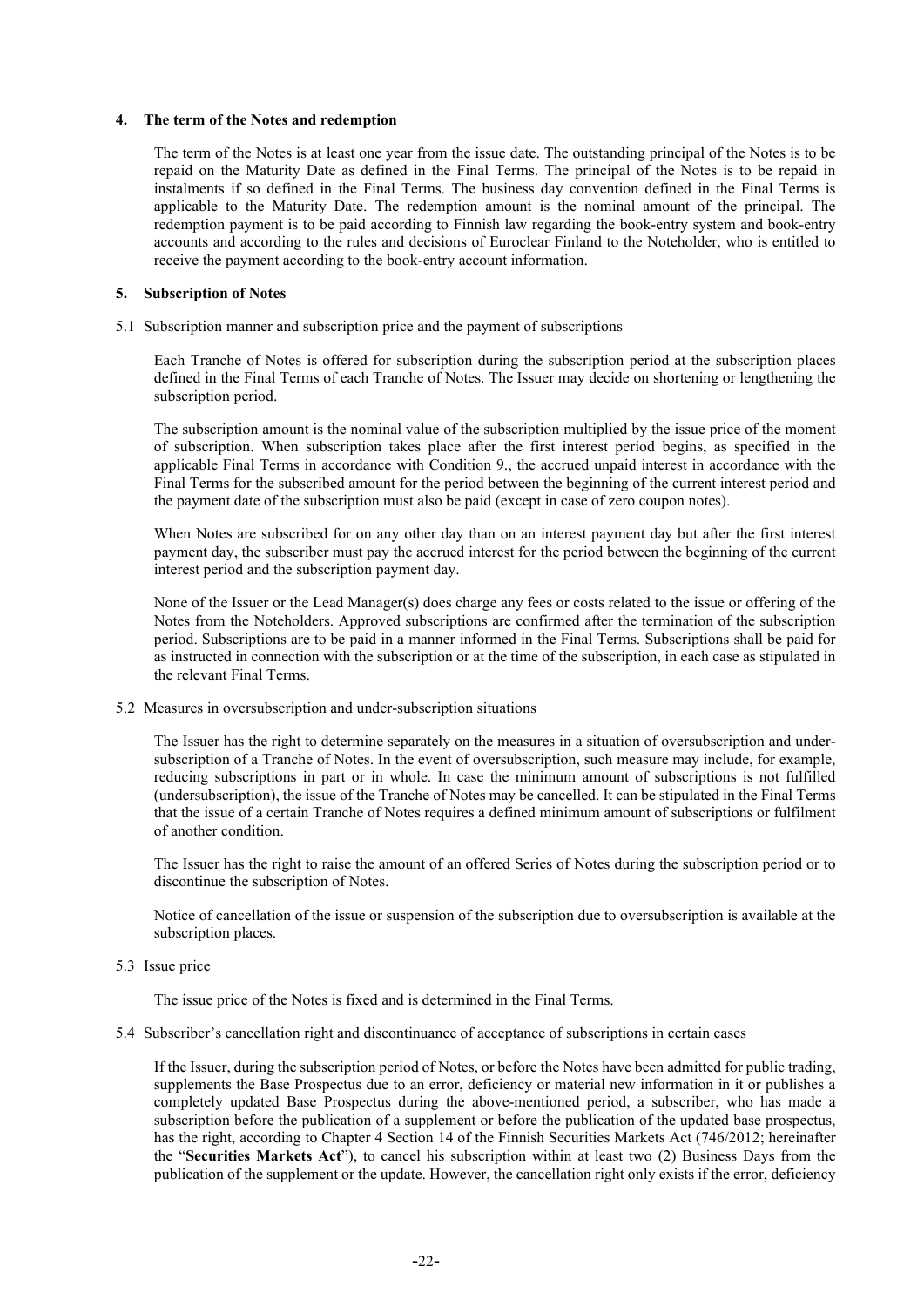## 4. The term of the Notes and redemption

The term of the Notes is at least one year from the issue date. The outstanding principal of the Notes is to be repaid on the Maturity Date as defined in the Final Terms. The principal of the Notes is to be repaid in instalments if so defined in the Final Terms. The business day convention defined in the Final Terms is applicable to the Maturity Date. The redemption amount is the nominal amount of the principal. The redemption payment is to be paid according to Finnish law regarding the book-entry system and book-entry accounts and according to the rules and decisions of Euroclear Finland to the Noteholder, who is entitled to receive the payment according to the book-entry account information.

## 5. Subscription of Notes

### 5.1 Subscription manner and subscription price and the payment of subscriptions

Each Tranche of Notes is offered for subscription during the subscription period at the subscription places defined in the Final Terms of each Tranche of Notes. The Issuer may decide on shortening or lengthening the subscription period.

The subscription amount is the nominal value of the subscription multiplied by the issue price of the moment of subscription. When subscription takes place after the first interest period begins, as specified in the applicable Final Terms in accordance with Condition 9., the accrued unpaid interest in accordance with the Final Terms for the subscribed amount for the period between the beginning of the current interest period and the payment date of the subscription must also be paid (except in case of zero coupon notes).

When Notes are subscribed for on any other day than on an interest payment day but after the first interest payment day, the subscriber must pay the accrued interest for the period between the beginning of the current interest period and the subscription payment day.

None of the Issuer or the Lead Manager(s) does charge any fees or costs related to the issue or offering of the Notes from the Noteholders. Approved subscriptions are confirmed after the termination of the subscription period. Subscriptions are to be paid in a manner informed in the Final Terms. Subscriptions shall be paid for as instructed in connection with the subscription or at the time of the subscription, in each case as stipulated in the relevant Final Terms.

### 5.2 Measures in oversubscription and under-subscription situations

The Issuer has the right to determine separately on the measures in a situation of oversubscription and under-subscription of a Tranche of Notes. In the event of oversubscription, such measure may include, for example, reducing subscriptions in part or in whole. In case the minimum amount of subscriptions is not fulfilled (undersubscription), the issue of the Tranche of Notes may be cancelled. It can be stipulated in the Final Terms that the issue of a certain Tranche of Notes requires a defined minimum amount of subscriptions or fulfilment of another condition.

The Issuer has the right to raise the amount of an offered Series of Notes during the subscription period or to discontinue the subscription of Notes.

Notice of cancellation of the issue or suspension of the subscription due to oversubscription is available at the subscription places.

### 5.3 Issue price

The issue price of the Notes is fixed and is determined in the Final Terms.

### 5.4 Subscriber's cancellation right and discontinuance of acceptance of subscriptions in certain cases

If the Issuer, during the subscription period of Notes, or before the Notes have been admitted for public trading, supplements the Base Prospectus due to an error, deficiency or material new information in it or publishes a completely updated Base Prospectus during the above-mentioned period, a subscriber, who has made a subscription before the publication of a supplement or before the publication of the updated base prospectus, has the right, according to Chapter 4 Section 14 of the Finnish Securities Markets Act (746/2012; hereinafter the "**Securities Markets Act**"), to cancel his subscription within at least two (2) Business Days from the publication of the supplement or the update. However, the cancellation right only exists if the error, deficiency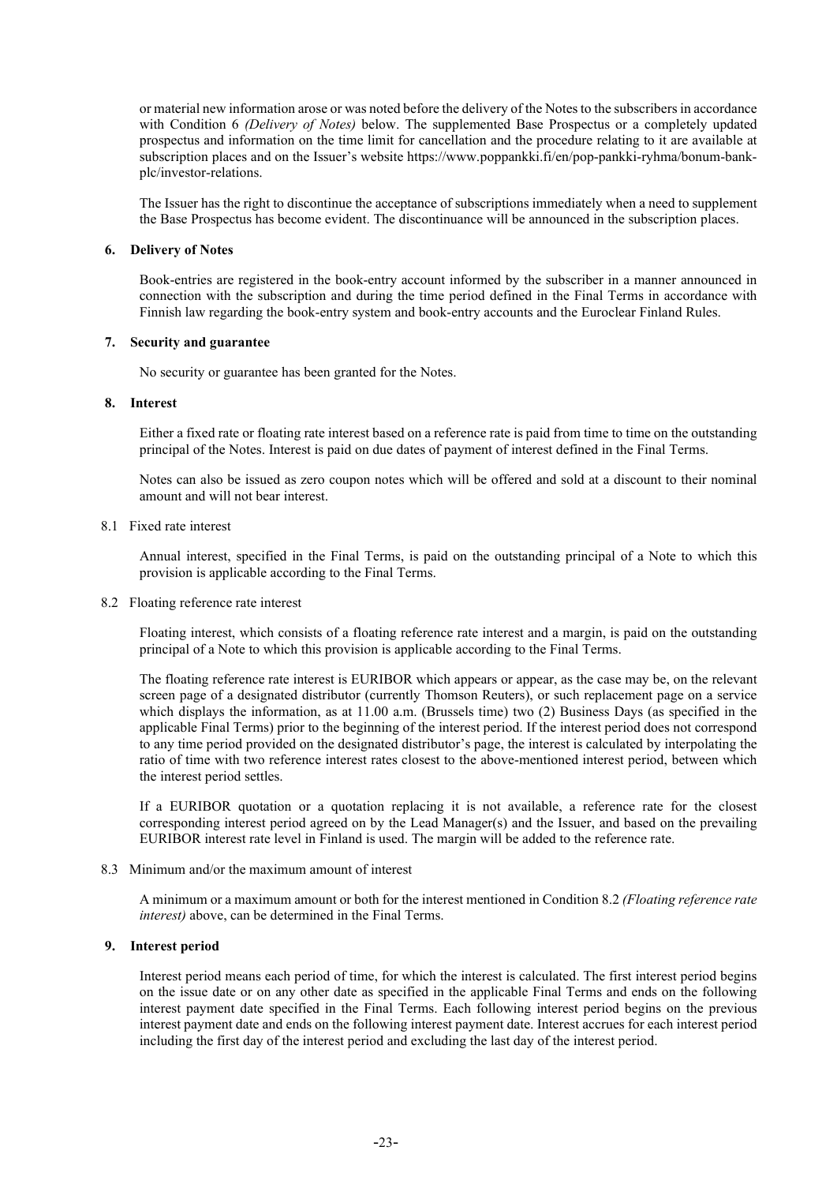or material new information arose or was noted before the delivery of the Notes to the subscribers in accordance with Condition 6 *(Delivery of Notes)* below. The supplemented Base Prospectus or a completely updated prospectus and information on the time limit for cancellation and the procedure relating to it are available at subscription places and on the Issuer's website https://www.poppankki.fi/en/pop-pankki-ryhma/bonum-bank-plc/investor-relations.

The Issuer has the right to discontinue the acceptance of subscriptions immediately when a need to supplement the Base Prospectus has become evident. The discontinuance will be announced in the subscription places.

## 6. Delivery of Notes

Book-entries are registered in the book-entry account informed by the subscriber in a manner announced in connection with the subscription and during the time period defined in the Final Terms in accordance with Finnish law regarding the book-entry system and book-entry accounts and the Euroclear Finland Rules.

## 7. Security and guarantee

No security or guarantee has been granted for the Notes.

## 8. Interest

Either a fixed rate or floating rate interest based on a reference rate is paid from time to time on the outstanding principal of the Notes. Interest is paid on due dates of payment of interest defined in the Final Terms.

Notes can also be issued as zero coupon notes which will be offered and sold at a discount to their nominal amount and will not bear interest.

### 8.1 Fixed rate interest

Annual interest, specified in the Final Terms, is paid on the outstanding principal of a Note to which this provision is applicable according to the Final Terms.

### 8.2 Floating reference rate interest

Floating interest, which consists of a floating reference rate interest and a margin, is paid on the outstanding principal of a Note to which this provision is applicable according to the Final Terms.

The floating reference rate interest is EURIBOR which appears or appear, as the case may be, on the relevant screen page of a designated distributor (currently Thomson Reuters), or such replacement page on a service which displays the information, as at 11.00 a.m. (Brussels time) two (2) Business Days (as specified in the applicable Final Terms) prior to the beginning of the interest period. If the interest period does not correspond to any time period provided on the designated distributor's page, the interest is calculated by interpolating the ratio of time with two reference interest rates closest to the above-mentioned interest period, between which the interest period settles.

If a EURIBOR quotation or a quotation replacing it is not available, a reference rate for the closest corresponding interest period agreed on by the Lead Manager(s) and the Issuer, and based on the prevailing EURIBOR interest rate level in Finland is used. The margin will be added to the reference rate.

### 8.3 Minimum and/or the maximum amount of interest

A minimum or a maximum amount or both for the interest mentioned in Condition 8.2 *(Floating reference rate interest)* above, can be determined in the Final Terms.

## 9. Interest period

Interest period means each period of time, for which the interest is calculated. The first interest period begins on the issue date or on any other date as specified in the applicable Final Terms and ends on the following interest payment date specified in the Final Terms. Each following interest period begins on the previous interest payment date and ends on the following interest payment date. Interest accrues for each interest period including the first day of the interest period and excluding the last day of the interest period.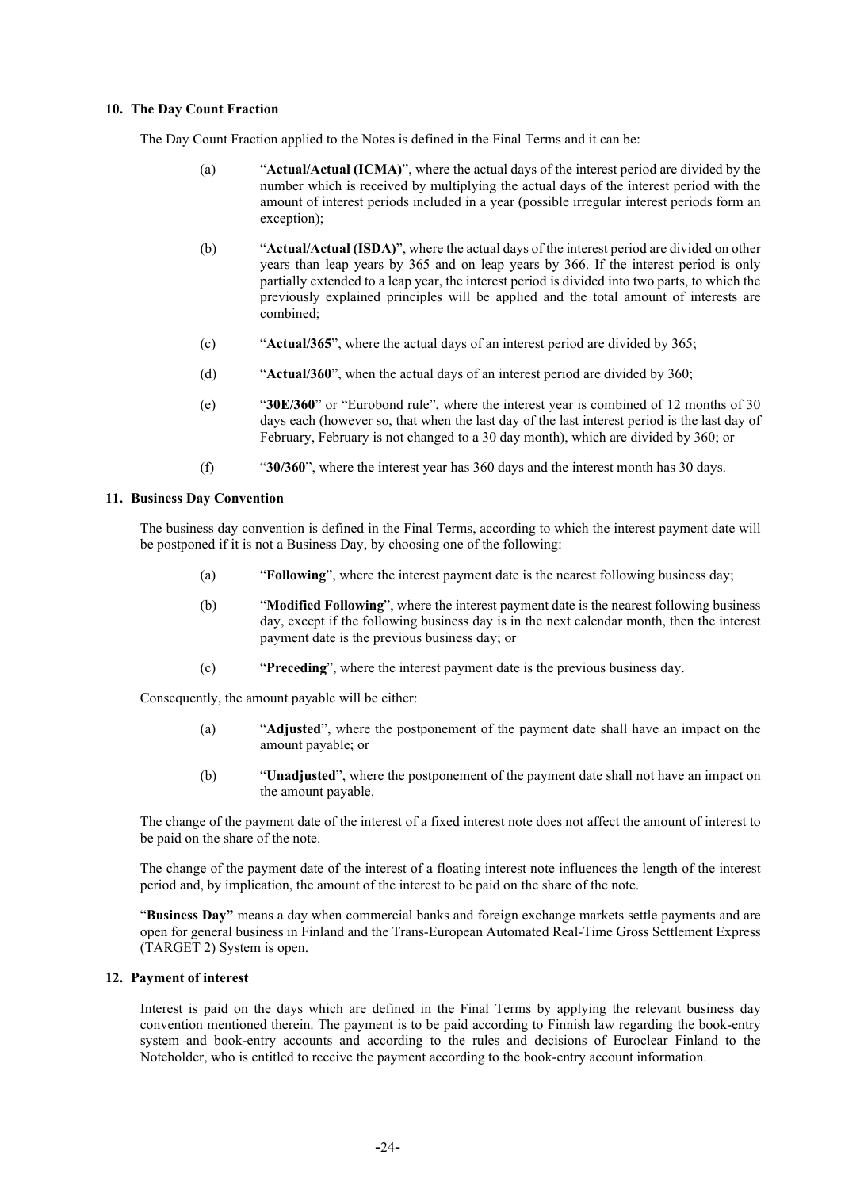## 10. The Day Count Fraction

The Day Count Fraction applied to the Notes is defined in the Final Terms and it can be:

(a) "**Actual/Actual (ICMA)**", where the actual days of the interest period are divided by the number which is received by multiplying the actual days of the interest period with the amount of interest periods included in a year (possible irregular interest periods form an exception);

(b) "**Actual/Actual (ISDA)**", where the actual days of the interest period are divided on other years than leap years by 365 and on leap years by 366. If the interest period is only partially extended to a leap year, the interest period is divided into two parts, to which the previously explained principles will be applied and the total amount of interests are combined;

(c) "**Actual/365**", where the actual days of an interest period are divided by 365;

(d) "**Actual/360**", when the actual days of an interest period are divided by 360;

(e) "**30E/360**" or "Eurobond rule", where the interest year is combined of 12 months of 30 days each (however so, that when the last day of the last interest period is the last day of February, February is not changed to a 30 day month), which are divided by 360; or

(f) "**30/360**", where the interest year has 360 days and the interest month has 30 days.

## 11. Business Day Convention

The business day convention is defined in the Final Terms, according to which the interest payment date will be postponed if it is not a Business Day, by choosing one of the following:

(a) "**Following**", where the interest payment date is the nearest following business day;

(b) "**Modified Following**", where the interest payment date is the nearest following business day, except if the following business day is in the next calendar month, then the interest payment date is the previous business day; or

(c) "**Preceding**", where the interest payment date is the previous business day.

Consequently, the amount payable will be either:

(a) "**Adjusted**", where the postponement of the payment date shall have an impact on the amount payable; or

(b) "**Unadjusted**", where the postponement of the payment date shall not have an impact on the amount payable.

The change of the payment date of the interest of a fixed interest note does not affect the amount of interest to be paid on the share of the note.

The change of the payment date of the interest of a floating interest note influences the length of the interest period and, by implication, the amount of the interest to be paid on the share of the note.

"**Business Day"** means a day when commercial banks and foreign exchange markets settle payments and are open for general business in Finland and the Trans-European Automated Real-Time Gross Settlement Express (TARGET 2) System is open.

## 12. Payment of interest

Interest is paid on the days which are defined in the Final Terms by applying the relevant business day convention mentioned therein. The payment is to be paid according to Finnish law regarding the book-entry system and book-entry accounts and according to the rules and decisions of Euroclear Finland to the Noteholder, who is entitled to receive the payment according to the book-entry account information.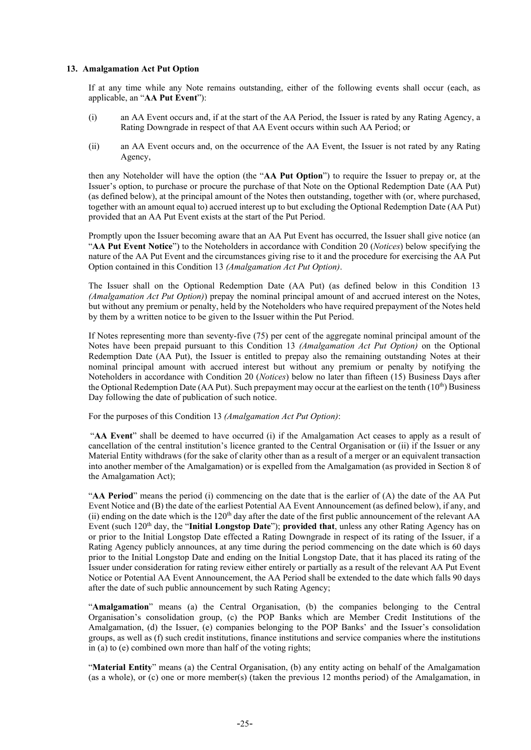### 13. Amalgamation Act Put Option

If at any time while any Note remains outstanding, either of the following events shall occur (each, as applicable, an "**AA Put Event**"):

(i) an AA Event occurs and, if at the start of the AA Period, the Issuer is rated by any Rating Agency, a Rating Downgrade in respect of that AA Event occurs within such AA Period; or

(ii) an AA Event occurs and, on the occurrence of the AA Event, the Issuer is not rated by any Rating Agency,

then any Noteholder will have the option (the "**AA Put Option**") to require the Issuer to prepay or, at the Issuer's option, to purchase or procure the purchase of that Note on the Optional Redemption Date (AA Put) (as defined below), at the principal amount of the Notes then outstanding, together with (or, where purchased, together with an amount equal to) accrued interest up to but excluding the Optional Redemption Date (AA Put) provided that an AA Put Event exists at the start of the Put Period.

Promptly upon the Issuer becoming aware that an AA Put Event has occurred, the Issuer shall give notice (an "**AA Put Event Notice**") to the Noteholders in accordance with Condition 20 (*Notices*) below specifying the nature of the AA Put Event and the circumstances giving rise to it and the procedure for exercising the AA Put Option contained in this Condition 13 *(Amalgamation Act Put Option)*.

The Issuer shall on the Optional Redemption Date (AA Put) (as defined below in this Condition 13 *(Amalgamation Act Put Option)*) prepay the nominal principal amount of and accrued interest on the Notes, but without any premium or penalty, held by the Noteholders who have required prepayment of the Notes held by them by a written notice to be given to the Issuer within the Put Period.

If Notes representing more than seventy-five (75) per cent of the aggregate nominal principal amount of the Notes have been prepaid pursuant to this Condition 13 *(Amalgamation Act Put Option)* on the Optional Redemption Date (AA Put), the Issuer is entitled to prepay also the remaining outstanding Notes at their nominal principal amount with accrued interest but without any premium or penalty by notifying the Noteholders in accordance with Condition 20 (*Notices*) below no later than fifteen (15) Business Days after the Optional Redemption Date (AA Put). Such prepayment may occur at the earliest on the tenth (10th) Business Day following the date of publication of such notice.

For the purposes of this Condition 13 *(Amalgamation Act Put Option)*:

"**AA Event**" shall be deemed to have occurred (i) if the Amalgamation Act ceases to apply as a result of cancellation of the central institution's licence granted to the Central Organisation or (ii) if the Issuer or any Material Entity withdraws (for the sake of clarity other than as a result of a merger or an equivalent transaction into another member of the Amalgamation) or is expelled from the Amalgamation (as provided in Section 8 of the Amalgamation Act);

"**AA Period**" means the period (i) commencing on the date that is the earlier of (A) the date of the AA Put Event Notice and (B) the date of the earliest Potential AA Event Announcement (as defined below), if any, and (ii) ending on the date which is the 120th day after the date of the first public announcement of the relevant AA Event (such 120th day, the "**Initial Longstop Date**"); **provided that**, unless any other Rating Agency has on or prior to the Initial Longstop Date effected a Rating Downgrade in respect of its rating of the Issuer, if a Rating Agency publicly announces, at any time during the period commencing on the date which is 60 days prior to the Initial Longstop Date and ending on the Initial Longstop Date, that it has placed its rating of the Issuer under consideration for rating review either entirely or partially as a result of the relevant AA Put Event Notice or Potential AA Event Announcement, the AA Period shall be extended to the date which falls 90 days after the date of such public announcement by such Rating Agency;

"**Amalgamation**" means (a) the Central Organisation, (b) the companies belonging to the Central Organisation's consolidation group, (c) the POP Banks which are Member Credit Institutions of the Amalgamation, (d) the Issuer, (e) companies belonging to the POP Banks' and the Issuer's consolidation groups, as well as (f) such credit institutions, finance institutions and service companies where the institutions in (a) to (e) combined own more than half of the voting rights;

"**Material Entity**" means (a) the Central Organisation, (b) any entity acting on behalf of the Amalgamation (as a whole), or (c) one or more member(s) (taken the previous 12 months period) of the Amalgamation, in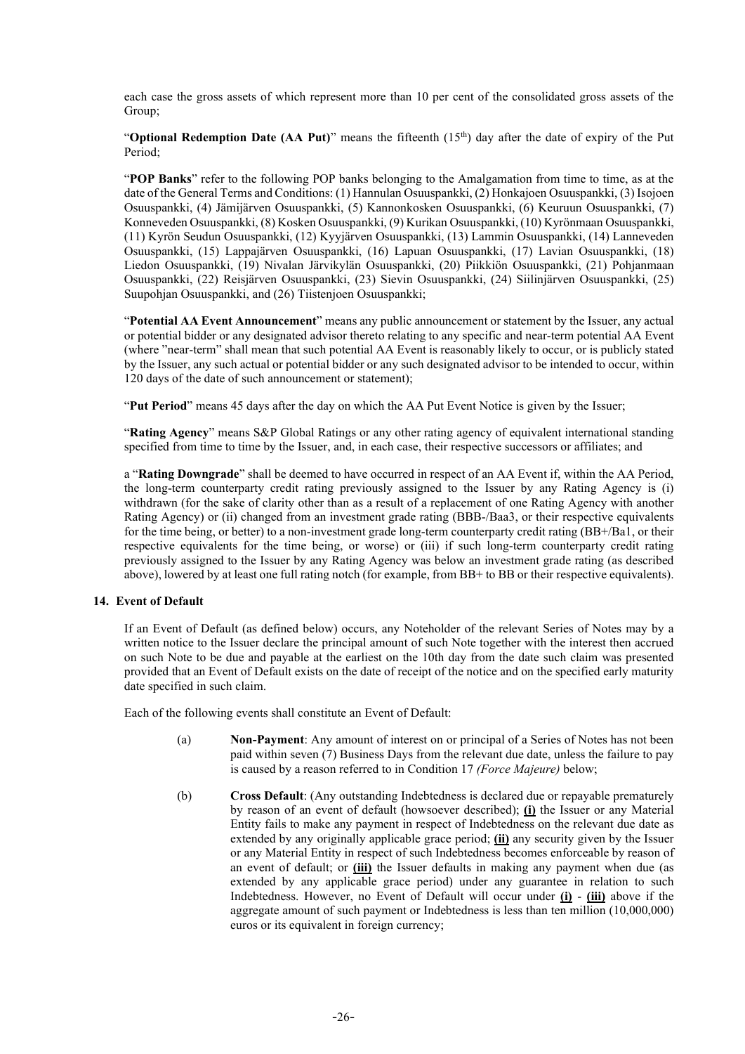each case the gross assets of which represent more than 10 per cent of the consolidated gross assets of the Group;

"**Optional Redemption Date (AA Put)**" means the fifteenth (15th) day after the date of expiry of the Put Period;

"**POP Banks**" refer to the following POP banks belonging to the Amalgamation from time to time, as at the date of the General Terms and Conditions: (1) Hannulan Osuuspankki, (2) Honkajoen Osuuspankki, (3) Isojoen Osuuspankki, (4) Jämijärven Osuuspankki, (5) Kannonkosken Osuuspankki, (6) Keuruun Osuuspankki, (7) Konneveden Osuuspankki, (8) Kosken Osuuspankki, (9) Kurikan Osuuspankki, (10) Kyrönmaan Osuuspankki, (11) Kyrön Seudun Osuuspankki, (12) Kyyjärven Osuuspankki, (13) Lammin Osuuspankki, (14) Lanneveden Osuuspankki, (15) Lappajärven Osuuspankki, (16) Lapuan Osuuspankki, (17) Lavian Osuuspankki, (18) Liedon Osuuspankki, (19) Nivalan Järvikylän Osuuspankki, (20) Piikkiön Osuuspankki, (21) Pohjanmaan Osuuspankki, (22) Reisjärven Osuuspankki, (23) Sievin Osuuspankki, (24) Siilinjärven Osuuspankki, (25) Suupohjan Osuuspankki, and (26) Tiistenjoen Osuuspankki;

"**Potential AA Event Announcement**" means any public announcement or statement by the Issuer, any actual or potential bidder or any designated advisor thereto relating to any specific and near-term potential AA Event (where "near-term" shall mean that such potential AA Event is reasonably likely to occur, or is publicly stated by the Issuer, any such actual or potential bidder or any such designated advisor to be intended to occur, within 120 days of the date of such announcement or statement);

"**Put Period**" means 45 days after the day on which the AA Put Event Notice is given by the Issuer;

"**Rating Agency**" means S&P Global Ratings or any other rating agency of equivalent international standing specified from time to time by the Issuer, and, in each case, their respective successors or affiliates; and

a "**Rating Downgrade**" shall be deemed to have occurred in respect of an AA Event if, within the AA Period, the long-term counterparty credit rating previously assigned to the Issuer by any Rating Agency is (i) withdrawn (for the sake of clarity other than as a result of a replacement of one Rating Agency with another Rating Agency) or (ii) changed from an investment grade rating (BBB-/Baa3, or their respective equivalents for the time being, or better) to a non-investment grade long-term counterparty credit rating (BB+/Ba1, or their respective equivalents for the time being, or worse) or (iii) if such long-term counterparty credit rating previously assigned to the Issuer by any Rating Agency was below an investment grade rating (as described above), lowered by at least one full rating notch (for example, from BB+ to BB or their respective equivalents).

**14. Event of Default**

If an Event of Default (as defined below) occurs, any Noteholder of the relevant Series of Notes may by a written notice to the Issuer declare the principal amount of such Note together with the interest then accrued on such Note to be due and payable at the earliest on the 10th day from the date such claim was presented provided that an Event of Default exists on the date of receipt of the notice and on the specified early maturity date specified in such claim.

Each of the following events shall constitute an Event of Default:

(a) **Non-Payment**: Any amount of interest on or principal of a Series of Notes has not been paid within seven (7) Business Days from the relevant due date, unless the failure to pay is caused by a reason referred to in Condition 17 *(Force Majeure)* below;

(b) **Cross Default**: (Any outstanding Indebtedness is declared due or repayable prematurely by reason of an event of default (howsoever described); **(i)** the Issuer or any Material Entity fails to make any payment in respect of Indebtedness on the relevant due date as extended by any originally applicable grace period; **(ii)** any security given by the Issuer or any Material Entity in respect of such Indebtedness becomes enforceable by reason of an event of default; or **(iii)** the Issuer defaults in making any payment when due (as extended by any applicable grace period) under any guarantee in relation to such Indebtedness. However, no Event of Default will occur under **(i)** - **(iii)** above if the aggregate amount of such payment or Indebtedness is less than ten million (10,000,000) euros or its equivalent in foreign currency;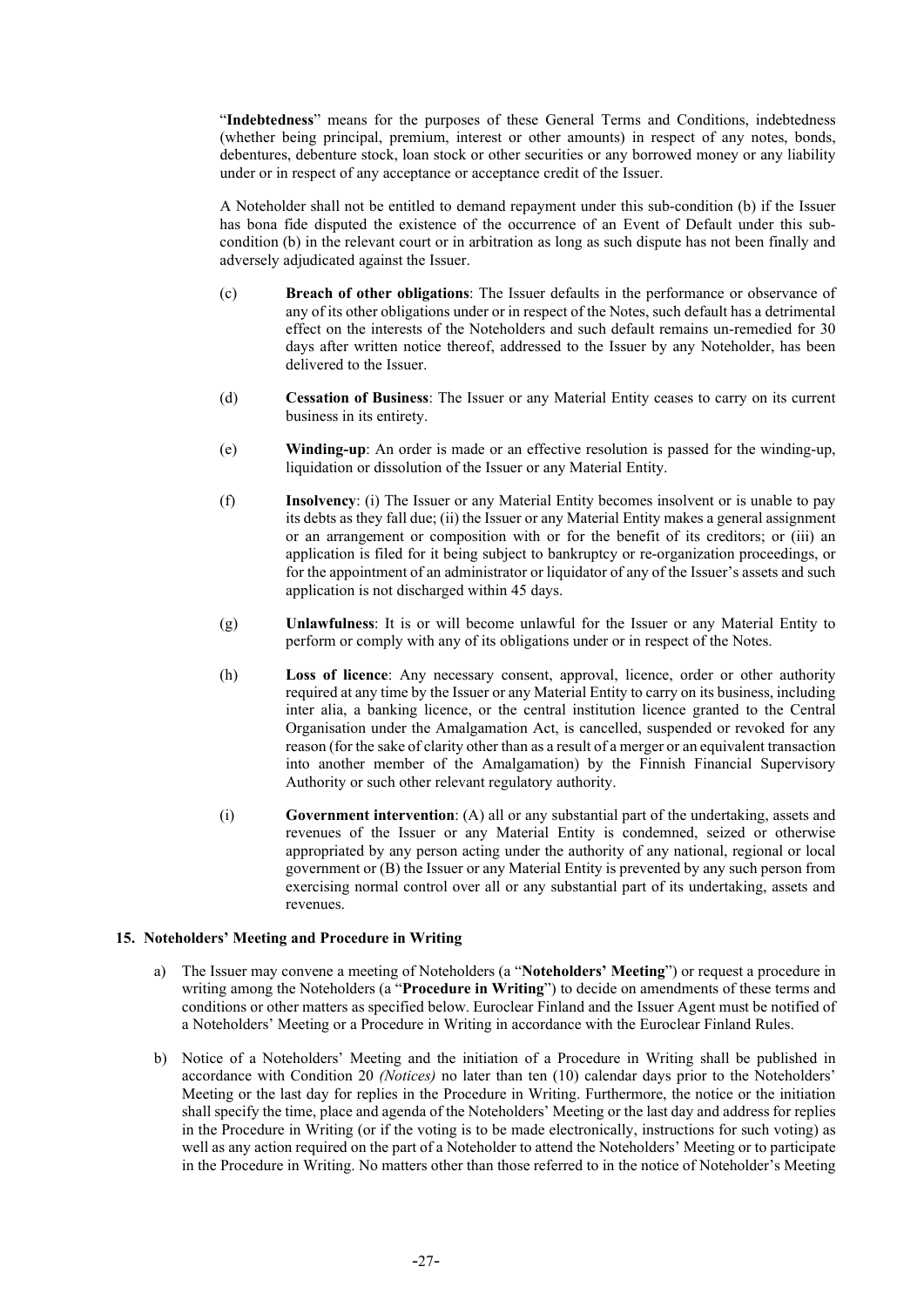"**Indebtedness**" means for the purposes of these General Terms and Conditions, indebtedness (whether being principal, premium, interest or other amounts) in respect of any notes, bonds, debentures, debenture stock, loan stock or other securities or any borrowed money or any liability under or in respect of any acceptance or acceptance credit of the Issuer.

A Noteholder shall not be entitled to demand repayment under this sub-condition (b) if the Issuer has bona fide disputed the existence of the occurrence of an Event of Default under this sub-condition (b) in the relevant court or in arbitration as long as such dispute has not been finally and adversely adjudicated against the Issuer.

(c) **Breach of other obligations**: The Issuer defaults in the performance or observance of any of its other obligations under or in respect of the Notes, such default has a detrimental effect on the interests of the Noteholders and such default remains un-remedied for 30 days after written notice thereof, addressed to the Issuer by any Noteholder, has been delivered to the Issuer.

(d) **Cessation of Business**: The Issuer or any Material Entity ceases to carry on its current business in its entirety.

(e) **Winding-up**: An order is made or an effective resolution is passed for the winding-up, liquidation or dissolution of the Issuer or any Material Entity.

(f) **Insolvency**: (i) The Issuer or any Material Entity becomes insolvent or is unable to pay its debts as they fall due; (ii) the Issuer or any Material Entity makes a general assignment or an arrangement or composition with or for the benefit of its creditors; or (iii) an application is filed for it being subject to bankruptcy or re-organization proceedings, or for the appointment of an administrator or liquidator of any of the Issuer's assets and such application is not discharged within 45 days.

(g) **Unlawfulness**: It is or will become unlawful for the Issuer or any Material Entity to perform or comply with any of its obligations under or in respect of the Notes.

(h) **Loss of licence**: Any necessary consent, approval, licence, order or other authority required at any time by the Issuer or any Material Entity to carry on its business, including inter alia, a banking licence, or the central institution licence granted to the Central Organisation under the Amalgamation Act, is cancelled, suspended or revoked for any reason (for the sake of clarity other than as a result of a merger or an equivalent transaction into another member of the Amalgamation) by the Finnish Financial Supervisory Authority or such other relevant regulatory authority.

(i) **Government intervention**: (A) all or any substantial part of the undertaking, assets and revenues of the Issuer or any Material Entity is condemned, seized or otherwise appropriated by any person acting under the authority of any national, regional or local government or (B) the Issuer or any Material Entity is prevented by any such person from exercising normal control over all or any substantial part of its undertaking, assets and revenues.

## 15. Noteholders' Meeting and Procedure in Writing

a) The Issuer may convene a meeting of Noteholders (a "**Noteholders' Meeting**") or request a procedure in writing among the Noteholders (a "**Procedure in Writing**") to decide on amendments of these terms and conditions or other matters as specified below. Euroclear Finland and the Issuer Agent must be notified of a Noteholders' Meeting or a Procedure in Writing in accordance with the Euroclear Finland Rules.

b) Notice of a Noteholders' Meeting and the initiation of a Procedure in Writing shall be published in accordance with Condition 20 *(Notices)* no later than ten (10) calendar days prior to the Noteholders' Meeting or the last day for replies in the Procedure in Writing. Furthermore, the notice or the initiation shall specify the time, place and agenda of the Noteholders' Meeting or the last day and address for replies in the Procedure in Writing (or if the voting is to be made electronically, instructions for such voting) as well as any action required on the part of a Noteholder to attend the Noteholders' Meeting or to participate in the Procedure in Writing. No matters other than those referred to in the notice of Noteholder's Meeting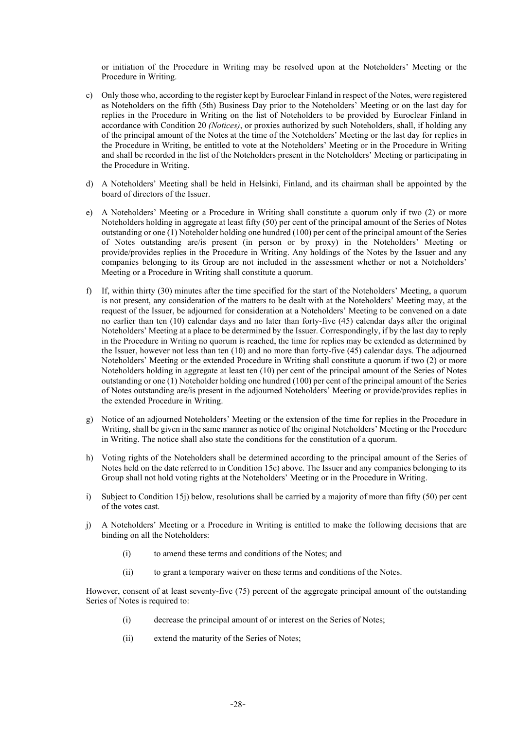or initiation of the Procedure in Writing may be resolved upon at the Noteholders' Meeting or the Procedure in Writing.

c) Only those who, according to the register kept by Euroclear Finland in respect of the Notes, were registered as Noteholders on the fifth (5th) Business Day prior to the Noteholders' Meeting or on the last day for replies in the Procedure in Writing on the list of Noteholders to be provided by Euroclear Finland in accordance with Condition 20 *(Notices)*, or proxies authorized by such Noteholders, shall, if holding any of the principal amount of the Notes at the time of the Noteholders' Meeting or the last day for replies in the Procedure in Writing, be entitled to vote at the Noteholders' Meeting or in the Procedure in Writing and shall be recorded in the list of the Noteholders present in the Noteholders' Meeting or participating in the Procedure in Writing.

d) A Noteholders' Meeting shall be held in Helsinki, Finland, and its chairman shall be appointed by the board of directors of the Issuer.

e) A Noteholders' Meeting or a Procedure in Writing shall constitute a quorum only if two (2) or more Noteholders holding in aggregate at least fifty (50) per cent of the principal amount of the Series of Notes outstanding or one (1) Noteholder holding one hundred (100) per cent of the principal amount of the Series of Notes outstanding are/is present (in person or by proxy) in the Noteholders' Meeting or provide/provides replies in the Procedure in Writing. Any holdings of the Notes by the Issuer and any companies belonging to its Group are not included in the assessment whether or not a Noteholders' Meeting or a Procedure in Writing shall constitute a quorum.

f) If, within thirty (30) minutes after the time specified for the start of the Noteholders' Meeting, a quorum is not present, any consideration of the matters to be dealt with at the Noteholders' Meeting may, at the request of the Issuer, be adjourned for consideration at a Noteholders' Meeting to be convened on a date no earlier than ten (10) calendar days and no later than forty-five (45) calendar days after the original Noteholders' Meeting at a place to be determined by the Issuer. Correspondingly, if by the last day to reply in the Procedure in Writing no quorum is reached, the time for replies may be extended as determined by the Issuer, however not less than ten (10) and no more than forty-five (45) calendar days. The adjourned Noteholders' Meeting or the extended Procedure in Writing shall constitute a quorum if two (2) or more Noteholders holding in aggregate at least ten (10) per cent of the principal amount of the Series of Notes outstanding or one (1) Noteholder holding one hundred (100) per cent of the principal amount of the Series of Notes outstanding are/is present in the adjourned Noteholders' Meeting or provide/provides replies in the extended Procedure in Writing.

g) Notice of an adjourned Noteholders' Meeting or the extension of the time for replies in the Procedure in Writing, shall be given in the same manner as notice of the original Noteholders' Meeting or the Procedure in Writing. The notice shall also state the conditions for the constitution of a quorum.

h) Voting rights of the Noteholders shall be determined according to the principal amount of the Series of Notes held on the date referred to in Condition 15c) above. The Issuer and any companies belonging to its Group shall not hold voting rights at the Noteholders' Meeting or in the Procedure in Writing.

i) Subject to Condition 15j) below, resolutions shall be carried by a majority of more than fifty (50) per cent of the votes cast.

j) A Noteholders' Meeting or a Procedure in Writing is entitled to make the following decisions that are binding on all the Noteholders:

   (i) to amend these terms and conditions of the Notes; and

   (ii) to grant a temporary waiver on these terms and conditions of the Notes.

However, consent of at least seventy-five (75) percent of the aggregate principal amount of the outstanding Series of Notes is required to:

   (i) decrease the principal amount of or interest on the Series of Notes;

   (ii) extend the maturity of the Series of Notes;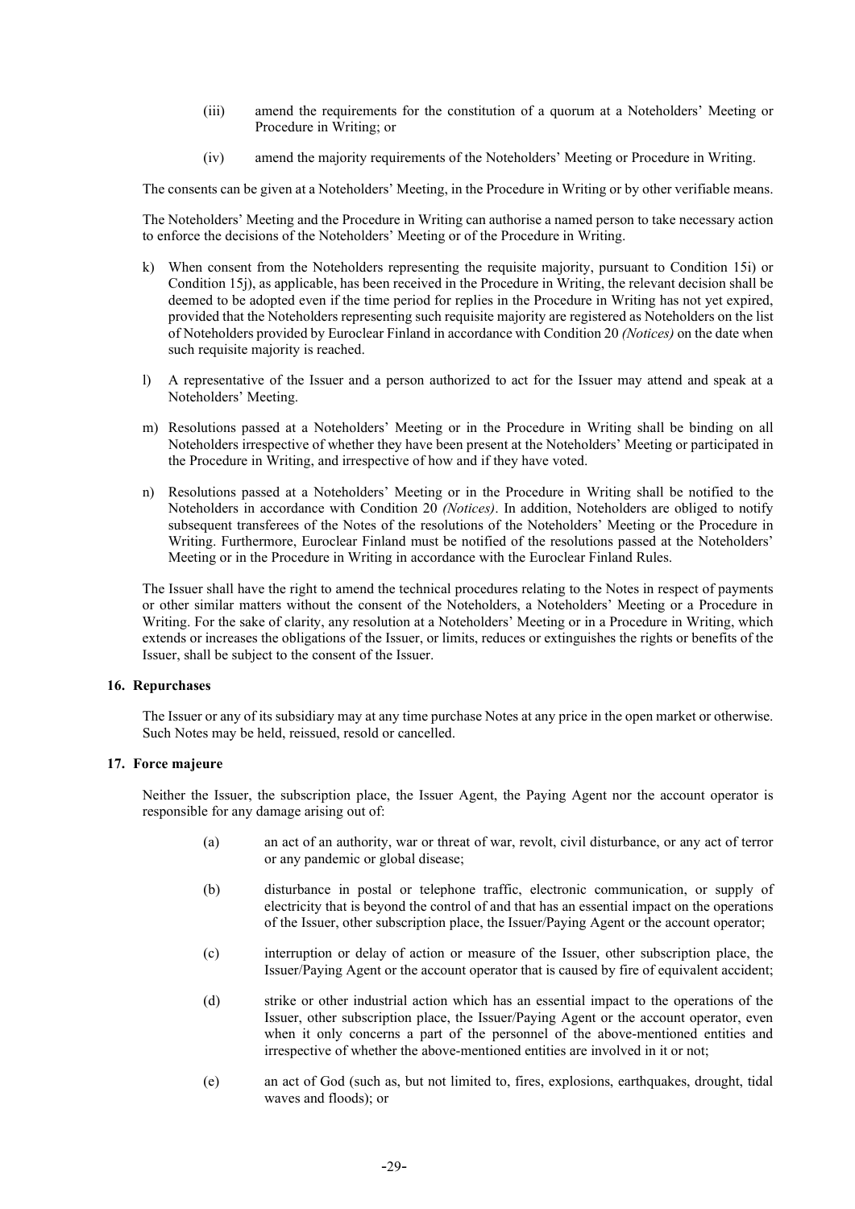(iii) amend the requirements for the constitution of a quorum at a Noteholders' Meeting or Procedure in Writing; or

(iv) amend the majority requirements of the Noteholders' Meeting or Procedure in Writing.

The consents can be given at a Noteholders' Meeting, in the Procedure in Writing or by other verifiable means.

The Noteholders' Meeting and the Procedure in Writing can authorise a named person to take necessary action to enforce the decisions of the Noteholders' Meeting or of the Procedure in Writing.

k) When consent from the Noteholders representing the requisite majority, pursuant to Condition 15i) or Condition 15j), as applicable, has been received in the Procedure in Writing, the relevant decision shall be deemed to be adopted even if the time period for replies in the Procedure in Writing has not yet expired, provided that the Noteholders representing such requisite majority are registered as Noteholders on the list of Noteholders provided by Euroclear Finland in accordance with Condition 20 *(Notices)* on the date when such requisite majority is reached.

l) A representative of the Issuer and a person authorized to act for the Issuer may attend and speak at a Noteholders' Meeting.

m) Resolutions passed at a Noteholders' Meeting or in the Procedure in Writing shall be binding on all Noteholders irrespective of whether they have been present at the Noteholders' Meeting or participated in the Procedure in Writing, and irrespective of how and if they have voted.

n) Resolutions passed at a Noteholders' Meeting or in the Procedure in Writing shall be notified to the Noteholders in accordance with Condition 20 *(Notices)*. In addition, Noteholders are obliged to notify subsequent transferees of the Notes of the resolutions of the Noteholders' Meeting or the Procedure in Writing. Furthermore, Euroclear Finland must be notified of the resolutions passed at the Noteholders' Meeting or in the Procedure in Writing in accordance with the Euroclear Finland Rules.

The Issuer shall have the right to amend the technical procedures relating to the Notes in respect of payments or other similar matters without the consent of the Noteholders, a Noteholders' Meeting or a Procedure in Writing. For the sake of clarity, any resolution at a Noteholders' Meeting or in a Procedure in Writing, which extends or increases the obligations of the Issuer, or limits, reduces or extinguishes the rights or benefits of the Issuer, shall be subject to the consent of the Issuer.

**16. Repurchases**

The Issuer or any of its subsidiary may at any time purchase Notes at any price in the open market or otherwise. Such Notes may be held, reissued, resold or cancelled.

**17. Force majeure**

Neither the Issuer, the subscription place, the Issuer Agent, the Paying Agent nor the account operator is responsible for any damage arising out of:

(a) an act of an authority, war or threat of war, revolt, civil disturbance, or any act of terror or any pandemic or global disease;

(b) disturbance in postal or telephone traffic, electronic communication, or supply of electricity that is beyond the control of and that has an essential impact on the operations of the Issuer, other subscription place, the Issuer/Paying Agent or the account operator;

(c) interruption or delay of action or measure of the Issuer, other subscription place, the Issuer/Paying Agent or the account operator that is caused by fire of equivalent accident;

(d) strike or other industrial action which has an essential impact to the operations of the Issuer, other subscription place, the Issuer/Paying Agent or the account operator, even when it only concerns a part of the personnel of the above-mentioned entities and irrespective of whether the above-mentioned entities are involved in it or not;

(e) an act of God (such as, but not limited to, fires, explosions, earthquakes, drought, tidal waves and floods); or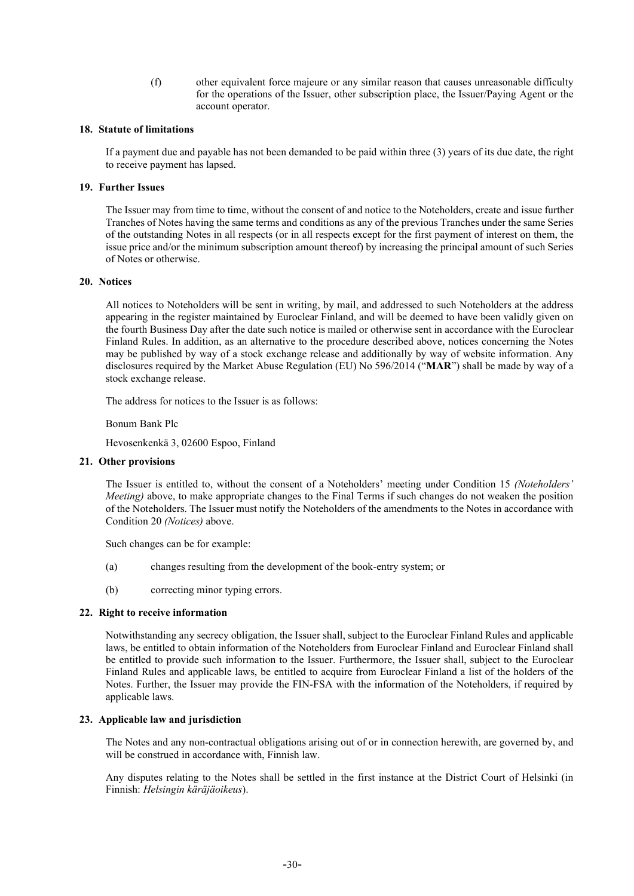(f) other equivalent force majeure or any similar reason that causes unreasonable difficulty for the operations of the Issuer, other subscription place, the Issuer/Paying Agent or the account operator.

## 18. Statute of limitations

If a payment due and payable has not been demanded to be paid within three (3) years of its due date, the right to receive payment has lapsed.

## 19. Further Issues

The Issuer may from time to time, without the consent of and notice to the Noteholders, create and issue further Tranches of Notes having the same terms and conditions as any of the previous Tranches under the same Series of the outstanding Notes in all respects (or in all respects except for the first payment of interest on them, the issue price and/or the minimum subscription amount thereof) by increasing the principal amount of such Series of Notes or otherwise.

## 20. Notices

All notices to Noteholders will be sent in writing, by mail, and addressed to such Noteholders at the address appearing in the register maintained by Euroclear Finland, and will be deemed to have been validly given on the fourth Business Day after the date such notice is mailed or otherwise sent in accordance with the Euroclear Finland Rules. In addition, as an alternative to the procedure described above, notices concerning the Notes may be published by way of a stock exchange release and additionally by way of website information. Any disclosures required by the Market Abuse Regulation (EU) No 596/2014 ("**MAR**") shall be made by way of a stock exchange release.

The address for notices to the Issuer is as follows:

Bonum Bank Plc

Hevosenkenkä 3, 02600 Espoo, Finland

## 21. Other provisions

The Issuer is entitled to, without the consent of a Noteholders' meeting under Condition 15 *(Noteholders' Meeting)* above, to make appropriate changes to the Final Terms if such changes do not weaken the position of the Noteholders. The Issuer must notify the Noteholders of the amendments to the Notes in accordance with Condition 20 *(Notices)* above.

Such changes can be for example:

(a) changes resulting from the development of the book-entry system; or

(b) correcting minor typing errors.

## 22. Right to receive information

Notwithstanding any secrecy obligation, the Issuer shall, subject to the Euroclear Finland Rules and applicable laws, be entitled to obtain information of the Noteholders from Euroclear Finland and Euroclear Finland shall be entitled to provide such information to the Issuer. Furthermore, the Issuer shall, subject to the Euroclear Finland Rules and applicable laws, be entitled to acquire from Euroclear Finland a list of the holders of the Notes. Further, the Issuer may provide the FIN-FSA with the information of the Noteholders, if required by applicable laws.

## 23. Applicable law and jurisdiction

The Notes and any non-contractual obligations arising out of or in connection herewith, are governed by, and will be construed in accordance with, Finnish law.

Any disputes relating to the Notes shall be settled in the first instance at the District Court of Helsinki (in Finnish: *Helsingin käräjäoikeus*).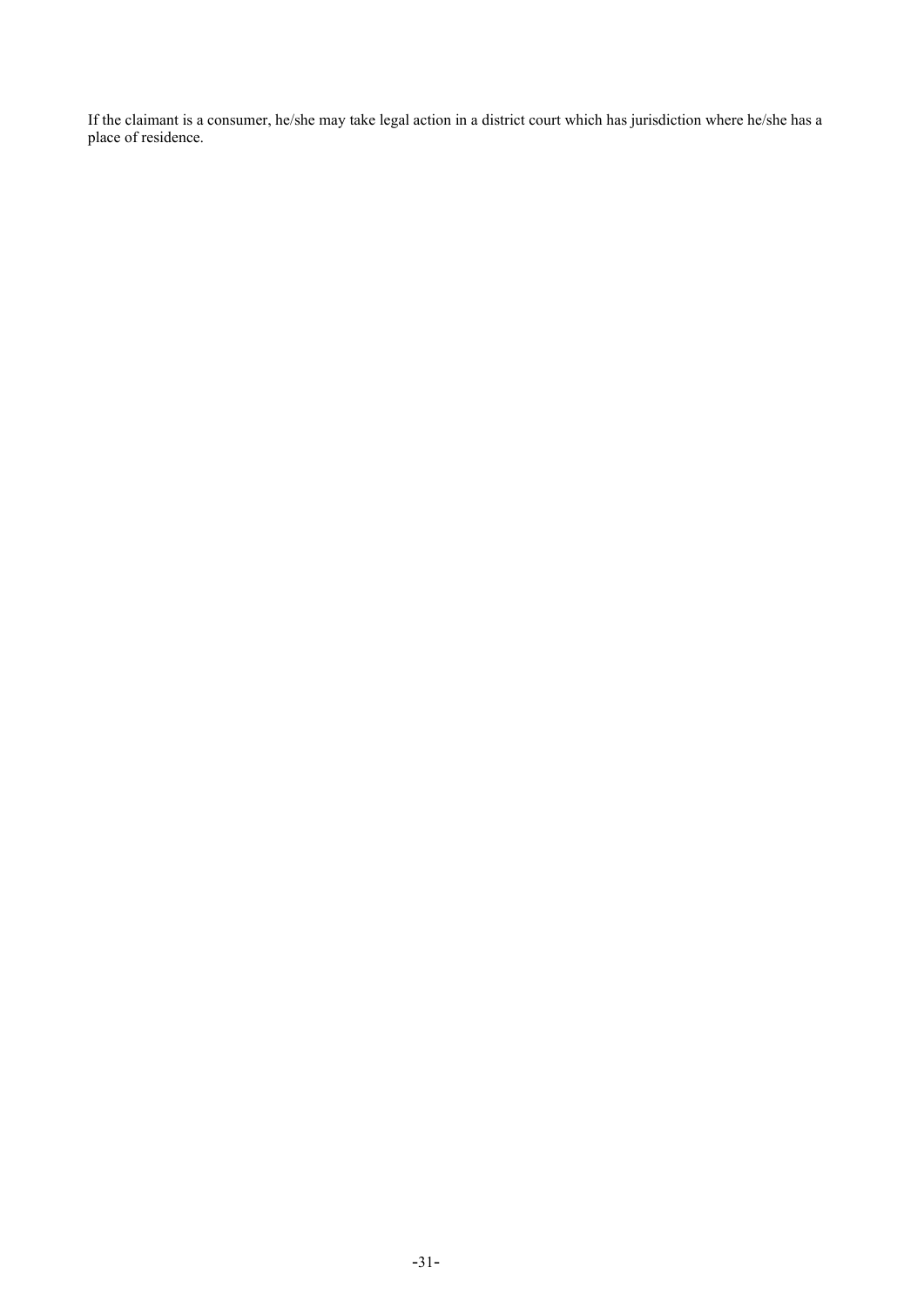If the claimant is a consumer, he/she may take legal action in a district court which has jurisdiction where he/she has a place of residence.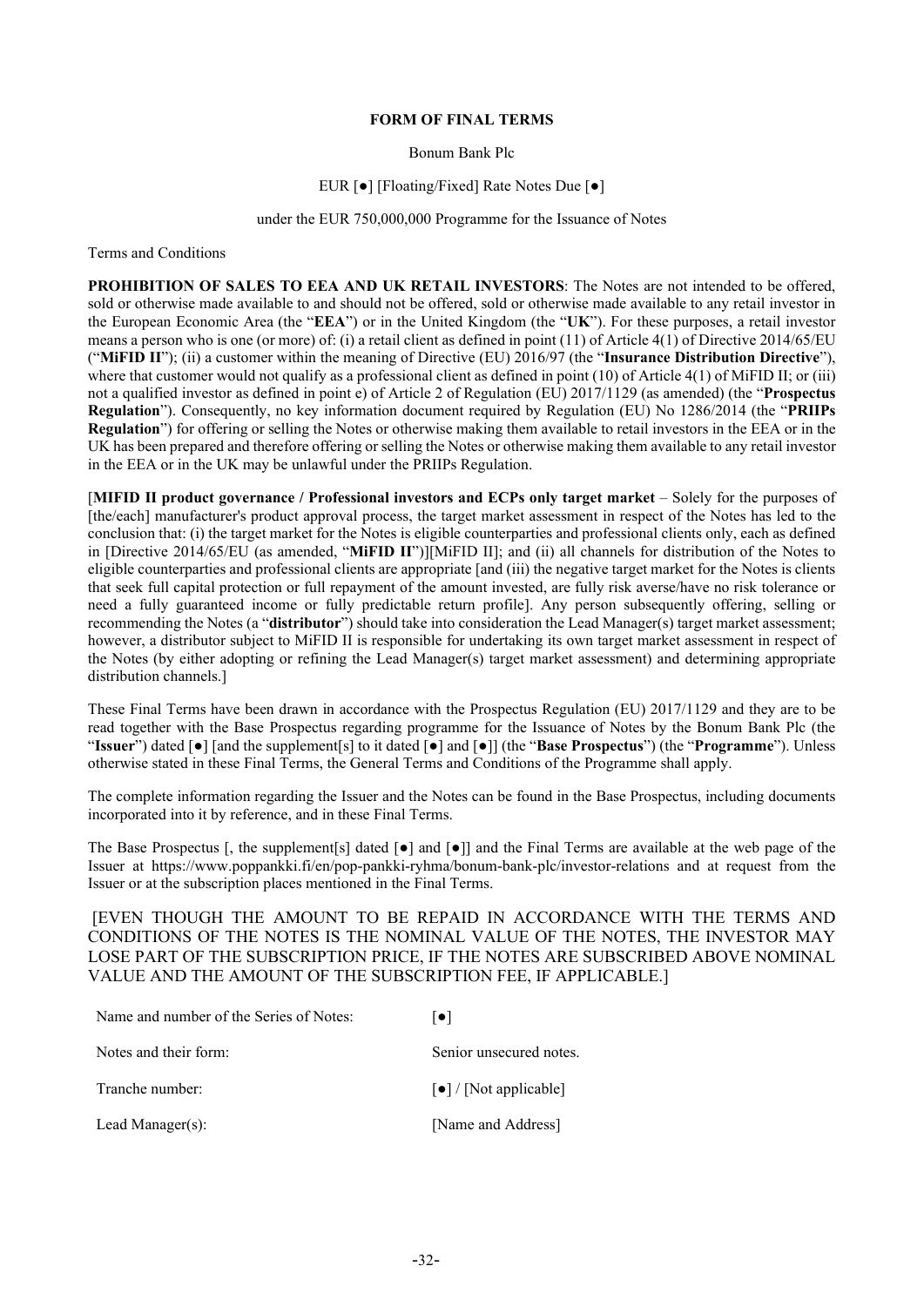**FORM OF FINAL TERMS**

Bonum Bank Plc

EUR [●] [Floating/Fixed] Rate Notes Due [●]

under the EUR 750,000,000 Programme for the Issuance of Notes

Terms and Conditions

**PROHIBITION OF SALES TO EEA AND UK RETAIL INVESTORS**: The Notes are not intended to be offered, sold or otherwise made available to and should not be offered, sold or otherwise made available to any retail investor in the European Economic Area (the "**EEA**") or in the United Kingdom (the "**UK**"). For these purposes, a retail investor means a person who is one (or more) of: (i) a retail client as defined in point (11) of Article 4(1) of Directive 2014/65/EU ("**MiFID II**"); (ii) a customer within the meaning of Directive (EU) 2016/97 (the "**Insurance Distribution Directive**"), where that customer would not qualify as a professional client as defined in point (10) of Article 4(1) of MiFID II; or (iii) not a qualified investor as defined in point e) of Article 2 of Regulation (EU) 2017/1129 (as amended) (the "**Prospectus Regulation**"). Consequently, no key information document required by Regulation (EU) No 1286/2014 (the "**PRIIPs Regulation**") for offering or selling the Notes or otherwise making them available to retail investors in the EEA or in the UK has been prepared and therefore offering or selling the Notes or otherwise making them available to any retail investor in the EEA or in the UK may be unlawful under the PRIIPs Regulation.

[**MIFID II product governance / Professional investors and ECPs only target market** – Solely for the purposes of [the/each] manufacturer's product approval process, the target market assessment in respect of the Notes has led to the conclusion that: (i) the target market for the Notes is eligible counterparties and professional clients only, each as defined in [Directive 2014/65/EU (as amended, "**MiFID II**")][MiFID II]; and (ii) all channels for distribution of the Notes to eligible counterparties and professional clients are appropriate [and (iii) the negative target market for the Notes is clients that seek full capital protection or full repayment of the amount invested, are fully risk averse/have no risk tolerance or need a fully guaranteed income or fully predictable return profile]. Any person subsequently offering, selling or recommending the Notes (a "**distributor**") should take into consideration the Lead Manager(s) target market assessment; however, a distributor subject to MiFID II is responsible for undertaking its own target market assessment in respect of the Notes (by either adopting or refining the Lead Manager(s) target market assessment) and determining appropriate distribution channels.]

These Final Terms have been drawn in accordance with the Prospectus Regulation (EU) 2017/1129 and they are to be read together with the Base Prospectus regarding programme for the Issuance of Notes by the Bonum Bank Plc (the "**Issuer**") dated [●] [and the supplement[s] to it dated [●] and [●]] (the "**Base Prospectus**") (the "**Programme**"). Unless otherwise stated in these Final Terms, the General Terms and Conditions of the Programme shall apply.

The complete information regarding the Issuer and the Notes can be found in the Base Prospectus, including documents incorporated into it by reference, and in these Final Terms.

The Base Prospectus [, the supplement[s] dated [●] and [●]] and the Final Terms are available at the web page of the Issuer at https://www.poppankki.fi/en/pop-pankki-ryhma/bonum-bank-plc/investor-relations and at request from the Issuer or at the subscription places mentioned in the Final Terms.

[EVEN THOUGH THE AMOUNT TO BE REPAID IN ACCORDANCE WITH THE TERMS AND CONDITIONS OF THE NOTES IS THE NOMINAL VALUE OF THE NOTES, THE INVESTOR MAY LOSE PART OF THE SUBSCRIPTION PRICE, IF THE NOTES ARE SUBSCRIBED ABOVE NOMINAL VALUE AND THE AMOUNT OF THE SUBSCRIPTION FEE, IF APPLICABLE.]

| | |
|---|---|
| Name and number of the Series of Notes: | [●] |
| Notes and their form: | Senior unsecured notes. |
| Tranche number: | [●] / [Not applicable] |
| Lead Manager(s): | [Name and Address] |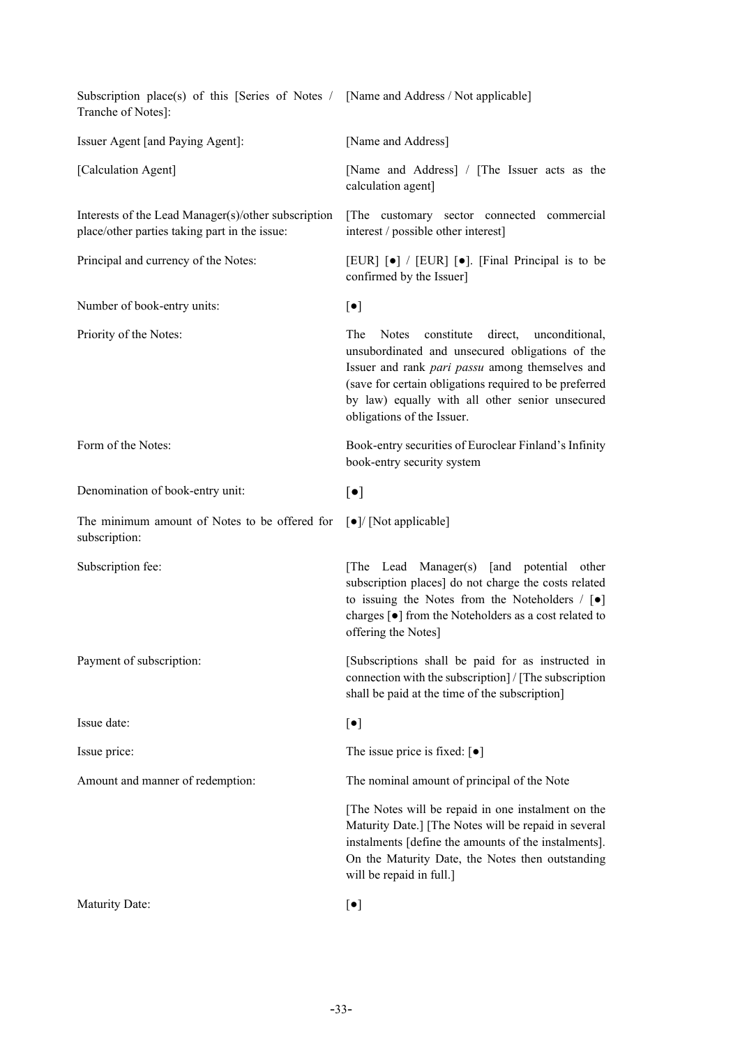| | |
|---|---|
| Subscription place(s) of this [Series of Notes / Tranche of Notes]: | [Name and Address / Not applicable] |
| Issuer Agent [and Paying Agent]: | [Name and Address] |
| [Calculation Agent] | [Name and Address] / [The Issuer acts as the calculation agent] |
| Interests of the Lead Manager(s)/other subscription place/other parties taking part in the issue: | [The customary sector connected commercial interest / possible other interest] |
| Principal and currency of the Notes: | [EUR] [●] / [EUR] [●]. [Final Principal is to be confirmed by the Issuer] |
| Number of book-entry units: | [●] |
| Priority of the Notes: | The Notes constitute direct, unconditional, unsubordinated and unsecured obligations of the Issuer and rank *pari passu* among themselves and (save for certain obligations required to be preferred by law) equally with all other senior unsecured obligations of the Issuer. |
| Form of the Notes: | Book-entry securities of Euroclear Finland's Infinity book-entry security system |
| Denomination of book-entry unit: | [●] |
| The minimum amount of Notes to be offered for subscription: | [●]/ [Not applicable] |
| Subscription fee: | [The Lead Manager(s) [and potential other subscription places] do not charge the costs related to issuing the Notes from the Noteholders / [●] charges [●] from the Noteholders as a cost related to offering the Notes] |
| Payment of subscription: | [Subscriptions shall be paid for as instructed in connection with the subscription] / [The subscription shall be paid at the time of the subscription] |
| Issue date: | [●] |
| Issue price: | The issue price is fixed: [●] |
| Amount and manner of redemption: | The nominal amount of principal of the Note<br><br>[The Notes will be repaid in one instalment on the Maturity Date.] [The Notes will be repaid in several instalments [define the amounts of the instalments]. On the Maturity Date, the Notes then outstanding will be repaid in full.] |
| Maturity Date: | [●] |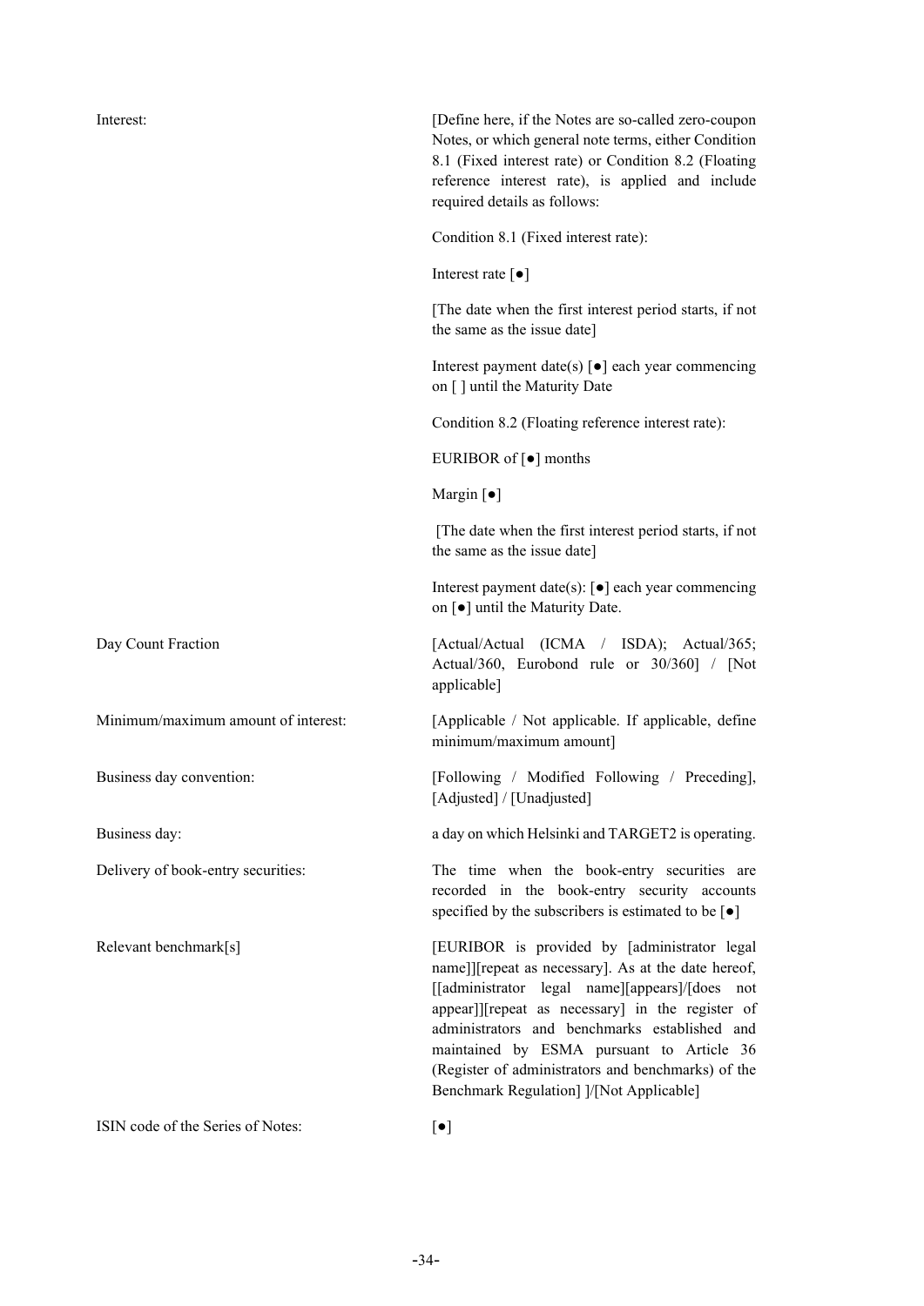| | |
|---|---|
| Interest: | [Define here, if the Notes are so-called zero-coupon Notes, or which general note terms, either Condition 8.1 (Fixed interest rate) or Condition 8.2 (Floating reference interest rate), is applied and include required details as follows:<br><br>Condition 8.1 (Fixed interest rate):<br><br>Interest rate [●]<br><br>[The date when the first interest period starts, if not the same as the issue date]<br><br>Interest payment date(s) [●] each year commencing on [ ] until the Maturity Date<br><br>Condition 8.2 (Floating reference interest rate):<br><br>EURIBOR of [●] months<br><br>Margin [●]<br><br>[The date when the first interest period starts, if not the same as the issue date]<br><br>Interest payment date(s): [●] each year commencing on [●] until the Maturity Date. |
| Day Count Fraction | [Actual/Actual (ICMA / ISDA); Actual/365; Actual/360, Eurobond rule or 30/360] / [Not applicable] |
| Minimum/maximum amount of interest: | [Applicable / Not applicable. If applicable, define minimum/maximum amount] |
| Business day convention: | [Following / Modified Following / Preceding], [Adjusted] / [Unadjusted] |
| Business day: | a day on which Helsinki and TARGET2 is operating. |
| Delivery of book-entry securities: | The time when the book-entry securities are recorded in the book-entry security accounts specified by the subscribers is estimated to be [●] |
| Relevant benchmark[s] | [EURIBOR is provided by [administrator legal name]][repeat as necessary]. As at the date hereof, [[administrator legal name][appears]/[does not appear]][repeat as necessary] in the register of administrators and benchmarks established and maintained by ESMA pursuant to Article 36 (Register of administrators and benchmarks) of the Benchmark Regulation] ]/[Not Applicable] |
| ISIN code of the Series of Notes: | [●] |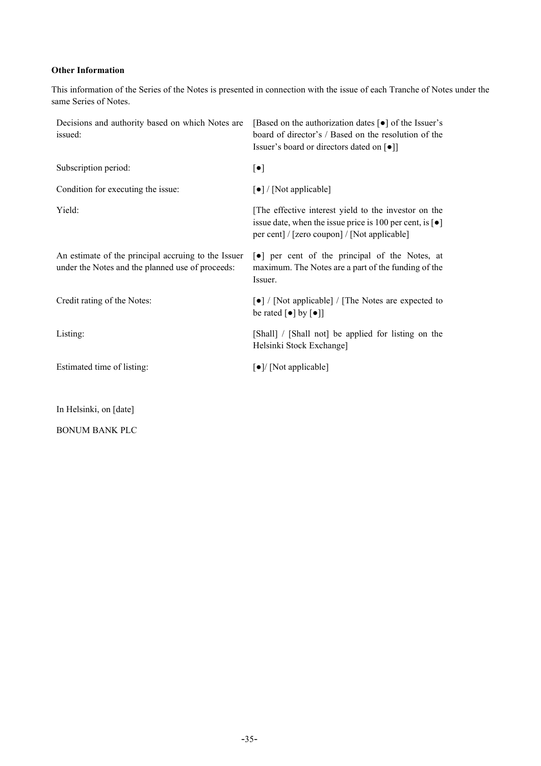**Other Information**

This information of the Series of the Notes is presented in connection with the issue of each Tranche of Notes under the same Series of Notes.

| | |
|---|---|
| Decisions and authority based on which Notes are issued: | [Based on the authorization dates [●] of the Issuer's board of director's / Based on the resolution of the Issuer's board or directors dated on [●]] |
| Subscription period: | [●] |
| Condition for executing the issue: | [●] / [Not applicable] |
| Yield: | [The effective interest yield to the investor on the issue date, when the issue price is 100 per cent, is [●] per cent] / [zero coupon] / [Not applicable] |
| An estimate of the principal accruing to the Issuer under the Notes and the planned use of proceeds: | [●] per cent of the principal of the Notes, at maximum. The Notes are a part of the funding of the Issuer. |
| Credit rating of the Notes: | [●] / [Not applicable] / [The Notes are expected to be rated [●] by [●]] |
| Listing: | [Shall] / [Shall not] be applied for listing on the Helsinki Stock Exchange] |
| Estimated time of listing: | [●]/ [Not applicable] |

In Helsinki, on [date]

BONUM BANK PLC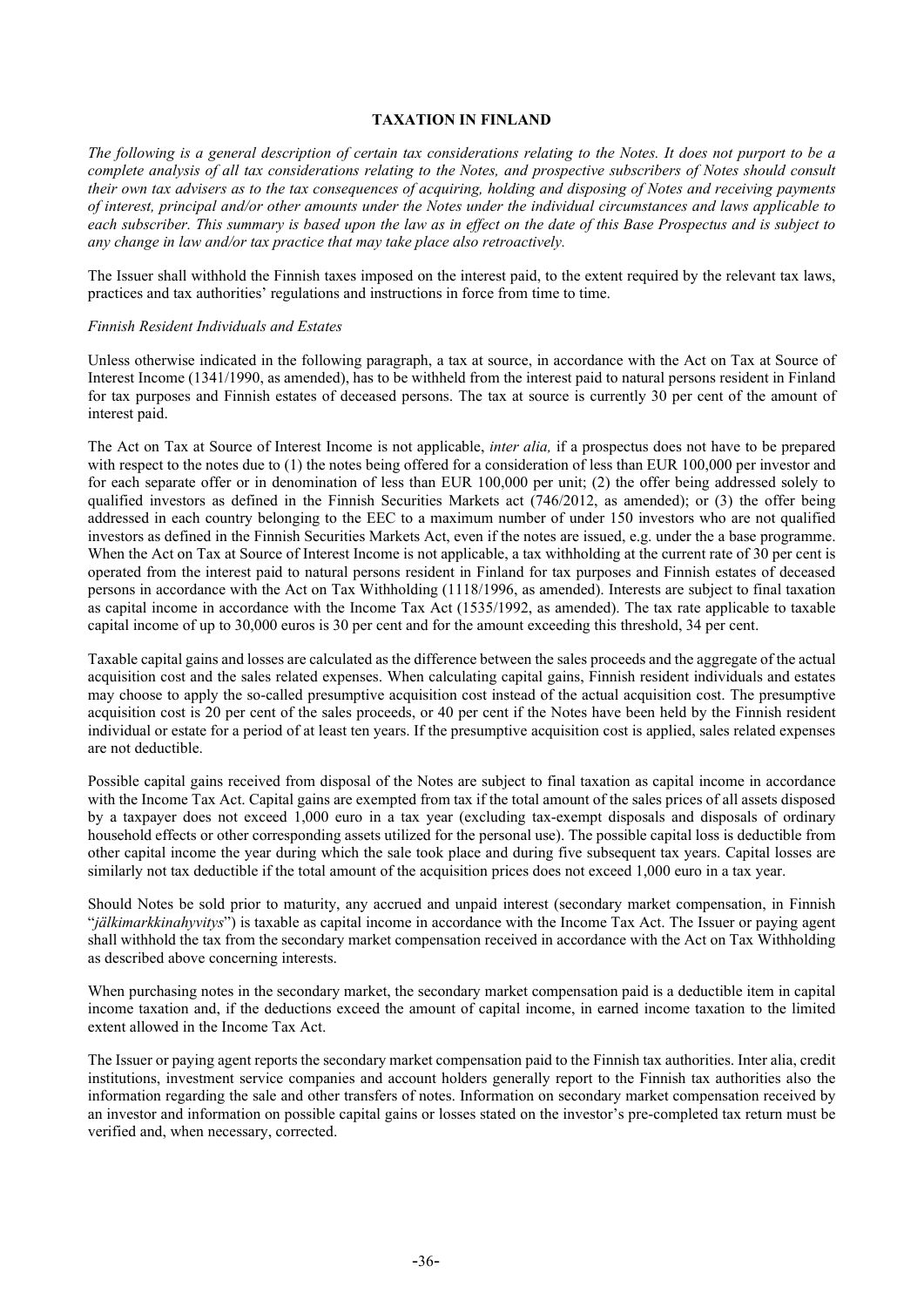## TAXATION IN FINLAND

*The following is a general description of certain tax considerations relating to the Notes. It does not purport to be a complete analysis of all tax considerations relating to the Notes, and prospective subscribers of Notes should consult their own tax advisers as to the tax consequences of acquiring, holding and disposing of Notes and receiving payments of interest, principal and/or other amounts under the Notes under the individual circumstances and laws applicable to each subscriber. This summary is based upon the law as in effect on the date of this Base Prospectus and is subject to any change in law and/or tax practice that may take place also retroactively.*

The Issuer shall withhold the Finnish taxes imposed on the interest paid, to the extent required by the relevant tax laws, practices and tax authorities' regulations and instructions in force from time to time.

*Finnish Resident Individuals and Estates*

Unless otherwise indicated in the following paragraph, a tax at source, in accordance with the Act on Tax at Source of Interest Income (1341/1990, as amended), has to be withheld from the interest paid to natural persons resident in Finland for tax purposes and Finnish estates of deceased persons. The tax at source is currently 30 per cent of the amount of interest paid.

The Act on Tax at Source of Interest Income is not applicable, *inter alia,* if a prospectus does not have to be prepared with respect to the notes due to (1) the notes being offered for a consideration of less than EUR 100,000 per investor and for each separate offer or in denomination of less than EUR 100,000 per unit; (2) the offer being addressed solely to qualified investors as defined in the Finnish Securities Markets act (746/2012, as amended); or (3) the offer being addressed in each country belonging to the EEC to a maximum number of under 150 investors who are not qualified investors as defined in the Finnish Securities Markets Act, even if the notes are issued, e.g. under the a base programme. When the Act on Tax at Source of Interest Income is not applicable, a tax withholding at the current rate of 30 per cent is operated from the interest paid to natural persons resident in Finland for tax purposes and Finnish estates of deceased persons in accordance with the Act on Tax Withholding (1118/1996, as amended). Interests are subject to final taxation as capital income in accordance with the Income Tax Act (1535/1992, as amended). The tax rate applicable to taxable capital income of up to 30,000 euros is 30 per cent and for the amount exceeding this threshold, 34 per cent.

Taxable capital gains and losses are calculated as the difference between the sales proceeds and the aggregate of the actual acquisition cost and the sales related expenses. When calculating capital gains, Finnish resident individuals and estates may choose to apply the so-called presumptive acquisition cost instead of the actual acquisition cost. The presumptive acquisition cost is 20 per cent of the sales proceeds, or 40 per cent if the Notes have been held by the Finnish resident individual or estate for a period of at least ten years. If the presumptive acquisition cost is applied, sales related expenses are not deductible.

Possible capital gains received from disposal of the Notes are subject to final taxation as capital income in accordance with the Income Tax Act. Capital gains are exempted from tax if the total amount of the sales prices of all assets disposed by a taxpayer does not exceed 1,000 euro in a tax year (excluding tax-exempt disposals and disposals of ordinary household effects or other corresponding assets utilized for the personal use). The possible capital loss is deductible from other capital income the year during which the sale took place and during five subsequent tax years. Capital losses are similarly not tax deductible if the total amount of the acquisition prices does not exceed 1,000 euro in a tax year.

Should Notes be sold prior to maturity, any accrued and unpaid interest (secondary market compensation, in Finnish "*jälkimarkkinahyvitys*") is taxable as capital income in accordance with the Income Tax Act. The Issuer or paying agent shall withhold the tax from the secondary market compensation received in accordance with the Act on Tax Withholding as described above concerning interests.

When purchasing notes in the secondary market, the secondary market compensation paid is a deductible item in capital income taxation and, if the deductions exceed the amount of capital income, in earned income taxation to the limited extent allowed in the Income Tax Act.

The Issuer or paying agent reports the secondary market compensation paid to the Finnish tax authorities. Inter alia, credit institutions, investment service companies and account holders generally report to the Finnish tax authorities also the information regarding the sale and other transfers of notes. Information on secondary market compensation received by an investor and information on possible capital gains or losses stated on the investor's pre-completed tax return must be verified and, when necessary, corrected.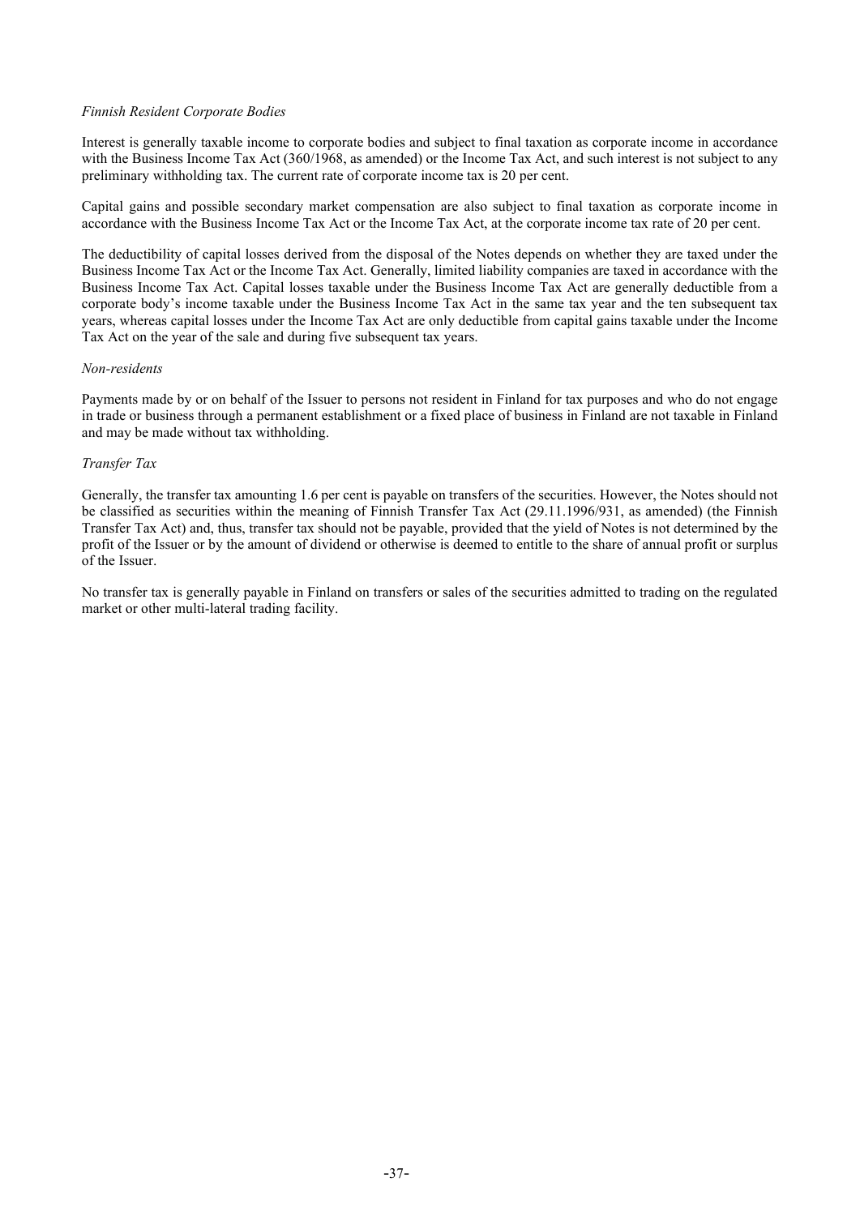*Finnish Resident Corporate Bodies*

Interest is generally taxable income to corporate bodies and subject to final taxation as corporate income in accordance with the Business Income Tax Act (360/1968, as amended) or the Income Tax Act, and such interest is not subject to any preliminary withholding tax. The current rate of corporate income tax is 20 per cent.

Capital gains and possible secondary market compensation are also subject to final taxation as corporate income in accordance with the Business Income Tax Act or the Income Tax Act, at the corporate income tax rate of 20 per cent.

The deductibility of capital losses derived from the disposal of the Notes depends on whether they are taxed under the Business Income Tax Act or the Income Tax Act. Generally, limited liability companies are taxed in accordance with the Business Income Tax Act. Capital losses taxable under the Business Income Tax Act are generally deductible from a corporate body's income taxable under the Business Income Tax Act in the same tax year and the ten subsequent tax years, whereas capital losses under the Income Tax Act are only deductible from capital gains taxable under the Income Tax Act on the year of the sale and during five subsequent tax years.

*Non-residents*

Payments made by or on behalf of the Issuer to persons not resident in Finland for tax purposes and who do not engage in trade or business through a permanent establishment or a fixed place of business in Finland are not taxable in Finland and may be made without tax withholding.

*Transfer Tax*

Generally, the transfer tax amounting 1.6 per cent is payable on transfers of the securities. However, the Notes should not be classified as securities within the meaning of Finnish Transfer Tax Act (29.11.1996/931, as amended) (the Finnish Transfer Tax Act) and, thus, transfer tax should not be payable, provided that the yield of Notes is not determined by the profit of the Issuer or by the amount of dividend or otherwise is deemed to entitle to the share of annual profit or surplus of the Issuer.

No transfer tax is generally payable in Finland on transfers or sales of the securities admitted to trading on the regulated market or other multi-lateral trading facility.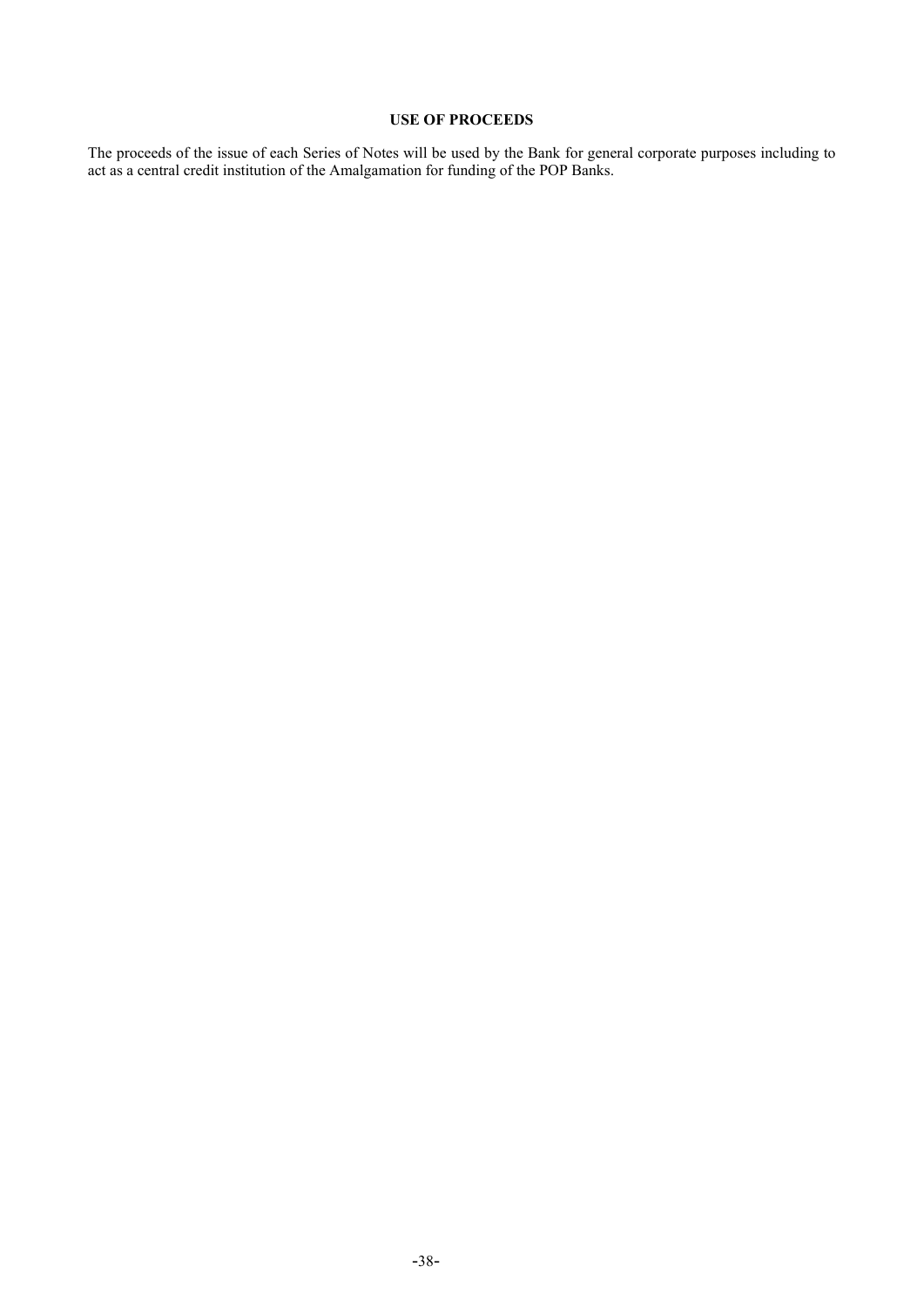## USE OF PROCEEDS

The proceeds of the issue of each Series of Notes will be used by the Bank for general corporate purposes including to act as a central credit institution of the Amalgamation for funding of the POP Banks.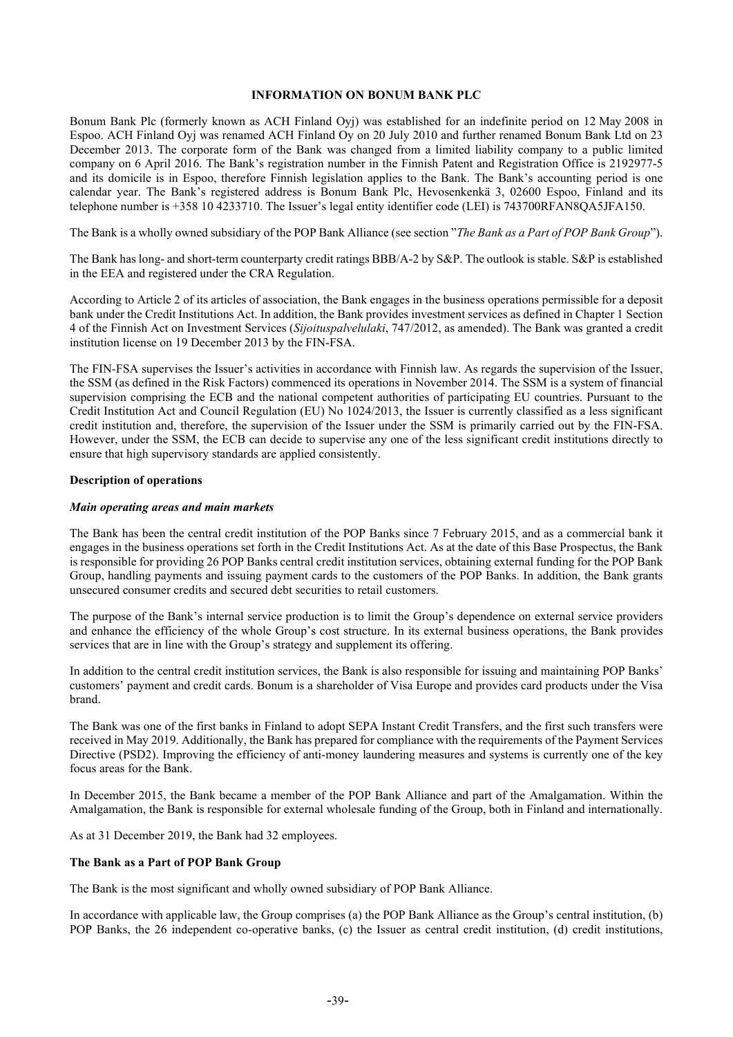# INFORMATION ON BONUM BANK PLC

Bonum Bank Plc (formerly known as ACH Finland Oyj) was established for an indefinite period on 12 May 2008 in Espoo. ACH Finland Oyj was renamed ACH Finland Oy on 20 July 2010 and further renamed Bonum Bank Ltd on 23 December 2013. The corporate form of the Bank was changed from a limited liability company to a public limited company on 6 April 2016. The Bank's registration number in the Finnish Patent and Registration Office is 2192977-5 and its domicile is in Espoo, therefore Finnish legislation applies to the Bank. The Bank's accounting period is one calendar year. The Bank's registered address is Bonum Bank Plc, Hevosenkenkä 3, 02600 Espoo, Finland and its telephone number is +358 10 4233710. The Issuer's legal entity identifier code (LEI) is 743700RFAN8QA5JFA150.

The Bank is a wholly owned subsidiary of the POP Bank Alliance (see section "*The Bank as a Part of POP Bank Group*").

The Bank has long- and short-term counterparty credit ratings BBB/A-2 by S&P. The outlook is stable. S&P is established in the EEA and registered under the CRA Regulation.

According to Article 2 of its articles of association, the Bank engages in the business operations permissible for a deposit bank under the Credit Institutions Act. In addition, the Bank provides investment services as defined in Chapter 1 Section 4 of the Finnish Act on Investment Services (*Sijoituspalvelulaki*, 747/2012, as amended). The Bank was granted a credit institution license on 19 December 2013 by the FIN-FSA.

The FIN-FSA supervises the Issuer's activities in accordance with Finnish law. As regards the supervision of the Issuer, the SSM (as defined in the Risk Factors) commenced its operations in November 2014. The SSM is a system of financial supervision comprising the ECB and the national competent authorities of participating EU countries. Pursuant to the Credit Institution Act and Council Regulation (EU) No 1024/2013, the Issuer is currently classified as a less significant credit institution and, therefore, the supervision of the Issuer under the SSM is primarily carried out by the FIN-FSA. However, under the SSM, the ECB can decide to supervise any one of the less significant credit institutions directly to ensure that high supervisory standards are applied consistently.

## Description of operations

### *Main operating areas and main markets*

The Bank has been the central credit institution of the POP Banks since 7 February 2015, and as a commercial bank it engages in the business operations set forth in the Credit Institutions Act. As at the date of this Base Prospectus, the Bank is responsible for providing 26 POP Banks central credit institution services, obtaining external funding for the POP Bank Group, handling payments and issuing payment cards to the customers of the POP Banks. In addition, the Bank grants unsecured consumer credits and secured debt securities to retail customers.

The purpose of the Bank's internal service production is to limit the Group's dependence on external service providers and enhance the efficiency of the whole Group's cost structure. In its external business operations, the Bank provides services that are in line with the Group's strategy and supplement its offering.

In addition to the central credit institution services, the Bank is also responsible for issuing and maintaining POP Banks' customers' payment and credit cards. Bonum is a shareholder of Visa Europe and provides card products under the Visa brand.

The Bank was one of the first banks in Finland to adopt SEPA Instant Credit Transfers, and the first such transfers were received in May 2019. Additionally, the Bank has prepared for compliance with the requirements of the Payment Services Directive (PSD2). Improving the efficiency of anti-money laundering measures and systems is currently one of the key focus areas for the Bank.

In December 2015, the Bank became a member of the POP Bank Alliance and part of the Amalgamation. Within the Amalgamation, the Bank is responsible for external wholesale funding of the Group, both in Finland and internationally.

As at 31 December 2019, the Bank had 32 employees.

## The Bank as a Part of POP Bank Group

The Bank is the most significant and wholly owned subsidiary of POP Bank Alliance.

In accordance with applicable law, the Group comprises (a) the POP Bank Alliance as the Group's central institution, (b) POP Banks, the 26 independent co-operative banks, (c) the Issuer as central credit institution, (d) credit institutions,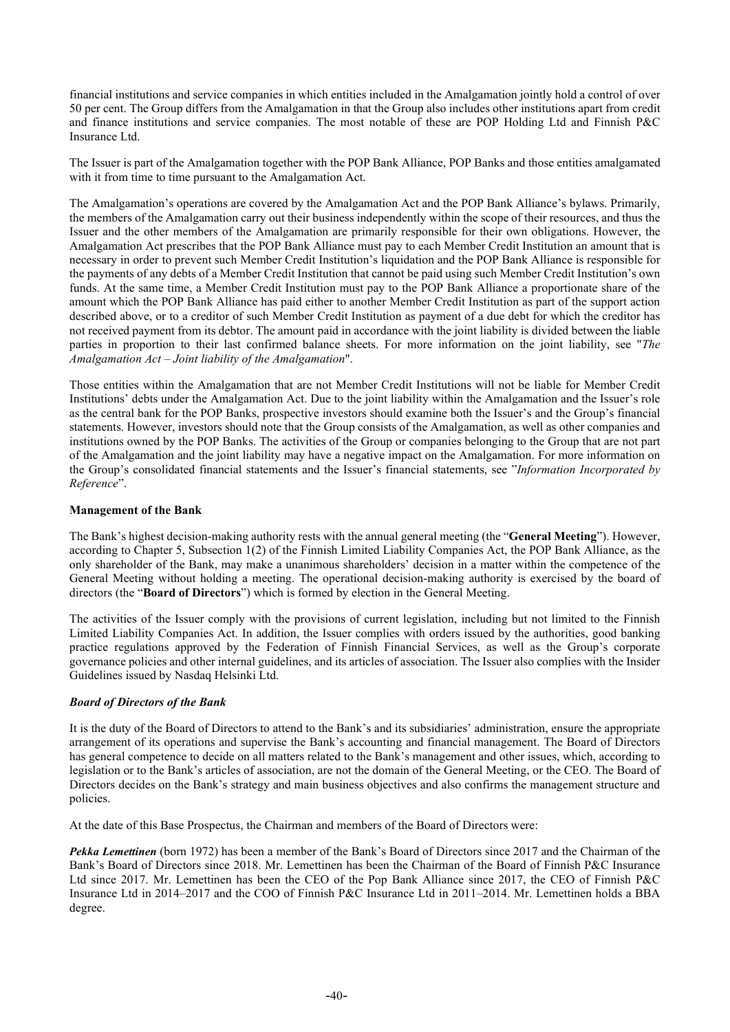financial institutions and service companies in which entities included in the Amalgamation jointly hold a control of over 50 per cent. The Group differs from the Amalgamation in that the Group also includes other institutions apart from credit and finance institutions and service companies. The most notable of these are POP Holding Ltd and Finnish P&C Insurance Ltd.

The Issuer is part of the Amalgamation together with the POP Bank Alliance, POP Banks and those entities amalgamated with it from time to time pursuant to the Amalgamation Act.

The Amalgamation's operations are covered by the Amalgamation Act and the POP Bank Alliance's bylaws. Primarily, the members of the Amalgamation carry out their business independently within the scope of their resources, and thus the Issuer and the other members of the Amalgamation are primarily responsible for their own obligations. However, the Amalgamation Act prescribes that the POP Bank Alliance must pay to each Member Credit Institution an amount that is necessary in order to prevent such Member Credit Institution's liquidation and the POP Bank Alliance is responsible for the payments of any debts of a Member Credit Institution that cannot be paid using such Member Credit Institution's own funds. At the same time, a Member Credit Institution must pay to the POP Bank Alliance a proportionate share of the amount which the POP Bank Alliance has paid either to another Member Credit Institution as part of the support action described above, or to a creditor of such Member Credit Institution as payment of a due debt for which the creditor has not received payment from its debtor. The amount paid in accordance with the joint liability is divided between the liable parties in proportion to their last confirmed balance sheets. For more information on the joint liability, see "*The Amalgamation Act – Joint liability of the Amalgamation*".

Those entities within the Amalgamation that are not Member Credit Institutions will not be liable for Member Credit Institutions' debts under the Amalgamation Act. Due to the joint liability within the Amalgamation and the Issuer's role as the central bank for the POP Banks, prospective investors should examine both the Issuer's and the Group's financial statements. However, investors should note that the Group consists of the Amalgamation, as well as other companies and institutions owned by the POP Banks. The activities of the Group or companies belonging to the Group that are not part of the Amalgamation and the joint liability may have a negative impact on the Amalgamation. For more information on the Group's consolidated financial statements and the Issuer's financial statements, see "*Information Incorporated by Reference*".

**Management of the Bank**

The Bank's highest decision-making authority rests with the annual general meeting (the "**General Meeting**"). However, according to Chapter 5, Subsection 1(2) of the Finnish Limited Liability Companies Act, the POP Bank Alliance, as the only shareholder of the Bank, may make a unanimous shareholders' decision in a matter within the competence of the General Meeting without holding a meeting. The operational decision-making authority is exercised by the board of directors (the "**Board of Directors**") which is formed by election in the General Meeting.

The activities of the Issuer comply with the provisions of current legislation, including but not limited to the Finnish Limited Liability Companies Act. In addition, the Issuer complies with orders issued by the authorities, good banking practice regulations approved by the Federation of Finnish Financial Services, as well as the Group's corporate governance policies and other internal guidelines, and its articles of association. The Issuer also complies with the Insider Guidelines issued by Nasdaq Helsinki Ltd.

***Board of Directors of the Bank***

It is the duty of the Board of Directors to attend to the Bank's and its subsidiaries' administration, ensure the appropriate arrangement of its operations and supervise the Bank's accounting and financial management. The Board of Directors has general competence to decide on all matters related to the Bank's management and other issues, which, according to legislation or to the Bank's articles of association, are not the domain of the General Meeting, or the CEO. The Board of Directors decides on the Bank's strategy and main business objectives and also confirms the management structure and policies.

At the date of this Base Prospectus, the Chairman and members of the Board of Directors were:

***Pekka Lemettinen*** (born 1972) has been a member of the Bank's Board of Directors since 2017 and the Chairman of the Bank's Board of Directors since 2018. Mr. Lemettinen has been the Chairman of the Board of Finnish P&C Insurance Ltd since 2017. Mr. Lemettinen has been the CEO of the Pop Bank Alliance since 2017, the CEO of Finnish P&C Insurance Ltd in 2014–2017 and the COO of Finnish P&C Insurance Ltd in 2011–2014. Mr. Lemettinen holds a BBA degree.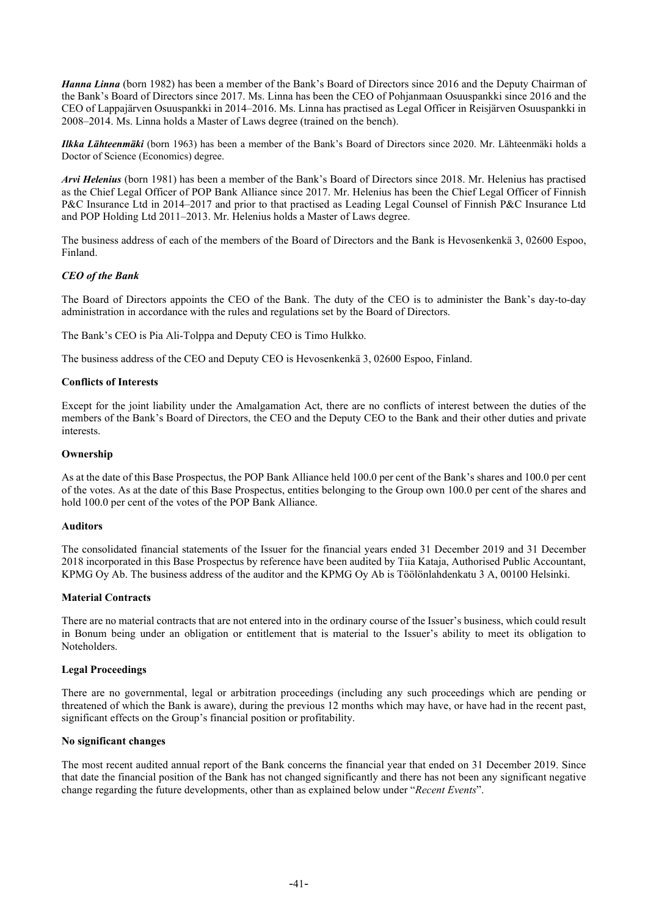***Hanna Linna*** (born 1982) has been a member of the Bank's Board of Directors since 2016 and the Deputy Chairman of the Bank's Board of Directors since 2017. Ms. Linna has been the CEO of Pohjanmaan Osuuspankki since 2016 and the CEO of Lappajärven Osuuspankki in 2014–2016. Ms. Linna has practised as Legal Officer in Reisjärven Osuuspankki in 2008–2014. Ms. Linna holds a Master of Laws degree (trained on the bench).

***Ilkka Lähteenmäki*** (born 1963) has been a member of the Bank's Board of Directors since 2020. Mr. Lähteenmäki holds a Doctor of Science (Economics) degree.

***Arvi Helenius*** (born 1981) has been a member of the Bank's Board of Directors since 2018. Mr. Helenius has practised as the Chief Legal Officer of POP Bank Alliance since 2017. Mr. Helenius has been the Chief Legal Officer of Finnish P&C Insurance Ltd in 2014–2017 and prior to that practised as Leading Legal Counsel of Finnish P&C Insurance Ltd and POP Holding Ltd 2011–2013. Mr. Helenius holds a Master of Laws degree.

The business address of each of the members of the Board of Directors and the Bank is Hevosenkenkä 3, 02600 Espoo, Finland.

### *CEO of the Bank*

The Board of Directors appoints the CEO of the Bank. The duty of the CEO is to administer the Bank's day-to-day administration in accordance with the rules and regulations set by the Board of Directors.

The Bank's CEO is Pia Ali-Tolppa and Deputy CEO is Timo Hulkko.

The business address of the CEO and Deputy CEO is Hevosenkenkä 3, 02600 Espoo, Finland.

## Conflicts of Interests

Except for the joint liability under the Amalgamation Act, there are no conflicts of interest between the duties of the members of the Bank's Board of Directors, the CEO and the Deputy CEO to the Bank and their other duties and private interests.

## Ownership

As at the date of this Base Prospectus, the POP Bank Alliance held 100.0 per cent of the Bank's shares and 100.0 per cent of the votes. As at the date of this Base Prospectus, entities belonging to the Group own 100.0 per cent of the shares and hold 100.0 per cent of the votes of the POP Bank Alliance.

## Auditors

The consolidated financial statements of the Issuer for the financial years ended 31 December 2019 and 31 December 2018 incorporated in this Base Prospectus by reference have been audited by Tiia Kataja, Authorised Public Accountant, KPMG Oy Ab. The business address of the auditor and the KPMG Oy Ab is Töölönlahdenkatu 3 A, 00100 Helsinki.

## Material Contracts

There are no material contracts that are not entered into in the ordinary course of the Issuer's business, which could result in Bonum being under an obligation or entitlement that is material to the Issuer's ability to meet its obligation to Noteholders.

## Legal Proceedings

There are no governmental, legal or arbitration proceedings (including any such proceedings which are pending or threatened of which the Bank is aware), during the previous 12 months which may have, or have had in the recent past, significant effects on the Group's financial position or profitability.

## No significant changes

The most recent audited annual report of the Bank concerns the financial year that ended on 31 December 2019. Since that date the financial position of the Bank has not changed significantly and there has not been any significant negative change regarding the future developments, other than as explained below under "*Recent Events*".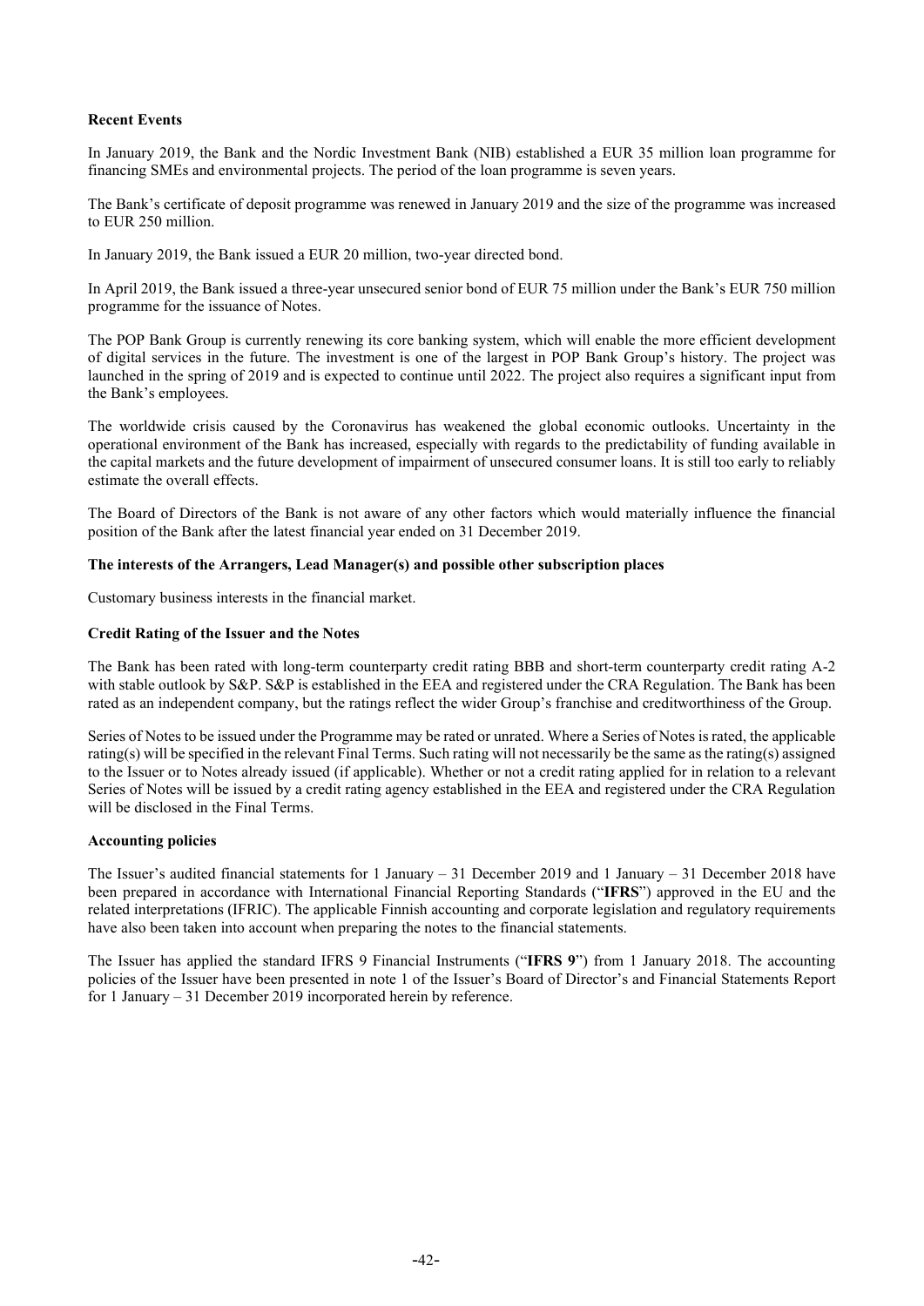**Recent Events**

In January 2019, the Bank and the Nordic Investment Bank (NIB) established a EUR 35 million loan programme for financing SMEs and environmental projects. The period of the loan programme is seven years.

The Bank's certificate of deposit programme was renewed in January 2019 and the size of the programme was increased to EUR 250 million.

In January 2019, the Bank issued a EUR 20 million, two-year directed bond.

In April 2019, the Bank issued a three-year unsecured senior bond of EUR 75 million under the Bank's EUR 750 million programme for the issuance of Notes.

The POP Bank Group is currently renewing its core banking system, which will enable the more efficient development of digital services in the future. The investment is one of the largest in POP Bank Group's history. The project was launched in the spring of 2019 and is expected to continue until 2022. The project also requires a significant input from the Bank's employees.

The worldwide crisis caused by the Coronavirus has weakened the global economic outlooks. Uncertainty in the operational environment of the Bank has increased, especially with regards to the predictability of funding available in the capital markets and the future development of impairment of unsecured consumer loans. It is still too early to reliably estimate the overall effects.

The Board of Directors of the Bank is not aware of any other factors which would materially influence the financial position of the Bank after the latest financial year ended on 31 December 2019.

**The interests of the Arrangers, Lead Manager(s) and possible other subscription places**

Customary business interests in the financial market.

**Credit Rating of the Issuer and the Notes**

The Bank has been rated with long-term counterparty credit rating BBB and short-term counterparty credit rating A-2 with stable outlook by S&P. S&P is established in the EEA and registered under the CRA Regulation. The Bank has been rated as an independent company, but the ratings reflect the wider Group's franchise and creditworthiness of the Group.

Series of Notes to be issued under the Programme may be rated or unrated. Where a Series of Notes is rated, the applicable rating(s) will be specified in the relevant Final Terms. Such rating will not necessarily be the same as the rating(s) assigned to the Issuer or to Notes already issued (if applicable). Whether or not a credit rating applied for in relation to a relevant Series of Notes will be issued by a credit rating agency established in the EEA and registered under the CRA Regulation will be disclosed in the Final Terms.

**Accounting policies**

The Issuer's audited financial statements for 1 January – 31 December 2019 and 1 January – 31 December 2018 have been prepared in accordance with International Financial Reporting Standards ("**IFRS**") approved in the EU and the related interpretations (IFRIC). The applicable Finnish accounting and corporate legislation and regulatory requirements have also been taken into account when preparing the notes to the financial statements.

The Issuer has applied the standard IFRS 9 Financial Instruments ("**IFRS 9**") from 1 January 2018. The accounting policies of the Issuer have been presented in note 1 of the Issuer's Board of Director's and Financial Statements Report for 1 January – 31 December 2019 incorporated herein by reference.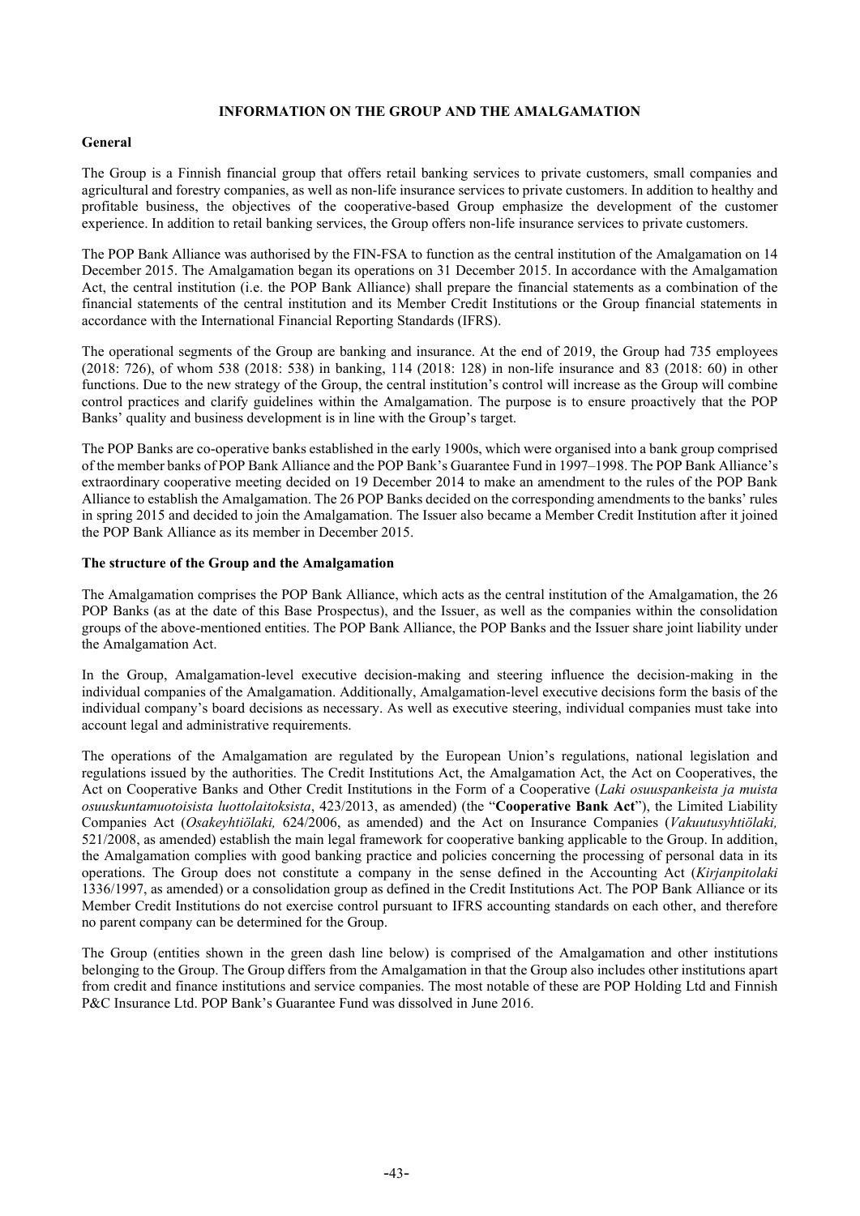## INFORMATION ON THE GROUP AND THE AMALGAMATION

### General

The Group is a Finnish financial group that offers retail banking services to private customers, small companies and agricultural and forestry companies, as well as non-life insurance services to private customers. In addition to healthy and profitable business, the objectives of the cooperative-based Group emphasize the development of the customer experience. In addition to retail banking services, the Group offers non-life insurance services to private customers.

The POP Bank Alliance was authorised by the FIN-FSA to function as the central institution of the Amalgamation on 14 December 2015. The Amalgamation began its operations on 31 December 2015. In accordance with the Amalgamation Act, the central institution (i.e. the POP Bank Alliance) shall prepare the financial statements as a combination of the financial statements of the central institution and its Member Credit Institutions or the Group financial statements in accordance with the International Financial Reporting Standards (IFRS).

The operational segments of the Group are banking and insurance. At the end of 2019, the Group had 735 employees (2018: 726), of whom 538 (2018: 538) in banking, 114 (2018: 128) in non-life insurance and 83 (2018: 60) in other functions. Due to the new strategy of the Group, the central institution's control will increase as the Group will combine control practices and clarify guidelines within the Amalgamation. The purpose is to ensure proactively that the POP Banks' quality and business development is in line with the Group's target.

The POP Banks are co-operative banks established in the early 1900s, which were organised into a bank group comprised of the member banks of POP Bank Alliance and the POP Bank's Guarantee Fund in 1997–1998. The POP Bank Alliance's extraordinary cooperative meeting decided on 19 December 2014 to make an amendment to the rules of the POP Bank Alliance to establish the Amalgamation. The 26 POP Banks decided on the corresponding amendments to the banks' rules in spring 2015 and decided to join the Amalgamation. The Issuer also became a Member Credit Institution after it joined the POP Bank Alliance as its member in December 2015.

### The structure of the Group and the Amalgamation

The Amalgamation comprises the POP Bank Alliance, which acts as the central institution of the Amalgamation, the 26 POP Banks (as at the date of this Base Prospectus), and the Issuer, as well as the companies within the consolidation groups of the above-mentioned entities. The POP Bank Alliance, the POP Banks and the Issuer share joint liability under the Amalgamation Act.

In the Group, Amalgamation-level executive decision-making and steering influence the decision-making in the individual companies of the Amalgamation. Additionally, Amalgamation-level executive decisions form the basis of the individual company's board decisions as necessary. As well as executive steering, individual companies must take into account legal and administrative requirements.

The operations of the Amalgamation are regulated by the European Union's regulations, national legislation and regulations issued by the authorities. The Credit Institutions Act, the Amalgamation Act, the Act on Cooperatives, the Act on Cooperative Banks and Other Credit Institutions in the Form of a Cooperative (*Laki osuuspankeista ja muista osuuskuntamuotoisista luottolaitoksista*, 423/2013, as amended) (the "**Cooperative Bank Act**"), the Limited Liability Companies Act (*Osakeyhtiölaki,* 624/2006, as amended) and the Act on Insurance Companies (*Vakuutusyhtiölaki,* 521/2008, as amended) establish the main legal framework for cooperative banking applicable to the Group. In addition, the Amalgamation complies with good banking practice and policies concerning the processing of personal data in its operations. The Group does not constitute a company in the sense defined in the Accounting Act (*Kirjanpitolaki* 1336/1997, as amended) or a consolidation group as defined in the Credit Institutions Act. The POP Bank Alliance or its Member Credit Institutions do not exercise control pursuant to IFRS accounting standards on each other, and therefore no parent company can be determined for the Group.

The Group (entities shown in the green dash line below) is comprised of the Amalgamation and other institutions belonging to the Group. The Group differs from the Amalgamation in that the Group also includes other institutions apart from credit and finance institutions and service companies. The most notable of these are POP Holding Ltd and Finnish P&C Insurance Ltd. POP Bank's Guarantee Fund was dissolved in June 2016.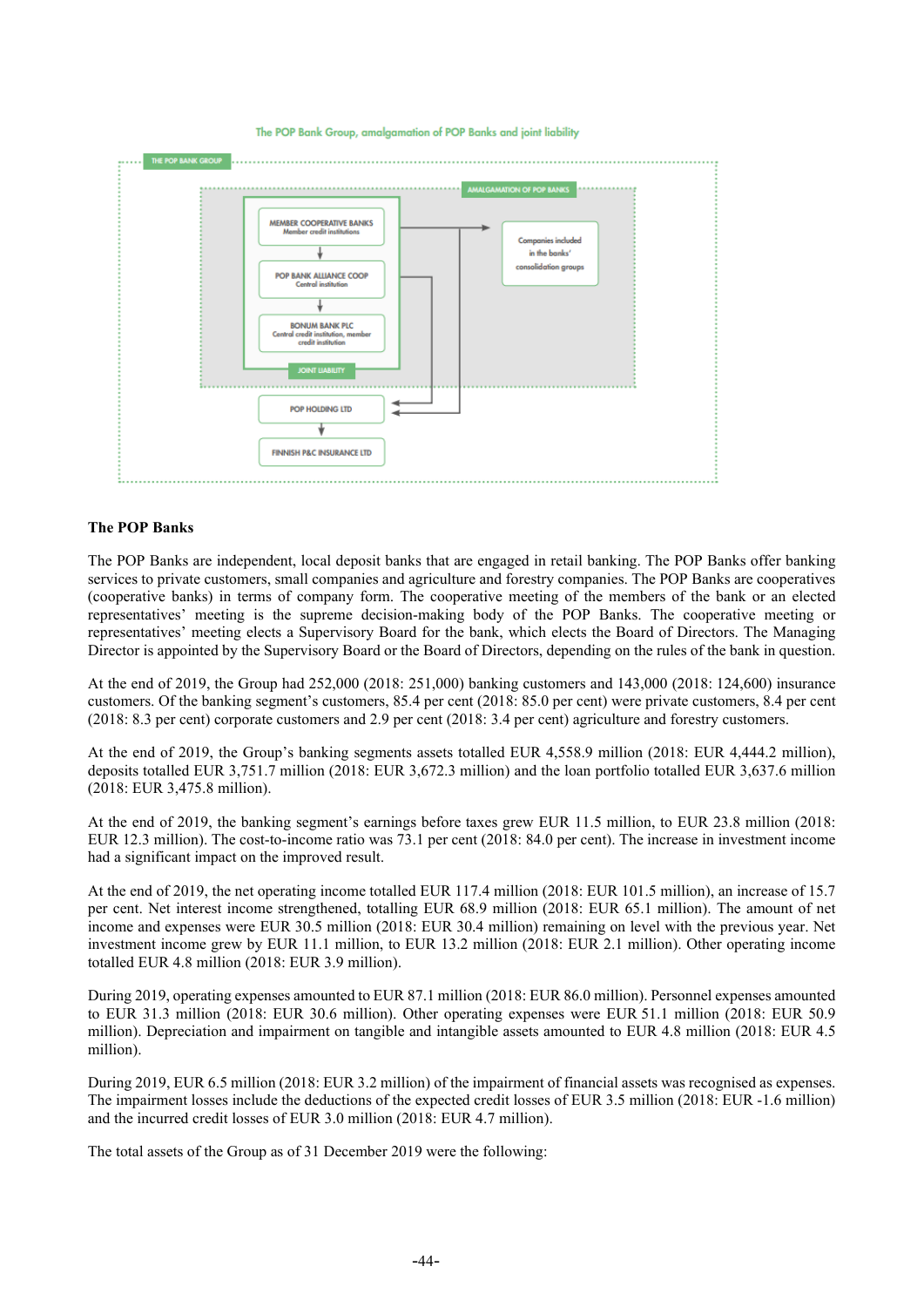The POP Bank Group, amalgamation of POP Banks and joint liability

THE POP BANK GROUP

AMALGAMATION OF POP BANKS

MEMBER COOPERATIVE BANKS
Member credit institutions

POP BANK ALLIANCE COOP
Central institution

BONUM BANK PLC
Central credit institution, member credit institution

JOINT LIABILITY

Companies included in the banks' consolidation groups

POP HOLDING LTD

FINNISH P&C INSURANCE LTD

**The POP Banks**

The POP Banks are independent, local deposit banks that are engaged in retail banking. The POP Banks offer banking services to private customers, small companies and agriculture and forestry companies. The POP Banks are cooperatives (cooperative banks) in terms of company form. The cooperative meeting of the members of the bank or an elected representatives' meeting is the supreme decision-making body of the POP Banks. The cooperative meeting or representatives' meeting elects a Supervisory Board for the bank, which elects the Board of Directors. The Managing Director is appointed by the Supervisory Board or the Board of Directors, depending on the rules of the bank in question.

At the end of 2019, the Group had 252,000 (2018: 251,000) banking customers and 143,000 (2018: 124,600) insurance customers. Of the banking segment's customers, 85.4 per cent (2018: 85.0 per cent) were private customers, 8.4 per cent (2018: 8.3 per cent) corporate customers and 2.9 per cent (2018: 3.4 per cent) agriculture and forestry customers.

At the end of 2019, the Group's banking segments assets totalled EUR 4,558.9 million (2018: EUR 4,444.2 million), deposits totalled EUR 3,751.7 million (2018: EUR 3,672.3 million) and the loan portfolio totalled EUR 3,637.6 million (2018: EUR 3,475.8 million).

At the end of 2019, the banking segment's earnings before taxes grew EUR 11.5 million, to EUR 23.8 million (2018: EUR 12.3 million). The cost-to-income ratio was 73.1 per cent (2018: 84.0 per cent). The increase in investment income had a significant impact on the improved result.

At the end of 2019, the net operating income totalled EUR 117.4 million (2018: EUR 101.5 million), an increase of 15.7 per cent. Net interest income strengthened, totalling EUR 68.9 million (2018: EUR 65.1 million). The amount of net income and expenses were EUR 30.5 million (2018: EUR 30.4 million) remaining on level with the previous year. Net investment income grew by EUR 11.1 million, to EUR 13.2 million (2018: EUR 2.1 million). Other operating income totalled EUR 4.8 million (2018: EUR 3.9 million).

During 2019, operating expenses amounted to EUR 87.1 million (2018: EUR 86.0 million). Personnel expenses amounted to EUR 31.3 million (2018: EUR 30.6 million). Other operating expenses were EUR 51.1 million (2018: EUR 50.9 million). Depreciation and impairment on tangible and intangible assets amounted to EUR 4.8 million (2018: EUR 4.5 million).

During 2019, EUR 6.5 million (2018: EUR 3.2 million) of the impairment of financial assets was recognised as expenses. The impairment losses include the deductions of the expected credit losses of EUR 3.5 million (2018: EUR -1.6 million) and the incurred credit losses of EUR 3.0 million (2018: EUR 4.7 million).

The total assets of the Group as of 31 December 2019 were the following: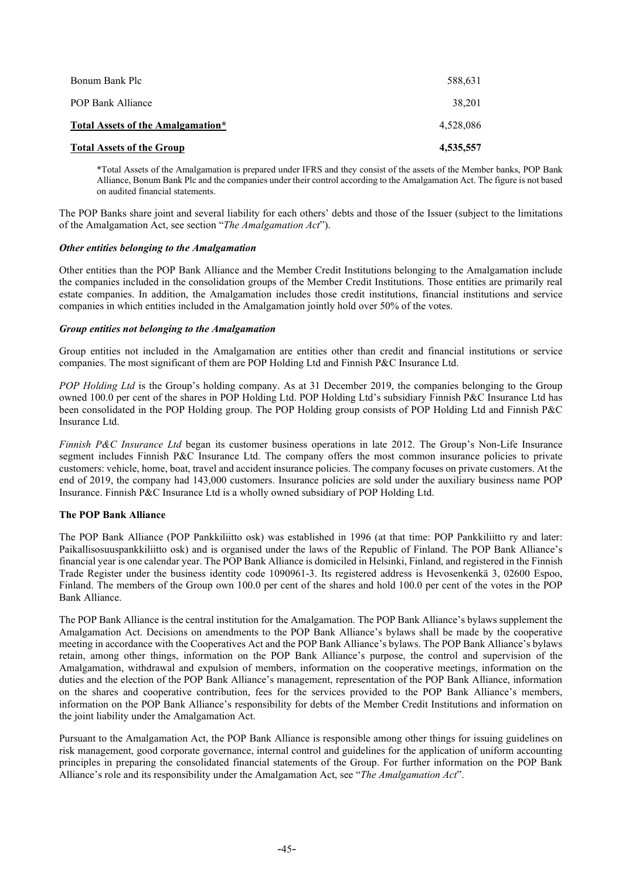| | |
|---|---|
| Bonum Bank Plc | 588,631 |
| POP Bank Alliance | 38,201 |
| **Total Assets of the Amalgamation*** | 4,528,086 |
| **Total Assets of the Group** | **4,535,557** |

*Total Assets of the Amalgamation is prepared under IFRS and they consist of the assets of the Member banks, POP Bank Alliance, Bonum Bank Plc and the companies under their control according to the Amalgamation Act. The figure is not based on audited financial statements.

The POP Banks share joint and several liability for each others' debts and those of the Issuer (subject to the limitations of the Amalgamation Act, see section "*The Amalgamation Act*").

***Other entities belonging to the Amalgamation***

Other entities than the POP Bank Alliance and the Member Credit Institutions belonging to the Amalgamation include the companies included in the consolidation groups of the Member Credit Institutions. Those entities are primarily real estate companies. In addition, the Amalgamation includes those credit institutions, financial institutions and service companies in which entities included in the Amalgamation jointly hold over 50% of the votes.

***Group entities not belonging to the Amalgamation***

Group entities not included in the Amalgamation are entities other than credit and financial institutions or service companies. The most significant of them are POP Holding Ltd and Finnish P&C Insurance Ltd.

*POP Holding Ltd* is the Group's holding company. As at 31 December 2019, the companies belonging to the Group owned 100.0 per cent of the shares in POP Holding Ltd. POP Holding Ltd's subsidiary Finnish P&C Insurance Ltd has been consolidated in the POP Holding group. The POP Holding group consists of POP Holding Ltd and Finnish P&C Insurance Ltd.

*Finnish P&C Insurance Ltd* began its customer business operations in late 2012. The Group's Non-Life Insurance segment includes Finnish P&C Insurance Ltd. The company offers the most common insurance policies to private customers: vehicle, home, boat, travel and accident insurance policies. The company focuses on private customers. At the end of 2019, the company had 143,000 customers. Insurance policies are sold under the auxiliary business name POP Insurance. Finnish P&C Insurance Ltd is a wholly owned subsidiary of POP Holding Ltd.

**The POP Bank Alliance**

The POP Bank Alliance (POP Pankkiliitto osk) was established in 1996 (at that time: POP Pankkiliitto ry and later: Paikallisosuuspankkiliitto osk) and is organised under the laws of the Republic of Finland. The POP Bank Alliance's financial year is one calendar year. The POP Bank Alliance is domiciled in Helsinki, Finland, and registered in the Finnish Trade Register under the business identity code 1090961-3. Its registered address is Hevosenkenkä 3, 02600 Espoo, Finland. The members of the Group own 100.0 per cent of the shares and hold 100.0 per cent of the votes in the POP Bank Alliance.

The POP Bank Alliance is the central institution for the Amalgamation. The POP Bank Alliance's bylaws supplement the Amalgamation Act. Decisions on amendments to the POP Bank Alliance's bylaws shall be made by the cooperative meeting in accordance with the Cooperatives Act and the POP Bank Alliance's bylaws. The POP Bank Alliance's bylaws retain, among other things, information on the POP Bank Alliance's purpose, the control and supervision of the Amalgamation, withdrawal and expulsion of members, information on the cooperative meetings, information on the duties and the election of the POP Bank Alliance's management, representation of the POP Bank Alliance, information on the shares and cooperative contribution, fees for the services provided to the POP Bank Alliance's members, information on the POP Bank Alliance's responsibility for debts of the Member Credit Institutions and information on the joint liability under the Amalgamation Act.

Pursuant to the Amalgamation Act, the POP Bank Alliance is responsible among other things for issuing guidelines on risk management, good corporate governance, internal control and guidelines for the application of uniform accounting principles in preparing the consolidated financial statements of the Group. For further information on the POP Bank Alliance's role and its responsibility under the Amalgamation Act, see "*The Amalgamation Act*".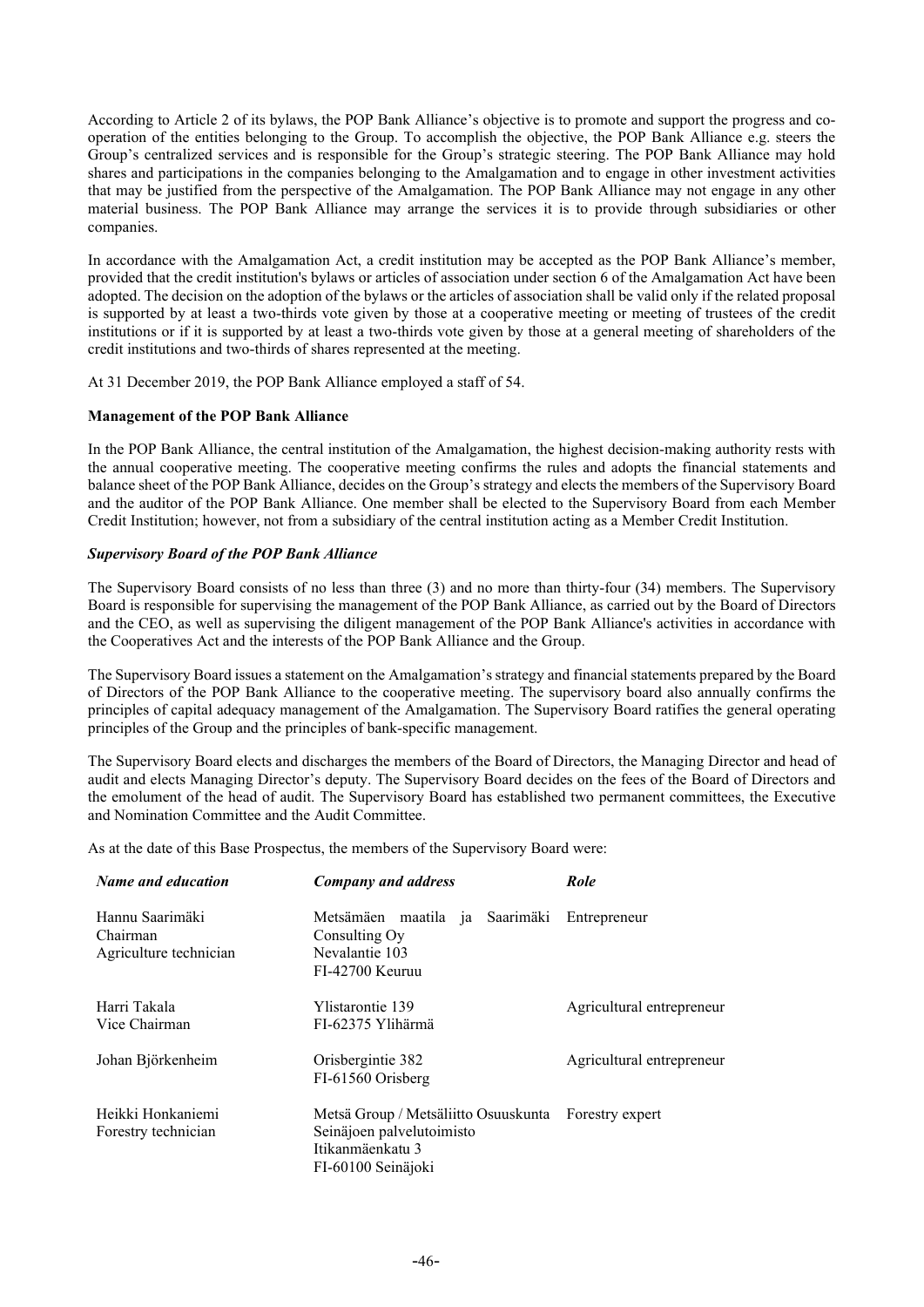According to Article 2 of its bylaws, the POP Bank Alliance's objective is to promote and support the progress and co-operation of the entities belonging to the Group. To accomplish the objective, the POP Bank Alliance e.g. steers the Group's centralized services and is responsible for the Group's strategic steering. The POP Bank Alliance may hold shares and participations in the companies belonging to the Amalgamation and to engage in other investment activities that may be justified from the perspective of the Amalgamation. The POP Bank Alliance may not engage in any other material business. The POP Bank Alliance may arrange the services it is to provide through subsidiaries or other companies.

In accordance with the Amalgamation Act, a credit institution may be accepted as the POP Bank Alliance's member, provided that the credit institution's bylaws or articles of association under section 6 of the Amalgamation Act have been adopted. The decision on the adoption of the bylaws or the articles of association shall be valid only if the related proposal is supported by at least a two-thirds vote given by those at a cooperative meeting or meeting of trustees of the credit institutions or if it is supported by at least a two-thirds vote given by those at a general meeting of shareholders of the credit institutions and two-thirds of shares represented at the meeting.

At 31 December 2019, the POP Bank Alliance employed a staff of 54.

**Management of the POP Bank Alliance**

In the POP Bank Alliance, the central institution of the Amalgamation, the highest decision-making authority rests with the annual cooperative meeting. The cooperative meeting confirms the rules and adopts the financial statements and balance sheet of the POP Bank Alliance, decides on the Group's strategy and elects the members of the Supervisory Board and the auditor of the POP Bank Alliance. One member shall be elected to the Supervisory Board from each Member Credit Institution; however, not from a subsidiary of the central institution acting as a Member Credit Institution.

***Supervisory Board of the POP Bank Alliance***

The Supervisory Board consists of no less than three (3) and no more than thirty-four (34) members. The Supervisory Board is responsible for supervising the management of the POP Bank Alliance, as carried out by the Board of Directors and the CEO, as well as supervising the diligent management of the POP Bank Alliance's activities in accordance with the Cooperatives Act and the interests of the POP Bank Alliance and the Group.

The Supervisory Board issues a statement on the Amalgamation's strategy and financial statements prepared by the Board of Directors of the POP Bank Alliance to the cooperative meeting. The supervisory board also annually confirms the principles of capital adequacy management of the Amalgamation. The Supervisory Board ratifies the general operating principles of the Group and the principles of bank-specific management.

The Supervisory Board elects and discharges the members of the Board of Directors, the Managing Director and head of audit and elects Managing Director's deputy. The Supervisory Board decides on the fees of the Board of Directors and the emolument of the head of audit. The Supervisory Board has established two permanent committees, the Executive and Nomination Committee and the Audit Committee.

As at the date of this Base Prospectus, the members of the Supervisory Board were:

| *Name and education* | *Company and address* | *Role* |
|---|---|---|
| Hannu Saarimäki<br>Chairman<br>Agriculture technician | Metsämäen maatila ja Saarimäki Consulting Oy<br>Nevalantie 103<br>FI-42700 Keuruu | Entrepreneur |
| Harri Takala<br>Vice Chairman | Ylistarontie 139<br>FI-62375 Ylihärmä | Agricultural entrepreneur |
| Johan Björkenheim | Orisbergintie 382<br>FI-61560 Orisberg | Agricultural entrepreneur |
| Heikki Honkaniemi<br>Forestry technician | Metsä Group / Metsäliitto Osuuskunta<br>Seinäjoen palvelutoimisto<br>Itikanmäenkatu 3<br>FI-60100 Seinäjoki | Forestry expert |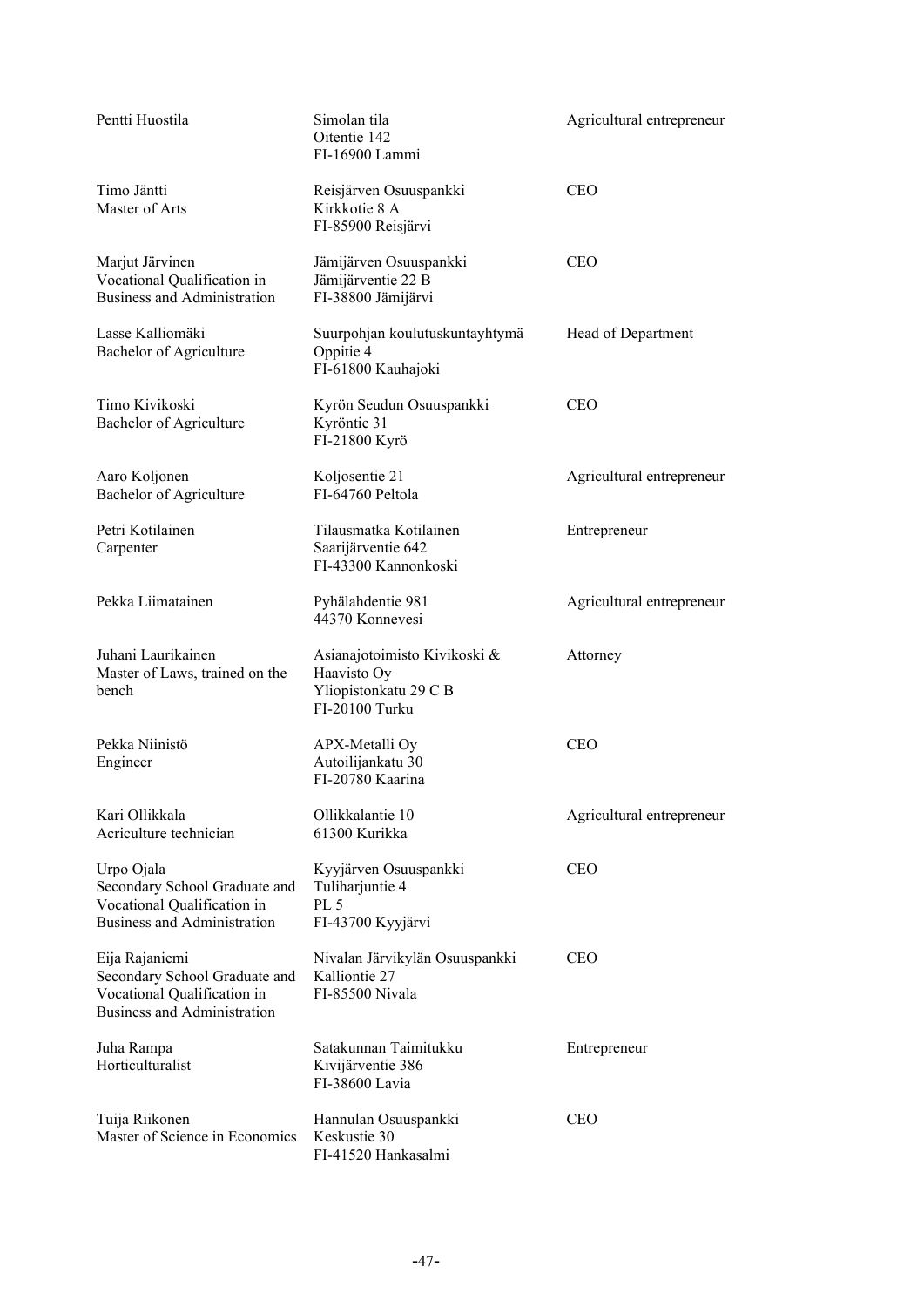| | | |
|---|---|---|
| Pentti Huostila | Simolan tila<br>Oitentie 142<br>FI-16900 Lammi | Agricultural entrepreneur |
| Timo Jäntti<br>Master of Arts | Reisjärven Osuuspankki<br>Kirkkotie 8 A<br>FI-85900 Reisjärvi | CEO |
| Marjut Järvinen<br>Vocational Qualification in Business and Administration | Jämijärven Osuuspankki<br>Jämijärventie 22 B<br>FI-38800 Jämijärvi | CEO |
| Lasse Kalliomäki<br>Bachelor of Agriculture | Suurpohjan koulutuskuntayhtymä<br>Oppitie 4<br>FI-61800 Kauhajoki | Head of Department |
| Timo Kivikoski<br>Bachelor of Agriculture | Kyrön Seudun Osuuspankki<br>Kyröntie 31<br>FI-21800 Kyrö | CEO |
| Aaro Koljonen<br>Bachelor of Agriculture | Koljosentie 21<br>FI-64760 Peltola | Agricultural entrepreneur |
| Petri Kotilainen<br>Carpenter | Tilausmatka Kotilainen<br>Saarijärventie 642<br>FI-43300 Kannonkoski | Entrepreneur |
| Pekka Liimatainen | Pyhälahdentie 981<br>44370 Konnevesi | Agricultural entrepreneur |
| Juhani Laurikainen<br>Master of Laws, trained on the bench | Asianajotoimisto Kivikoski & Haavisto Oy<br>Yliopistonkatu 29 C B<br>FI-20100 Turku | Attorney |
| Pekka Niinistö<br>Engineer | APX-Metalli Oy<br>Autoilijankatu 30<br>FI-20780 Kaarina | CEO |
| Kari Ollikkala<br>Acriculture technician | Ollikkalantie 10<br>61300 Kurikka | Agricultural entrepreneur |
| Urpo Ojala<br>Secondary School Graduate and Vocational Qualification in Business and Administration | Kyyjärven Osuuspankki<br>Tuliharjuntie 4<br>PL 5<br>FI-43700 Kyyjärvi | CEO |
| Eija Rajaniemi<br>Secondary School Graduate and Vocational Qualification in Business and Administration | Nivalan Järvikylän Osuuspankki<br>Kalliontie 27<br>FI-85500 Nivala | CEO |
| Juha Rampa<br>Horticulturalist | Satakunnan Taimitukku<br>Kivijärventie 386<br>FI-38600 Lavia | Entrepreneur |
| Tuija Riikonen<br>Master of Science in Economics | Hannulan Osuuspankki<br>Keskustie 30<br>FI-41520 Hankasalmi | CEO |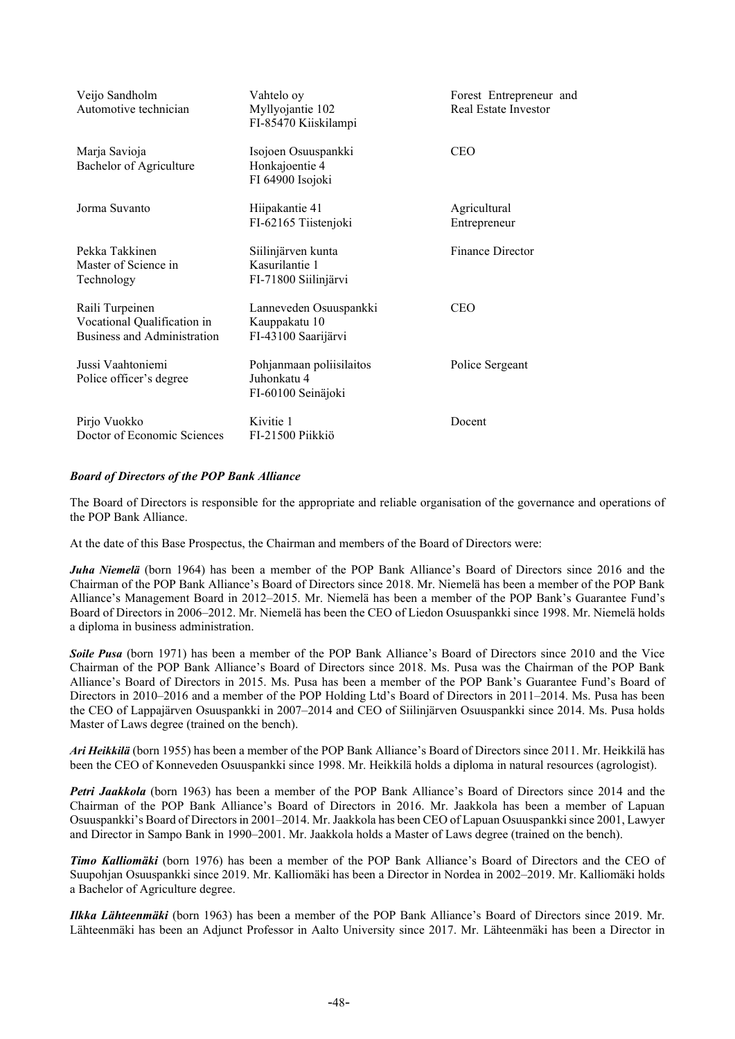| | | |
|---|---|---|
| Veijo Sandholm<br>Automotive technician | Vahtelo oy<br>Myllyojantie 102<br>FI-85470 Kiiskilampi | Forest Entrepreneur and Real Estate Investor |
| Marja Savioja<br>Bachelor of Agriculture | Isojoen Osuuspankki<br>Honkajoentie 4<br>FI 64900 Isojoki | CEO |
| Jorma Suvanto | Hiipakantie 41<br>FI-62165 Tiistenjoki | Agricultural Entrepreneur |
| Pekka Takkinen<br>Master of Science in Technology | Siilinjärven kunta<br>Kasurilantie 1<br>FI-71800 Siilinjärvi | Finance Director |
| Raili Turpeinen<br>Vocational Qualification in Business and Administration | Lanneveden Osuuspankki<br>Kauppakatu 10<br>FI-43100 Saarijärvi | CEO |
| Jussi Vaahtoniemi<br>Police officer's degree | Pohjanmaan poliisilaitos<br>Juhonkatu 4<br>FI-60100 Seinäjoki | Police Sergeant |
| Pirjo Vuokko<br>Doctor of Economic Sciences | Kivitie 1<br>FI-21500 Piikkiö | Docent |

***Board of Directors of the POP Bank Alliance***

The Board of Directors is responsible for the appropriate and reliable organisation of the governance and operations of the POP Bank Alliance.

At the date of this Base Prospectus, the Chairman and members of the Board of Directors were:

***Juha Niemelä*** (born 1964) has been a member of the POP Bank Alliance's Board of Directors since 2016 and the Chairman of the POP Bank Alliance's Board of Directors since 2018. Mr. Niemelä has been a member of the POP Bank Alliance's Management Board in 2012–2015. Mr. Niemelä has been a member of the POP Bank's Guarantee Fund's Board of Directors in 2006–2012. Mr. Niemelä has been the CEO of Liedon Osuuspankki since 1998. Mr. Niemelä holds a diploma in business administration.

***Soile Pusa*** (born 1971) has been a member of the POP Bank Alliance's Board of Directors since 2010 and the Vice Chairman of the POP Bank Alliance's Board of Directors since 2018. Ms. Pusa was the Chairman of the POP Bank Alliance's Board of Directors in 2015. Ms. Pusa has been a member of the POP Bank's Guarantee Fund's Board of Directors in 2010–2016 and a member of the POP Holding Ltd's Board of Directors in 2011–2014. Ms. Pusa has been the CEO of Lappajärven Osuuspankki in 2007–2014 and CEO of Siilinjärven Osuuspankki since 2014. Ms. Pusa holds Master of Laws degree (trained on the bench).

***Ari Heikkilä*** (born 1955) has been a member of the POP Bank Alliance's Board of Directors since 2011. Mr. Heikkilä has been the CEO of Konneveden Osuuspankki since 1998. Mr. Heikkilä holds a diploma in natural resources (agrologist).

***Petri Jaakkola*** (born 1963) has been a member of the POP Bank Alliance's Board of Directors since 2014 and the Chairman of the POP Bank Alliance's Board of Directors in 2016. Mr. Jaakkola has been a member of Lapuan Osuuspankki's Board of Directors in 2001–2014. Mr. Jaakkola has been CEO of Lapuan Osuuspankki since 2001, Lawyer and Director in Sampo Bank in 1990–2001. Mr. Jaakkola holds a Master of Laws degree (trained on the bench).

***Timo Kalliomäki*** (born 1976) has been a member of the POP Bank Alliance's Board of Directors and the CEO of Suupohjan Osuuspankki since 2019. Mr. Kalliomäki has been a Director in Nordea in 2002–2019. Mr. Kalliomäki holds a Bachelor of Agriculture degree.

***Ilkka Lähteenmäki*** (born 1963) has been a member of the POP Bank Alliance's Board of Directors since 2019. Mr. Lähteenmäki has been an Adjunct Professor in Aalto University since 2017. Mr. Lähteenmäki has been a Director in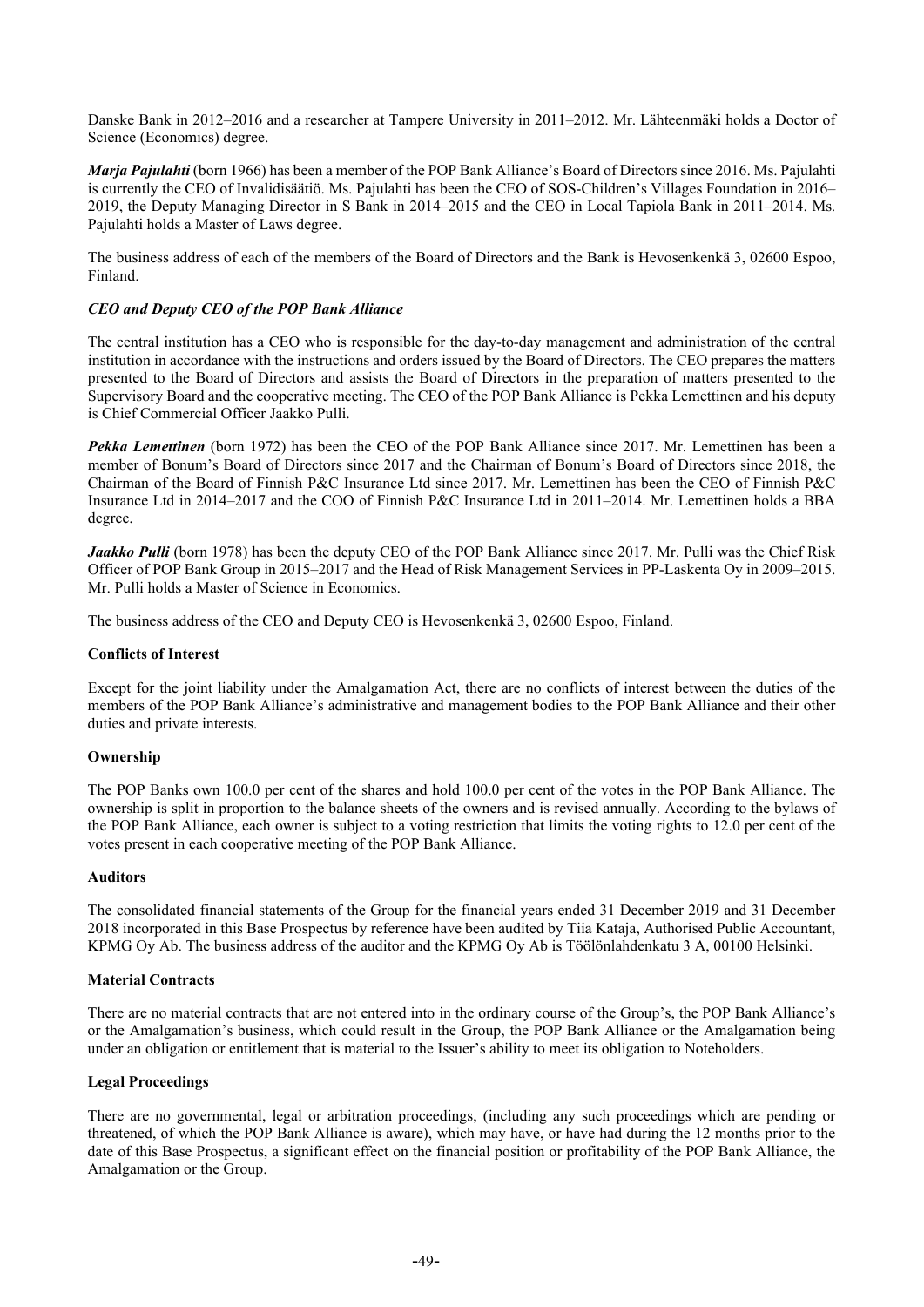Danske Bank in 2012–2016 and a researcher at Tampere University in 2011–2012. Mr. Lähteenmäki holds a Doctor of Science (Economics) degree.

***Marja Pajulahti*** (born 1966) has been a member of the POP Bank Alliance's Board of Directors since 2016. Ms. Pajulahti is currently the CEO of Invalidisäätiö. Ms. Pajulahti has been the CEO of SOS-Children's Villages Foundation in 2016–2019, the Deputy Managing Director in S Bank in 2014–2015 and the CEO in Local Tapiola Bank in 2011–2014. Ms. Pajulahti holds a Master of Laws degree.

The business address of each of the members of the Board of Directors and the Bank is Hevosenkenkä 3, 02600 Espoo, Finland.

***CEO and Deputy CEO of the POP Bank Alliance***

The central institution has a CEO who is responsible for the day-to-day management and administration of the central institution in accordance with the instructions and orders issued by the Board of Directors. The CEO prepares the matters presented to the Board of Directors and assists the Board of Directors in the preparation of matters presented to the Supervisory Board and the cooperative meeting. The CEO of the POP Bank Alliance is Pekka Lemettinen and his deputy is Chief Commercial Officer Jaakko Pulli.

***Pekka Lemettinen*** (born 1972) has been the CEO of the POP Bank Alliance since 2017. Mr. Lemettinen has been a member of Bonum's Board of Directors since 2017 and the Chairman of Bonum's Board of Directors since 2018, the Chairman of the Board of Finnish P&C Insurance Ltd since 2017. Mr. Lemettinen has been the CEO of Finnish P&C Insurance Ltd in 2014–2017 and the COO of Finnish P&C Insurance Ltd in 2011–2014. Mr. Lemettinen holds a BBA degree.

***Jaakko Pulli*** (born 1978) has been the deputy CEO of the POP Bank Alliance since 2017. Mr. Pulli was the Chief Risk Officer of POP Bank Group in 2015–2017 and the Head of Risk Management Services in PP-Laskenta Oy in 2009–2015. Mr. Pulli holds a Master of Science in Economics.

The business address of the CEO and Deputy CEO is Hevosenkenkä 3, 02600 Espoo, Finland.

**Conflicts of Interest**

Except for the joint liability under the Amalgamation Act, there are no conflicts of interest between the duties of the members of the POP Bank Alliance's administrative and management bodies to the POP Bank Alliance and their other duties and private interests.

**Ownership**

The POP Banks own 100.0 per cent of the shares and hold 100.0 per cent of the votes in the POP Bank Alliance. The ownership is split in proportion to the balance sheets of the owners and is revised annually. According to the bylaws of the POP Bank Alliance, each owner is subject to a voting restriction that limits the voting rights to 12.0 per cent of the votes present in each cooperative meeting of the POP Bank Alliance.

**Auditors**

The consolidated financial statements of the Group for the financial years ended 31 December 2019 and 31 December 2018 incorporated in this Base Prospectus by reference have been audited by Tiia Kataja, Authorised Public Accountant, KPMG Oy Ab. The business address of the auditor and the KPMG Oy Ab is Töölönlahdenkatu 3 A, 00100 Helsinki.

**Material Contracts**

There are no material contracts that are not entered into in the ordinary course of the Group's, the POP Bank Alliance's or the Amalgamation's business, which could result in the Group, the POP Bank Alliance or the Amalgamation being under an obligation or entitlement that is material to the Issuer's ability to meet its obligation to Noteholders.

**Legal Proceedings**

There are no governmental, legal or arbitration proceedings, (including any such proceedings which are pending or threatened, of which the POP Bank Alliance is aware), which may have, or have had during the 12 months prior to the date of this Base Prospectus, a significant effect on the financial position or profitability of the POP Bank Alliance, the Amalgamation or the Group.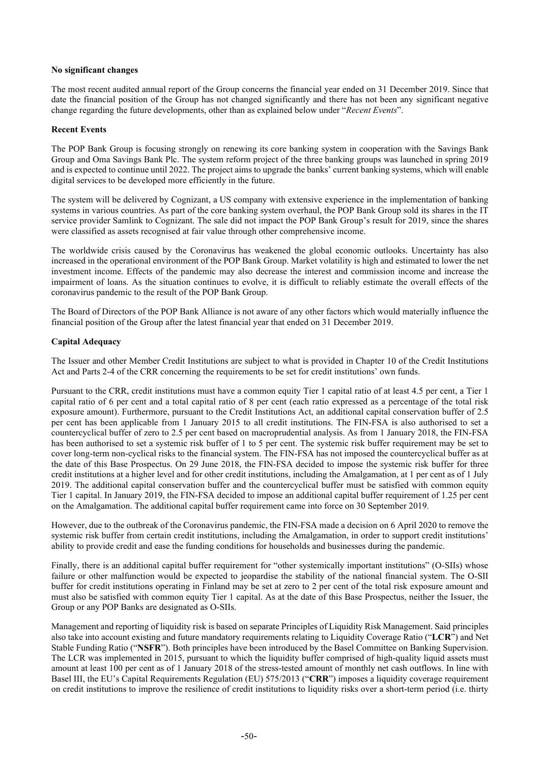**No significant changes**

The most recent audited annual report of the Group concerns the financial year ended on 31 December 2019. Since that date the financial position of the Group has not changed significantly and there has not been any significant negative change regarding the future developments, other than as explained below under "*Recent Events*".

**Recent Events**

The POP Bank Group is focusing strongly on renewing its core banking system in cooperation with the Savings Bank Group and Oma Savings Bank Plc. The system reform project of the three banking groups was launched in spring 2019 and is expected to continue until 2022. The project aims to upgrade the banks' current banking systems, which will enable digital services to be developed more efficiently in the future.

The system will be delivered by Cognizant, a US company with extensive experience in the implementation of banking systems in various countries. As part of the core banking system overhaul, the POP Bank Group sold its shares in the IT service provider Samlink to Cognizant. The sale did not impact the POP Bank Group's result for 2019, since the shares were classified as assets recognised at fair value through other comprehensive income.

The worldwide crisis caused by the Coronavirus has weakened the global economic outlooks. Uncertainty has also increased in the operational environment of the POP Bank Group. Market volatility is high and estimated to lower the net investment income. Effects of the pandemic may also decrease the interest and commission income and increase the impairment of loans. As the situation continues to evolve, it is difficult to reliably estimate the overall effects of the coronavirus pandemic to the result of the POP Bank Group.

The Board of Directors of the POP Bank Alliance is not aware of any other factors which would materially influence the financial position of the Group after the latest financial year that ended on 31 December 2019.

**Capital Adequacy**

The Issuer and other Member Credit Institutions are subject to what is provided in Chapter 10 of the Credit Institutions Act and Parts 2-4 of the CRR concerning the requirements to be set for credit institutions' own funds.

Pursuant to the CRR, credit institutions must have a common equity Tier 1 capital ratio of at least 4.5 per cent, a Tier 1 capital ratio of 6 per cent and a total capital ratio of 8 per cent (each ratio expressed as a percentage of the total risk exposure amount). Furthermore, pursuant to the Credit Institutions Act, an additional capital conservation buffer of 2.5 per cent has been applicable from 1 January 2015 to all credit institutions. The FIN-FSA is also authorised to set a countercyclical buffer of zero to 2.5 per cent based on macroprudential analysis. As from 1 January 2018, the FIN-FSA has been authorised to set a systemic risk buffer of 1 to 5 per cent. The systemic risk buffer requirement may be set to cover long-term non-cyclical risks to the financial system. The FIN-FSA has not imposed the countercyclical buffer as at the date of this Base Prospectus. On 29 June 2018, the FIN-FSA decided to impose the systemic risk buffer for three credit institutions at a higher level and for other credit institutions, including the Amalgamation, at 1 per cent as of 1 July 2019. The additional capital conservation buffer and the countercyclical buffer must be satisfied with common equity Tier 1 capital. In January 2019, the FIN-FSA decided to impose an additional capital buffer requirement of 1.25 per cent on the Amalgamation. The additional capital buffer requirement came into force on 30 September 2019.

However, due to the outbreak of the Coronavirus pandemic, the FIN-FSA made a decision on 6 April 2020 to remove the systemic risk buffer from certain credit institutions, including the Amalgamation, in order to support credit institutions' ability to provide credit and ease the funding conditions for households and businesses during the pandemic.

Finally, there is an additional capital buffer requirement for "other systemically important institutions" (O-SIIs) whose failure or other malfunction would be expected to jeopardise the stability of the national financial system. The O-SII buffer for credit institutions operating in Finland may be set at zero to 2 per cent of the total risk exposure amount and must also be satisfied with common equity Tier 1 capital. As at the date of this Base Prospectus, neither the Issuer, the Group or any POP Banks are designated as O-SIIs.

Management and reporting of liquidity risk is based on separate Principles of Liquidity Risk Management. Said principles also take into account existing and future mandatory requirements relating to Liquidity Coverage Ratio ("**LCR**") and Net Stable Funding Ratio ("**NSFR**"). Both principles have been introduced by the Basel Committee on Banking Supervision. The LCR was implemented in 2015, pursuant to which the liquidity buffer comprised of high-quality liquid assets must amount at least 100 per cent as of 1 January 2018 of the stress-tested amount of monthly net cash outflows. In line with Basel III, the EU's Capital Requirements Regulation (EU) 575/2013 ("**CRR**") imposes a liquidity coverage requirement on credit institutions to improve the resilience of credit institutions to liquidity risks over a short-term period (i.e. thirty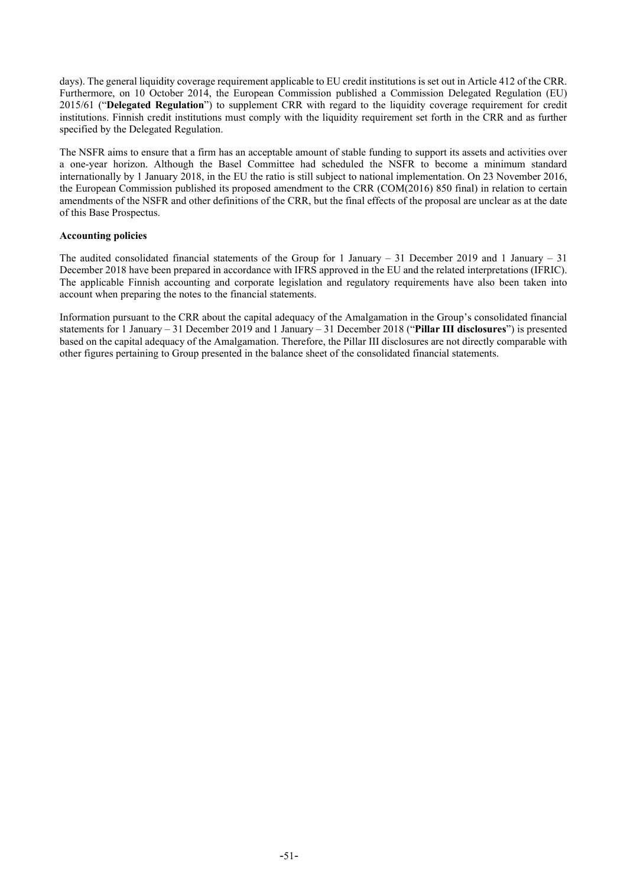days). The general liquidity coverage requirement applicable to EU credit institutions is set out in Article 412 of the CRR. Furthermore, on 10 October 2014, the European Commission published a Commission Delegated Regulation (EU) 2015/61 ("**Delegated Regulation**") to supplement CRR with regard to the liquidity coverage requirement for credit institutions. Finnish credit institutions must comply with the liquidity requirement set forth in the CRR and as further specified by the Delegated Regulation.

The NSFR aims to ensure that a firm has an acceptable amount of stable funding to support its assets and activities over a one-year horizon. Although the Basel Committee had scheduled the NSFR to become a minimum standard internationally by 1 January 2018, in the EU the ratio is still subject to national implementation. On 23 November 2016, the European Commission published its proposed amendment to the CRR (COM(2016) 850 final) in relation to certain amendments of the NSFR and other definitions of the CRR, but the final effects of the proposal are unclear as at the date of this Base Prospectus.

**Accounting policies**

The audited consolidated financial statements of the Group for 1 January – 31 December 2019 and 1 January – 31 December 2018 have been prepared in accordance with IFRS approved in the EU and the related interpretations (IFRIC). The applicable Finnish accounting and corporate legislation and regulatory requirements have also been taken into account when preparing the notes to the financial statements.

Information pursuant to the CRR about the capital adequacy of the Amalgamation in the Group's consolidated financial statements for 1 January – 31 December 2019 and 1 January – 31 December 2018 ("**Pillar III disclosures**") is presented based on the capital adequacy of the Amalgamation. Therefore, the Pillar III disclosures are not directly comparable with other figures pertaining to Group presented in the balance sheet of the consolidated financial statements.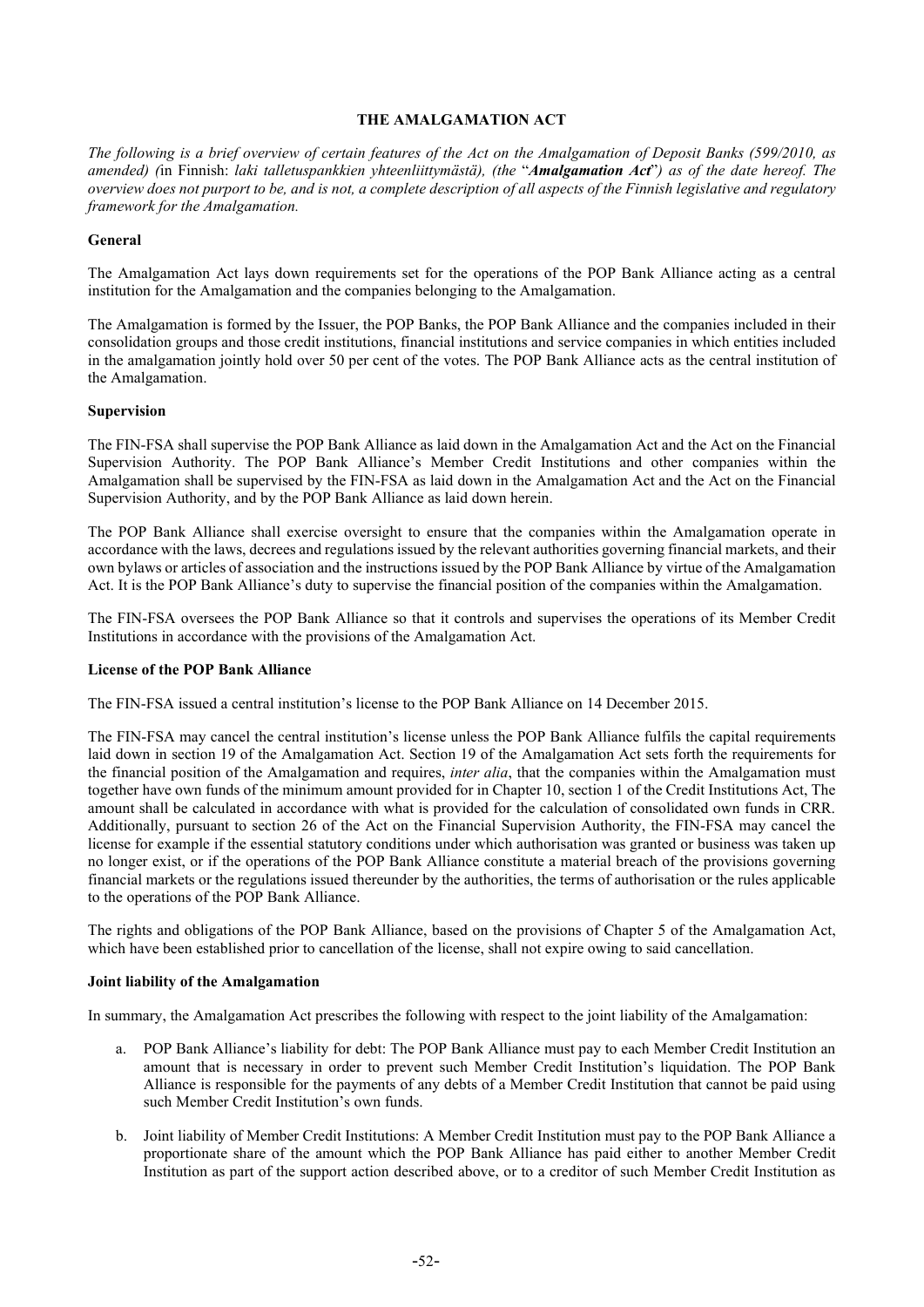## THE AMALGAMATION ACT

*The following is a brief overview of certain features of the Act on the Amalgamation of Deposit Banks (599/2010, as amended) (*in Finnish: *laki talletuspankkien yhteenliittymästä), (the "**Amalgamation Act**") as of the date hereof. The overview does not purport to be, and is not, a complete description of all aspects of the Finnish legislative and regulatory framework for the Amalgamation.*

### General

The Amalgamation Act lays down requirements set for the operations of the POP Bank Alliance acting as a central institution for the Amalgamation and the companies belonging to the Amalgamation.

The Amalgamation is formed by the Issuer, the POP Banks, the POP Bank Alliance and the companies included in their consolidation groups and those credit institutions, financial institutions and service companies in which entities included in the amalgamation jointly hold over 50 per cent of the votes. The POP Bank Alliance acts as the central institution of the Amalgamation.

### Supervision

The FIN-FSA shall supervise the POP Bank Alliance as laid down in the Amalgamation Act and the Act on the Financial Supervision Authority. The POP Bank Alliance's Member Credit Institutions and other companies within the Amalgamation shall be supervised by the FIN-FSA as laid down in the Amalgamation Act and the Act on the Financial Supervision Authority, and by the POP Bank Alliance as laid down herein.

The POP Bank Alliance shall exercise oversight to ensure that the companies within the Amalgamation operate in accordance with the laws, decrees and regulations issued by the relevant authorities governing financial markets, and their own bylaws or articles of association and the instructions issued by the POP Bank Alliance by virtue of the Amalgamation Act. It is the POP Bank Alliance's duty to supervise the financial position of the companies within the Amalgamation.

The FIN-FSA oversees the POP Bank Alliance so that it controls and supervises the operations of its Member Credit Institutions in accordance with the provisions of the Amalgamation Act.

### License of the POP Bank Alliance

The FIN-FSA issued a central institution's license to the POP Bank Alliance on 14 December 2015.

The FIN-FSA may cancel the central institution's license unless the POP Bank Alliance fulfils the capital requirements laid down in section 19 of the Amalgamation Act. Section 19 of the Amalgamation Act sets forth the requirements for the financial position of the Amalgamation and requires, *inter alia*, that the companies within the Amalgamation must together have own funds of the minimum amount provided for in Chapter 10, section 1 of the Credit Institutions Act, The amount shall be calculated in accordance with what is provided for the calculation of consolidated own funds in CRR. Additionally, pursuant to section 26 of the Act on the Financial Supervision Authority, the FIN-FSA may cancel the license for example if the essential statutory conditions under which authorisation was granted or business was taken up no longer exist, or if the operations of the POP Bank Alliance constitute a material breach of the provisions governing financial markets or the regulations issued thereunder by the authorities, the terms of authorisation or the rules applicable to the operations of the POP Bank Alliance.

The rights and obligations of the POP Bank Alliance, based on the provisions of Chapter 5 of the Amalgamation Act, which have been established prior to cancellation of the license, shall not expire owing to said cancellation.

### Joint liability of the Amalgamation

In summary, the Amalgamation Act prescribes the following with respect to the joint liability of the Amalgamation:

a. POP Bank Alliance's liability for debt: The POP Bank Alliance must pay to each Member Credit Institution an amount that is necessary in order to prevent such Member Credit Institution's liquidation. The POP Bank Alliance is responsible for the payments of any debts of a Member Credit Institution that cannot be paid using such Member Credit Institution's own funds.

b. Joint liability of Member Credit Institutions: A Member Credit Institution must pay to the POP Bank Alliance a proportionate share of the amount which the POP Bank Alliance has paid either to another Member Credit Institution as part of the support action described above, or to a creditor of such Member Credit Institution as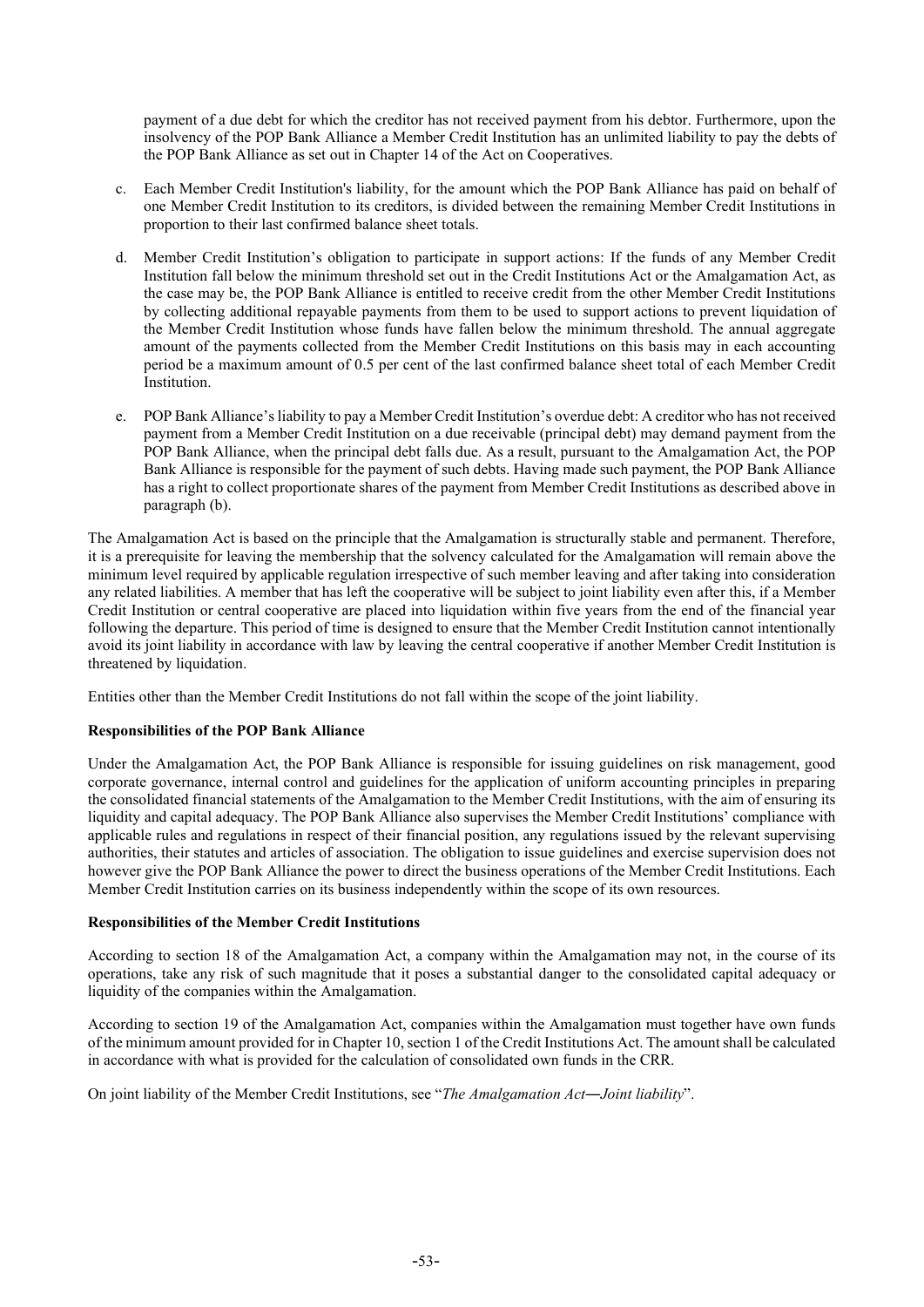payment of a due debt for which the creditor has not received payment from his debtor. Furthermore, upon the insolvency of the POP Bank Alliance a Member Credit Institution has an unlimited liability to pay the debts of the POP Bank Alliance as set out in Chapter 14 of the Act on Cooperatives.

c. Each Member Credit Institution's liability, for the amount which the POP Bank Alliance has paid on behalf of one Member Credit Institution to its creditors, is divided between the remaining Member Credit Institutions in proportion to their last confirmed balance sheet totals.

d. Member Credit Institution's obligation to participate in support actions: If the funds of any Member Credit Institution fall below the minimum threshold set out in the Credit Institutions Act or the Amalgamation Act, as the case may be, the POP Bank Alliance is entitled to receive credit from the other Member Credit Institutions by collecting additional repayable payments from them to be used to support actions to prevent liquidation of the Member Credit Institution whose funds have fallen below the minimum threshold. The annual aggregate amount of the payments collected from the Member Credit Institutions on this basis may in each accounting period be a maximum amount of 0.5 per cent of the last confirmed balance sheet total of each Member Credit Institution.

e. POP Bank Alliance's liability to pay a Member Credit Institution's overdue debt: A creditor who has not received payment from a Member Credit Institution on a due receivable (principal debt) may demand payment from the POP Bank Alliance, when the principal debt falls due. As a result, pursuant to the Amalgamation Act, the POP Bank Alliance is responsible for the payment of such debts. Having made such payment, the POP Bank Alliance has a right to collect proportionate shares of the payment from Member Credit Institutions as described above in paragraph (b).

The Amalgamation Act is based on the principle that the Amalgamation is structurally stable and permanent. Therefore, it is a prerequisite for leaving the membership that the solvency calculated for the Amalgamation will remain above the minimum level required by applicable regulation irrespective of such member leaving and after taking into consideration any related liabilities. A member that has left the cooperative will be subject to joint liability even after this, if a Member Credit Institution or central cooperative are placed into liquidation within five years from the end of the financial year following the departure. This period of time is designed to ensure that the Member Credit Institution cannot intentionally avoid its joint liability in accordance with law by leaving the central cooperative if another Member Credit Institution is threatened by liquidation.

Entities other than the Member Credit Institutions do not fall within the scope of the joint liability.

**Responsibilities of the POP Bank Alliance**

Under the Amalgamation Act, the POP Bank Alliance is responsible for issuing guidelines on risk management, good corporate governance, internal control and guidelines for the application of uniform accounting principles in preparing the consolidated financial statements of the Amalgamation to the Member Credit Institutions, with the aim of ensuring its liquidity and capital adequacy. The POP Bank Alliance also supervises the Member Credit Institutions' compliance with applicable rules and regulations in respect of their financial position, any regulations issued by the relevant supervising authorities, their statutes and articles of association. The obligation to issue guidelines and exercise supervision does not however give the POP Bank Alliance the power to direct the business operations of the Member Credit Institutions. Each Member Credit Institution carries on its business independently within the scope of its own resources.

**Responsibilities of the Member Credit Institutions**

According to section 18 of the Amalgamation Act, a company within the Amalgamation may not, in the course of its operations, take any risk of such magnitude that it poses a substantial danger to the consolidated capital adequacy or liquidity of the companies within the Amalgamation.

According to section 19 of the Amalgamation Act, companies within the Amalgamation must together have own funds of the minimum amount provided for in Chapter 10, section 1 of the Credit Institutions Act. The amount shall be calculated in accordance with what is provided for the calculation of consolidated own funds in the CRR.

On joint liability of the Member Credit Institutions, see "*The Amalgamation Act―Joint liability*".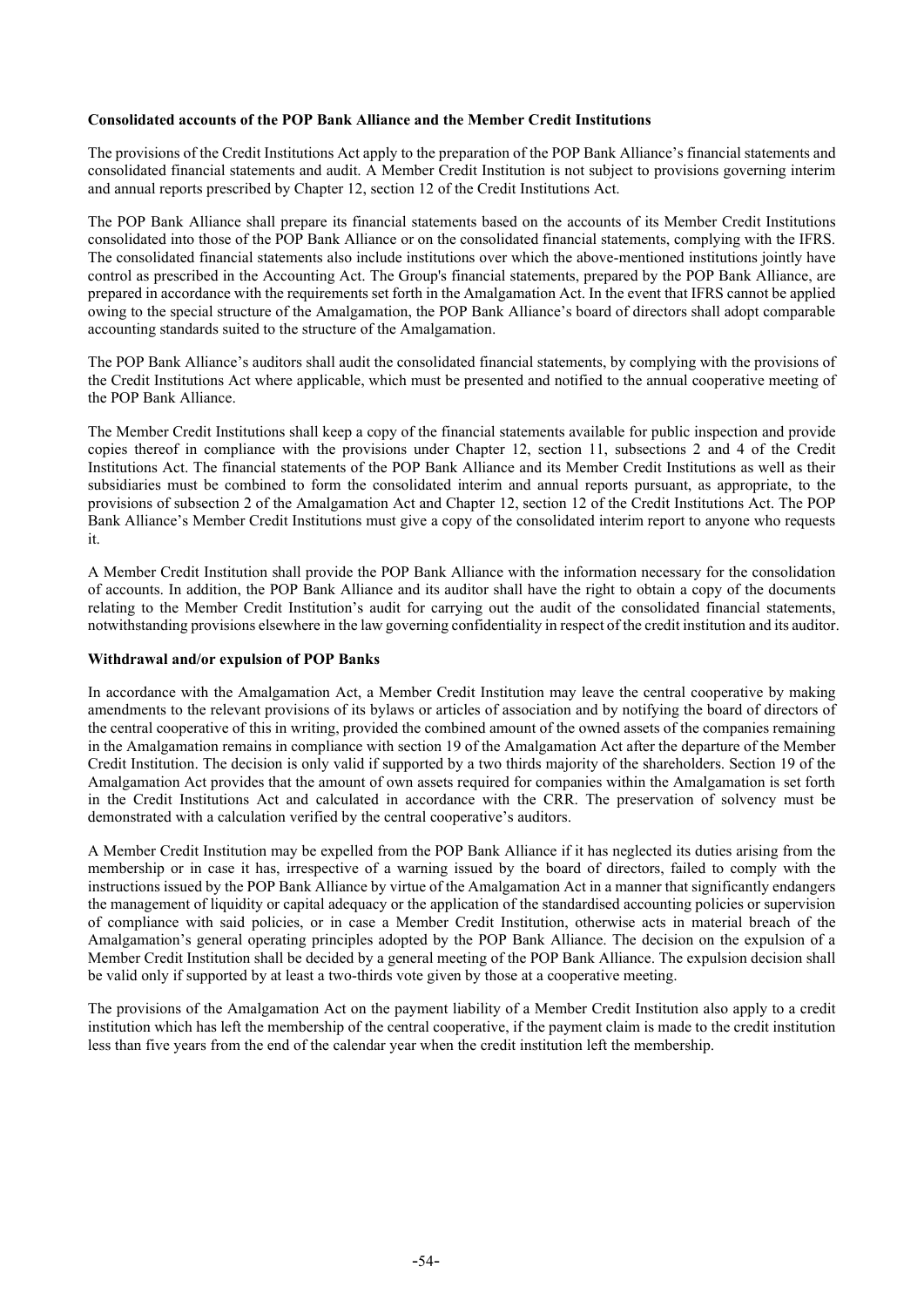**Consolidated accounts of the POP Bank Alliance and the Member Credit Institutions**

The provisions of the Credit Institutions Act apply to the preparation of the POP Bank Alliance's financial statements and consolidated financial statements and audit. A Member Credit Institution is not subject to provisions governing interim and annual reports prescribed by Chapter 12, section 12 of the Credit Institutions Act.

The POP Bank Alliance shall prepare its financial statements based on the accounts of its Member Credit Institutions consolidated into those of the POP Bank Alliance or on the consolidated financial statements, complying with the IFRS. The consolidated financial statements also include institutions over which the above-mentioned institutions jointly have control as prescribed in the Accounting Act. The Group's financial statements, prepared by the POP Bank Alliance, are prepared in accordance with the requirements set forth in the Amalgamation Act. In the event that IFRS cannot be applied owing to the special structure of the Amalgamation, the POP Bank Alliance's board of directors shall adopt comparable accounting standards suited to the structure of the Amalgamation.

The POP Bank Alliance's auditors shall audit the consolidated financial statements, by complying with the provisions of the Credit Institutions Act where applicable, which must be presented and notified to the annual cooperative meeting of the POP Bank Alliance.

The Member Credit Institutions shall keep a copy of the financial statements available for public inspection and provide copies thereof in compliance with the provisions under Chapter 12, section 11, subsections 2 and 4 of the Credit Institutions Act. The financial statements of the POP Bank Alliance and its Member Credit Institutions as well as their subsidiaries must be combined to form the consolidated interim and annual reports pursuant, as appropriate, to the provisions of subsection 2 of the Amalgamation Act and Chapter 12, section 12 of the Credit Institutions Act. The POP Bank Alliance's Member Credit Institutions must give a copy of the consolidated interim report to anyone who requests it.

A Member Credit Institution shall provide the POP Bank Alliance with the information necessary for the consolidation of accounts. In addition, the POP Bank Alliance and its auditor shall have the right to obtain a copy of the documents relating to the Member Credit Institution's audit for carrying out the audit of the consolidated financial statements, notwithstanding provisions elsewhere in the law governing confidentiality in respect of the credit institution and its auditor.

**Withdrawal and/or expulsion of POP Banks**

In accordance with the Amalgamation Act, a Member Credit Institution may leave the central cooperative by making amendments to the relevant provisions of its bylaws or articles of association and by notifying the board of directors of the central cooperative of this in writing, provided the combined amount of the owned assets of the companies remaining in the Amalgamation remains in compliance with section 19 of the Amalgamation Act after the departure of the Member Credit Institution. The decision is only valid if supported by a two thirds majority of the shareholders. Section 19 of the Amalgamation Act provides that the amount of own assets required for companies within the Amalgamation is set forth in the Credit Institutions Act and calculated in accordance with the CRR. The preservation of solvency must be demonstrated with a calculation verified by the central cooperative's auditors.

A Member Credit Institution may be expelled from the POP Bank Alliance if it has neglected its duties arising from the membership or in case it has, irrespective of a warning issued by the board of directors, failed to comply with the instructions issued by the POP Bank Alliance by virtue of the Amalgamation Act in a manner that significantly endangers the management of liquidity or capital adequacy or the application of the standardised accounting policies or supervision of compliance with said policies, or in case a Member Credit Institution, otherwise acts in material breach of the Amalgamation's general operating principles adopted by the POP Bank Alliance. The decision on the expulsion of a Member Credit Institution shall be decided by a general meeting of the POP Bank Alliance. The expulsion decision shall be valid only if supported by at least a two-thirds vote given by those at a cooperative meeting.

The provisions of the Amalgamation Act on the payment liability of a Member Credit Institution also apply to a credit institution which has left the membership of the central cooperative, if the payment claim is made to the credit institution less than five years from the end of the calendar year when the credit institution left the membership.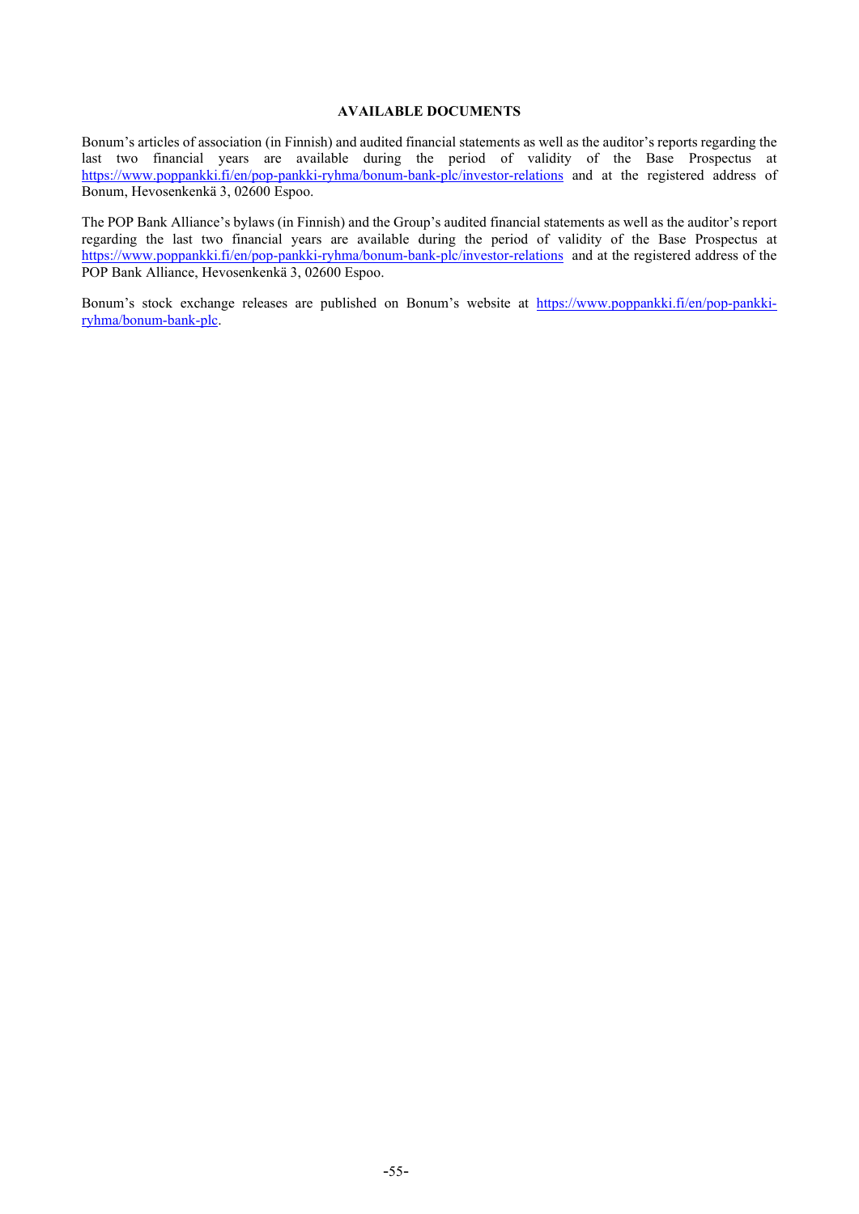# AVAILABLE DOCUMENTS

Bonum's articles of association (in Finnish) and audited financial statements as well as the auditor's reports regarding the last two financial years are available during the period of validity of the Base Prospectus at https://www.poppankki.fi/en/pop-pankki-ryhma/bonum-bank-plc/investor-relations and at the registered address of Bonum, Hevosenkenkä 3, 02600 Espoo.

The POP Bank Alliance's bylaws (in Finnish) and the Group's audited financial statements as well as the auditor's report regarding the last two financial years are available during the period of validity of the Base Prospectus at https://www.poppankki.fi/en/pop-pankki-ryhma/bonum-bank-plc/investor-relations and at the registered address of the POP Bank Alliance, Hevosenkenkä 3, 02600 Espoo.

Bonum's stock exchange releases are published on Bonum's website at https://www.poppankki.fi/en/pop-pankki-ryhma/bonum-bank-plc.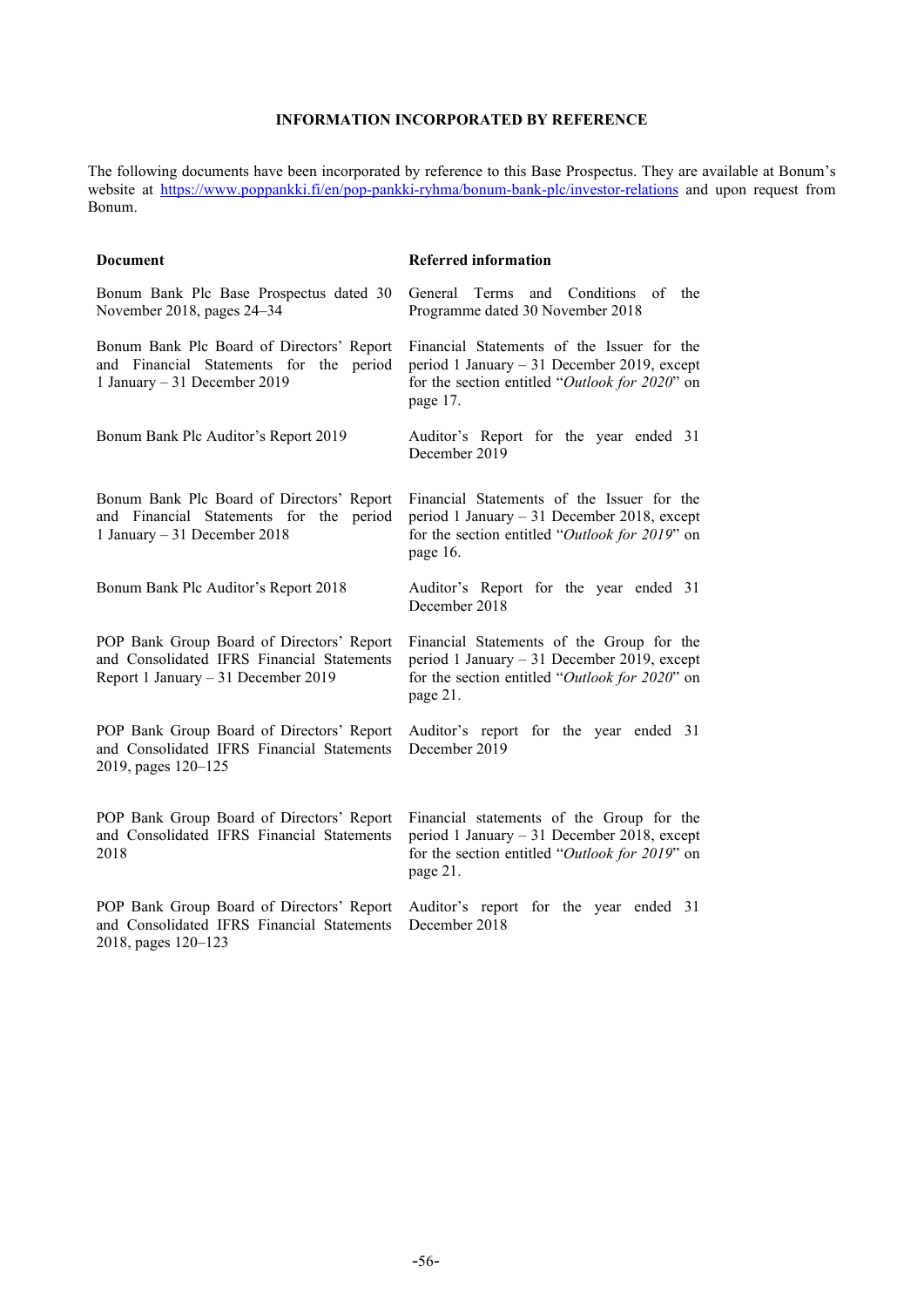## INFORMATION INCORPORATED BY REFERENCE

The following documents have been incorporated by reference to this Base Prospectus. They are available at Bonum's website at https://www.poppankki.fi/en/pop-pankki-ryhma/bonum-bank-plc/investor-relations and upon request from Bonum.

| **Document** | **Referred information** |
|---|---|
| Bonum Bank Plc Base Prospectus dated 30 November 2018, pages 24–34 | General Terms and Conditions of the Programme dated 30 November 2018 |
| Bonum Bank Plc Board of Directors' Report and Financial Statements for the period 1 January – 31 December 2019 | Financial Statements of the Issuer for the period 1 January – 31 December 2019, except for the section entitled "*Outlook for 2020*" on page 17. |
| Bonum Bank Plc Auditor's Report 2019 | Auditor's Report for the year ended 31 December 2019 |
| Bonum Bank Plc Board of Directors' Report and Financial Statements for the period 1 January – 31 December 2018 | Financial Statements of the Issuer for the period 1 January – 31 December 2018, except for the section entitled "*Outlook for 2019*" on page 16. |
| Bonum Bank Plc Auditor's Report 2018 | Auditor's Report for the year ended 31 December 2018 |
| POP Bank Group Board of Directors' Report and Consolidated IFRS Financial Statements Report 1 January – 31 December 2019 | Financial Statements of the Group for the period 1 January – 31 December 2019, except for the section entitled "*Outlook for 2020*" on page 21. |
| POP Bank Group Board of Directors' Report and Consolidated IFRS Financial Statements 2019, pages 120–125 | Auditor's report for the year ended 31 December 2019 |
| POP Bank Group Board of Directors' Report and Consolidated IFRS Financial Statements 2018 | Financial statements of the Group for the period 1 January – 31 December 2018, except for the section entitled "*Outlook for 2019*" on page 21. |
| POP Bank Group Board of Directors' Report and Consolidated IFRS Financial Statements 2018, pages 120–123 | Auditor's report for the year ended 31 December 2018 |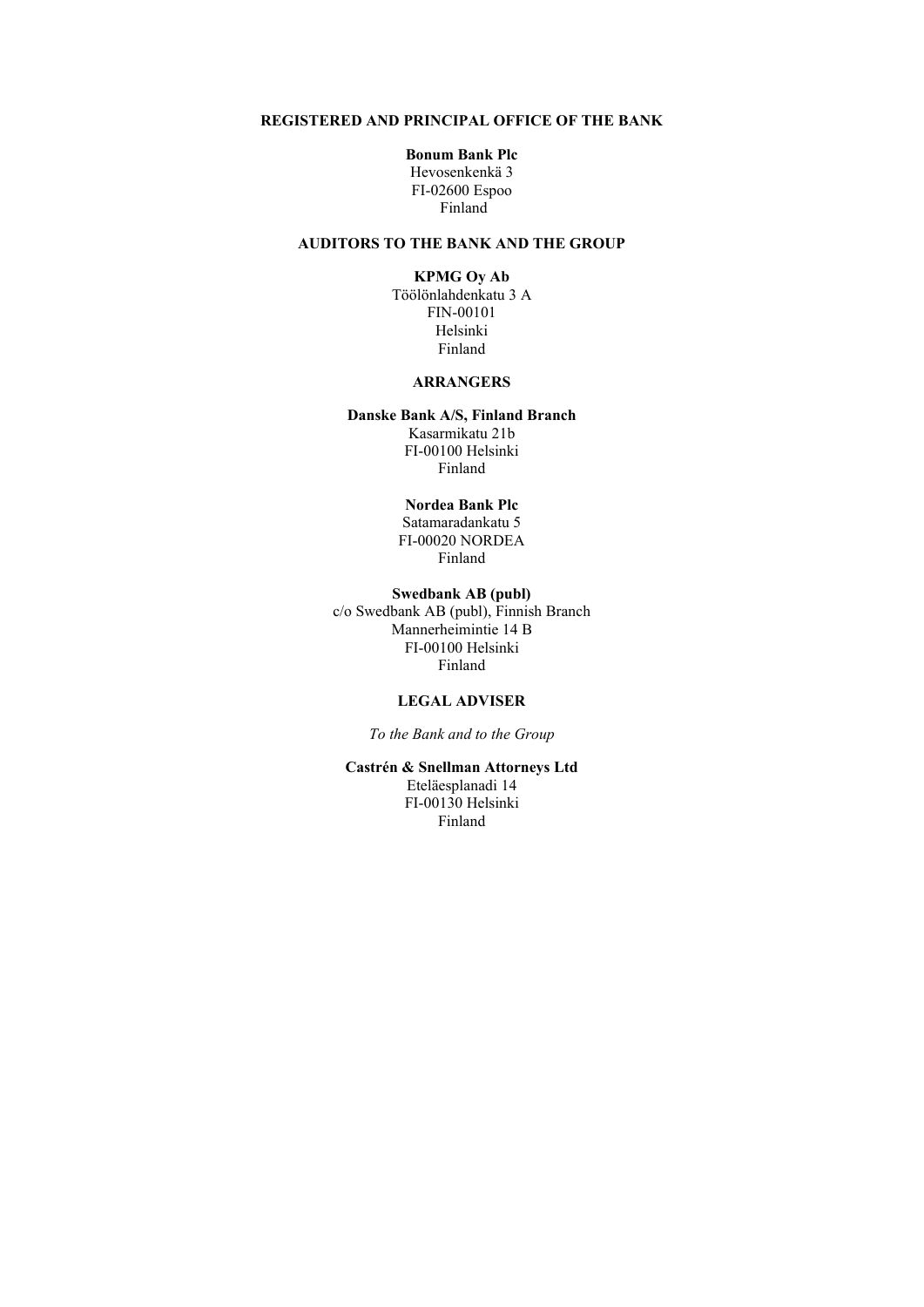**REGISTERED AND PRINCIPAL OFFICE OF THE BANK**

**Bonum Bank Plc**
Hevosenkenkä 3
FI-02600 Espoo
Finland

**AUDITORS TO THE BANK AND THE GROUP**

**KPMG Oy Ab**
Töölönlahdenkatu 3 A
FIN-00101
Helsinki
Finland

**ARRANGERS**

**Danske Bank A/S, Finland Branch**
Kasarmikatu 21b
FI-00100 Helsinki
Finland

**Nordea Bank Plc**
Satamaradankatu 5
FI-00020 NORDEA
Finland

**Swedbank AB (publ)**
c/o Swedbank AB (publ), Finnish Branch
Mannerheimintie 14 B
FI-00100 Helsinki
Finland

**LEGAL ADVISER**

*To the Bank and to the Group*

**Castrén & Snellman Attorneys Ltd**
Eteläesplanadi 14
FI-00130 Helsinki
Finland